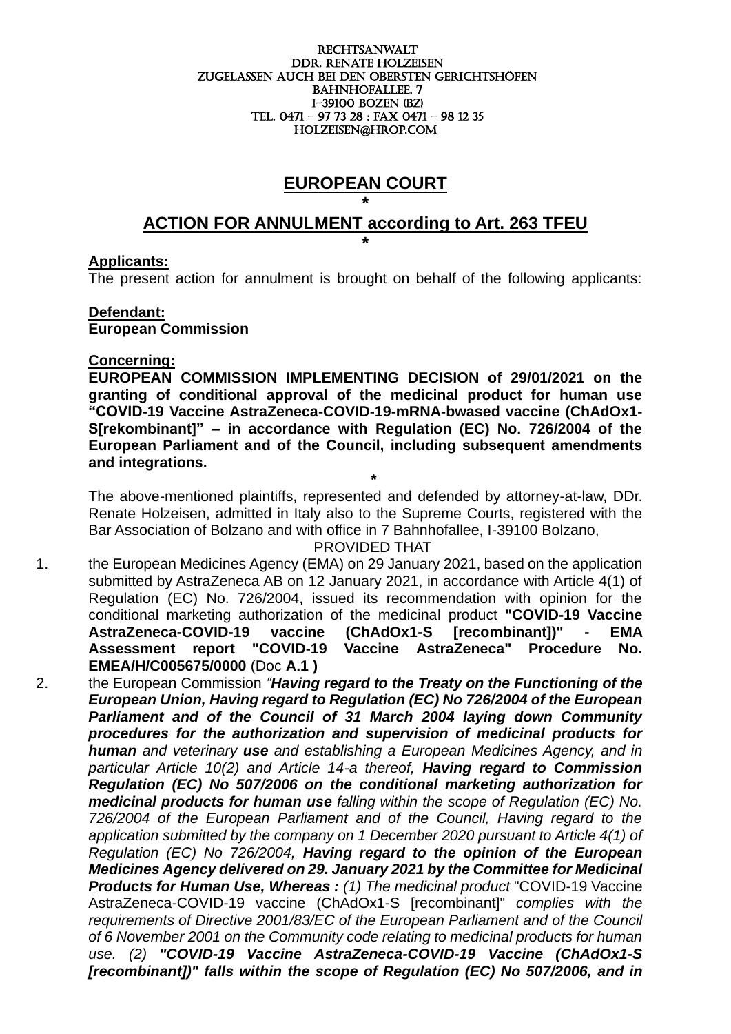RECHTSANWALT
DDR. RENATE HOLZEISEN
ZUGELASSEN AUCH BEI DEN OBERSTEN GERICHTSHÖFEN
BAHNHOFALLEE, 7
I-39100 BOZEN (BZ)
TEL. 0471 – 97 73 28 ; FAX 0471 – 98 12 35
HOLZEISEN@HROP.COM

# EUROPEAN COURT

*

## ACTION FOR ANNULMENT according to Art. 263 TFEU

*

**Applicants:**
The present action for annulment is brought on behalf of the following applicants:

**Defendant:**
**European Commission**

**Concerning:**
**EUROPEAN COMMISSION IMPLEMENTING DECISION of 29/01/2021 on the granting of conditional approval of the medicinal product for human use "COVID-19 Vaccine AstraZeneca-COVID-19-mRNA-bwased vaccine (ChAdOx1-S[rekombinant]" – in accordance with Regulation (EC) No. 726/2004 of the European Parliament and of the Council, including subsequent amendments and integrations.**

*

The above-mentioned plaintiffs, represented and defended by attorney-at-law, DDr. Renate Holzeisen, admitted in Italy also to the Supreme Courts, registered with the Bar Association of Bolzano and with office in 7 Bahnhofallee, I-39100 Bolzano,

PROVIDED THAT

1. the European Medicines Agency (EMA) on 29 January 2021, based on the application submitted by AstraZeneca AB on 12 January 2021, in accordance with Article 4(1) of Regulation (EC) No. 726/2004, issued its recommendation with opinion for the conditional marketing authorization of the medicinal product **"COVID-19 Vaccine AstraZeneca-COVID-19 vaccine (ChAdOx1-S [recombinant])" - EMA Assessment report "COVID-19 Vaccine AstraZeneca" Procedure No. EMEA/H/C005675/0000** (Doc **A.1 )**
2. the European Commission *"**Having regard to the Treaty on the Functioning of the European Union, Having regard to Regulation (EC) No 726/2004 of the European Parliament and of the Council of 31 March 2004 laying down Community procedures for the authorization and supervision of medicinal products for human** and veterinary **use** and establishing a European Medicines Agency, and in particular Article 10(2) and Article 14-a thereof, **Having regard to Commission Regulation (EC) No 507/2006 on the conditional marketing authorization for medicinal products for human use** falling within the scope of Regulation (EC) No. 726/2004 of the European Parliament and of the Council, Having regard to the application submitted by the company on 1 December 2020 pursuant to Article 4(1) of Regulation (EC) No 726/2004, **Having regard to the opinion of the European Medicines Agency delivered on 29. January 2021 by the Committee for Medicinal Products for Human Use, Whereas :** (1) The medicinal product* "COVID-19 Vaccine AstraZeneca-COVID-19 vaccine (ChAdOx1-S [recombinant]" *complies with the requirements of Directive 2001/83/EC of the European Parliament and of the Council of 6 November 2001 on the Community code relating to medicinal products for human use. (2) **"COVID-19 Vaccine AstraZeneca-COVID-19 Vaccine (ChAdOx1-S [recombinant])" falls within the scope of Regulation (EC) No 507/2006, and in***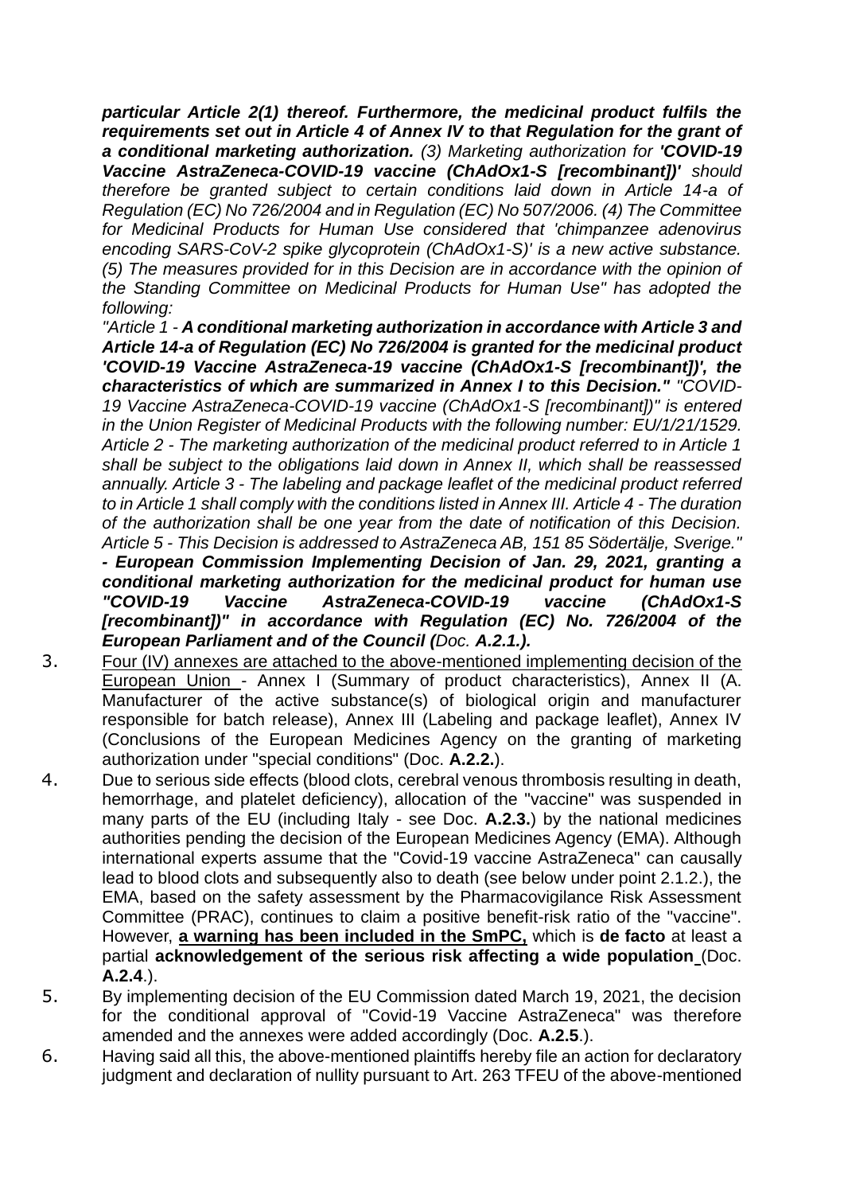***particular Article 2(1) thereof. Furthermore, the medicinal product fulfils the requirements set out in Article 4 of Annex IV to that Regulation for the grant of a conditional marketing authorization.*** *(3) Marketing authorization for* ***'COVID-19 Vaccine AstraZeneca-COVID-19 vaccine (ChAdOx1-S [recombinant])'*** *should therefore be granted subject to certain conditions laid down in Article 14-a of Regulation (EC) No 726/2004 and in Regulation (EC) No 507/2006. (4) The Committee for Medicinal Products for Human Use considered that 'chimpanzee adenovirus encoding SARS-CoV-2 spike glycoprotein (ChAdOx1-S)' is a new active substance. (5) The measures provided for in this Decision are in accordance with the opinion of the Standing Committee on Medicinal Products for Human Use" has adopted the following:*

*"Article 1 -* ***A conditional marketing authorization in accordance with Article 3 and Article 14-a of Regulation (EC) No 726/2004 is granted for the medicinal product 'COVID-19 Vaccine AstraZeneca-19 vaccine (ChAdOx1-S [recombinant])', the characteristics of which are summarized in Annex I to this Decision."*** *"COVID-19 Vaccine AstraZeneca-COVID-19 vaccine (ChAdOx1-S [recombinant])" is entered in the Union Register of Medicinal Products with the following number: EU/1/21/1529. Article 2 - The marketing authorization of the medicinal product referred to in Article 1 shall be subject to the obligations laid down in Annex II, which shall be reassessed annually. Article 3 - The labeling and package leaflet of the medicinal product referred to in Article 1 shall comply with the conditions listed in Annex III. Article 4 - The duration of the authorization shall be one year from the date of notification of this Decision. Article 5 - This Decision is addressed to AstraZeneca AB, 151 85 Södertälje, Sverige."*
***- European Commission Implementing Decision of Jan. 29, 2021, granting a conditional marketing authorization for the medicinal product for human use "COVID-19 Vaccine AstraZeneca-COVID-19 vaccine (ChAdOx1-S [recombinant])" in accordance with Regulation (EC) No. 726/2004 of the European Parliament and of the Council (Doc. A.2.1.).***

3. Four (IV) annexes are attached to the above-mentioned implementing decision of the European Union - Annex I (Summary of product characteristics), Annex II (A. Manufacturer of the active substance(s) of biological origin and manufacturer responsible for batch release), Annex III (Labeling and package leaflet), Annex IV (Conclusions of the European Medicines Agency on the granting of marketing authorization under "special conditions" (Doc. **A.2.2.**).
4. Due to serious side effects (blood clots, cerebral venous thrombosis resulting in death, hemorrhage, and platelet deficiency), allocation of the "vaccine" was suspended in many parts of the EU (including Italy - see Doc. **A.2.3.**) by the national medicines authorities pending the decision of the European Medicines Agency (EMA). Although international experts assume that the "Covid-19 vaccine AstraZeneca" can causally lead to blood clots and subsequently also to death (see below under point 2.1.2.), the EMA, based on the safety assessment by the Pharmacovigilance Risk Assessment Committee (PRAC), continues to claim a positive benefit-risk ratio of the "vaccine". However, **a warning has been included in the SmPC,** which is **de facto** at least a partial **acknowledgement of the serious risk affecting a wide population** (Doc. **A.2.4**.).
5. By implementing decision of the EU Commission dated March 19, 2021, the decision for the conditional approval of "Covid-19 Vaccine AstraZeneca" was therefore amended and the annexes were added accordingly (Doc. **A.2.5**.).
6. Having said all this, the above-mentioned plaintiffs hereby file an action for declaratory judgment and declaration of nullity pursuant to Art. 263 TFEU of the above-mentioned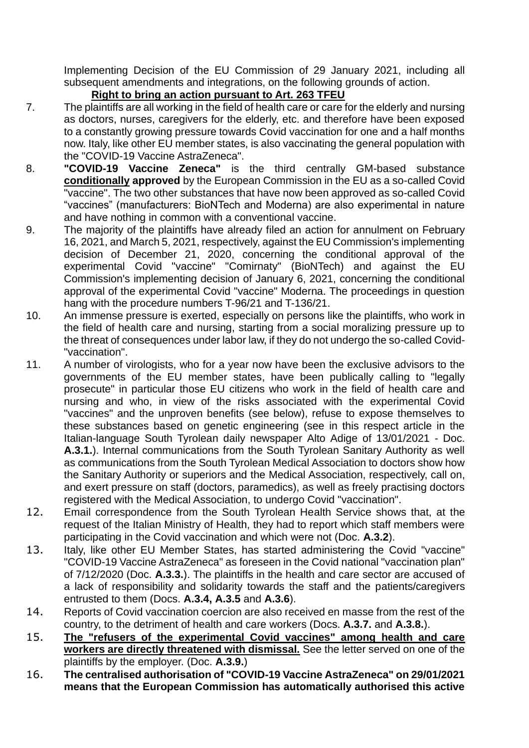Implementing Decision of the EU Commission of 29 January 2021, including all subsequent amendments and integrations, on the following grounds of action.

**Right to bring an action pursuant to Art. 263 TFEU**

7. The plaintiffs are all working in the field of health care or care for the elderly and nursing as doctors, nurses, caregivers for the elderly, etc. and therefore have been exposed to a constantly growing pressure towards Covid vaccination for one and a half months now. Italy, like other EU member states, is also vaccinating the general population with the "COVID-19 Vaccine AstraZeneca".

8. **"COVID-19 Vaccine Zeneca"** is the third centrally GM-based substance **<u>conditionally</u> approved** by the European Commission in the EU as a so-called Covid "vaccine". The two other substances that have now been approved as so-called Covid "vaccines" (manufacturers: BioNTech and Moderna) are also experimental in nature and have nothing in common with a conventional vaccine.

9. The majority of the plaintiffs have already filed an action for annulment on February 16, 2021, and March 5, 2021, respectively, against the EU Commission's implementing decision of December 21, 2020, concerning the conditional approval of the experimental Covid "vaccine" "Comirnaty" (BioNTech) and against the EU Commission's implementing decision of January 6, 2021, concerning the conditional approval of the experimental Covid "vaccine" Moderna. The proceedings in question hang with the procedure numbers T-96/21 and T-136/21.

10. An immense pressure is exerted, especially on persons like the plaintiffs, who work in the field of health care and nursing, starting from a social moralizing pressure up to the threat of consequences under labor law, if they do not undergo the so-called Covid-"vaccination".

11. A number of virologists, who for a year now have been the exclusive advisors to the governments of the EU member states, have been publically calling to "legally prosecute" in particular those EU citizens who work in the field of health care and nursing and who, in view of the risks associated with the experimental Covid "vaccines" and the unproven benefits (see below), refuse to expose themselves to these substances based on genetic engineering (see in this respect article in the Italian-language South Tyrolean daily newspaper Alto Adige of 13/01/2021 - Doc. **A.3.1.**). Internal communications from the South Tyrolean Sanitary Authority as well as communications from the South Tyrolean Medical Association to doctors show how the Sanitary Authority or superiors and the Medical Association, respectively, call on, and exert pressure on staff (doctors, paramedics), as well as freely practising doctors registered with the Medical Association, to undergo Covid "vaccination".

12. Email correspondence from the South Tyrolean Health Service shows that, at the request of the Italian Ministry of Health, they had to report which staff members were participating in the Covid vaccination and which were not (Doc. **A.3.2**).

13. Italy, like other EU Member States, has started administering the Covid "vaccine" "COVID-19 Vaccine AstraZeneca" as foreseen in the Covid national "vaccination plan" of 7/12/2020 (Doc. **A.3.3.**). The plaintiffs in the health and care sector are accused of a lack of responsibility and solidarity towards the staff and the patients/caregivers entrusted to them (Docs. **A.3.4, A.3.5** and **A.3.6**).

14. Reports of Covid vaccination coercion are also received en masse from the rest of the country, to the detriment of health and care workers (Docs. **A.3.7.** and **A.3.8.**).

15. **<u>The "refusers of the experimental Covid vaccines" among health and care workers are directly threatened with dismissal.</u>** See the letter served on one of the plaintiffs by the employer. (Doc. **A.3.9.**)

16. **The centralised authorisation of "COVID-19 Vaccine AstraZeneca" on 29/01/2021 means that the European Commission has automatically authorised this active**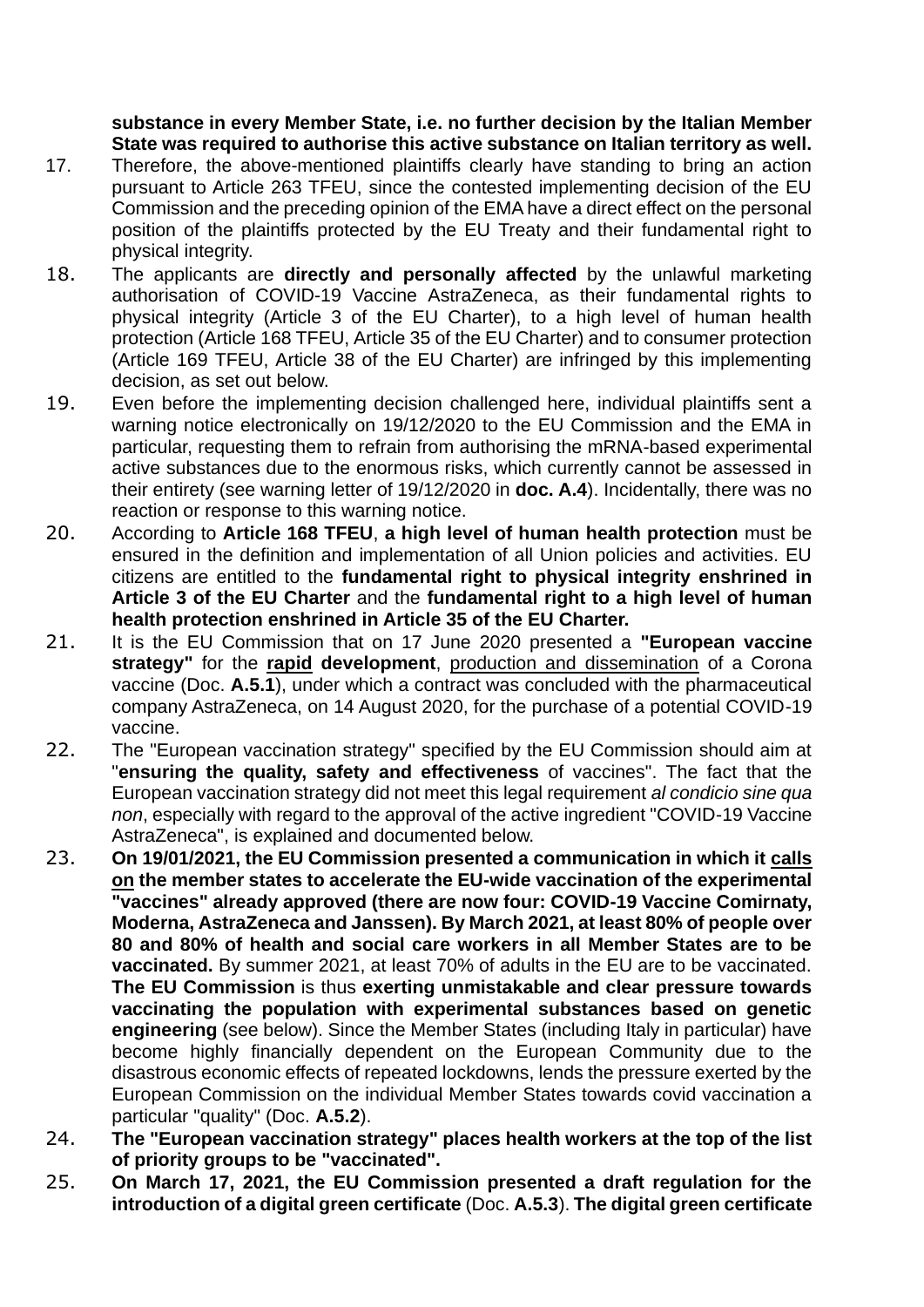**substance in every Member State, i.e. no further decision by the Italian Member State was required to authorise this active substance on Italian territory as well.**

17. Therefore, the above-mentioned plaintiffs clearly have standing to bring an action pursuant to Article 263 TFEU, since the contested implementing decision of the EU Commission and the preceding opinion of the EMA have a direct effect on the personal position of the plaintiffs protected by the EU Treaty and their fundamental right to physical integrity.

18. The applicants are **directly and personally affected** by the unlawful marketing authorisation of COVID-19 Vaccine AstraZeneca, as their fundamental rights to physical integrity (Article 3 of the EU Charter), to a high level of human health protection (Article 168 TFEU, Article 35 of the EU Charter) and to consumer protection (Article 169 TFEU, Article 38 of the EU Charter) are infringed by this implementing decision, as set out below.

19. Even before the implementing decision challenged here, individual plaintiffs sent a warning notice electronically on 19/12/2020 to the EU Commission and the EMA in particular, requesting them to refrain from authorising the mRNA-based experimental active substances due to the enormous risks, which currently cannot be assessed in their entirety (see warning letter of 19/12/2020 in **doc. A.4**). Incidentally, there was no reaction or response to this warning notice.

20. According to **Article 168 TFEU**, **a high level of human health protection** must be ensured in the definition and implementation of all Union policies and activities. EU citizens are entitled to the **fundamental right to physical integrity enshrined in Article 3 of the EU Charter** and the **fundamental right to a high level of human health protection enshrined in Article 35 of the EU Charter.**

21. It is the EU Commission that on 17 June 2020 presented a **"European vaccine strategy"** for the **rapid development**, production and dissemination of a Corona vaccine (Doc. **A.5.1**), under which a contract was concluded with the pharmaceutical company AstraZeneca, on 14 August 2020, for the purchase of a potential COVID-19 vaccine.

22. The "European vaccination strategy" specified by the EU Commission should aim at "**ensuring the quality, safety and effectiveness** of vaccines". The fact that the European vaccination strategy did not meet this legal requirement *al condicio sine qua non*, especially with regard to the approval of the active ingredient "COVID-19 Vaccine AstraZeneca", is explained and documented below.

23. **On 19/01/2021, the EU Commission presented a communication in which it calls on the member states to accelerate the EU-wide vaccination of the experimental "vaccines" already approved (there are now four: COVID-19 Vaccine Comirnaty, Moderna, AstraZeneca and Janssen). By March 2021, at least 80% of people over 80 and 80% of health and social care workers in all Member States are to be vaccinated.** By summer 2021, at least 70% of adults in the EU are to be vaccinated. **The EU Commission** is thus **exerting unmistakable and clear pressure towards vaccinating the population with experimental substances based on genetic engineering** (see below). Since the Member States (including Italy in particular) have become highly financially dependent on the European Community due to the disastrous economic effects of repeated lockdowns, lends the pressure exerted by the European Commission on the individual Member States towards covid vaccination a particular "quality" (Doc. **A.5.2**).

24. **The "European vaccination strategy" places health workers at the top of the list of priority groups to be "vaccinated".**

25. **On March 17, 2021, the EU Commission presented a draft regulation for the introduction of a digital green certificate** (Doc. **A.5.3**). **The digital green certificate**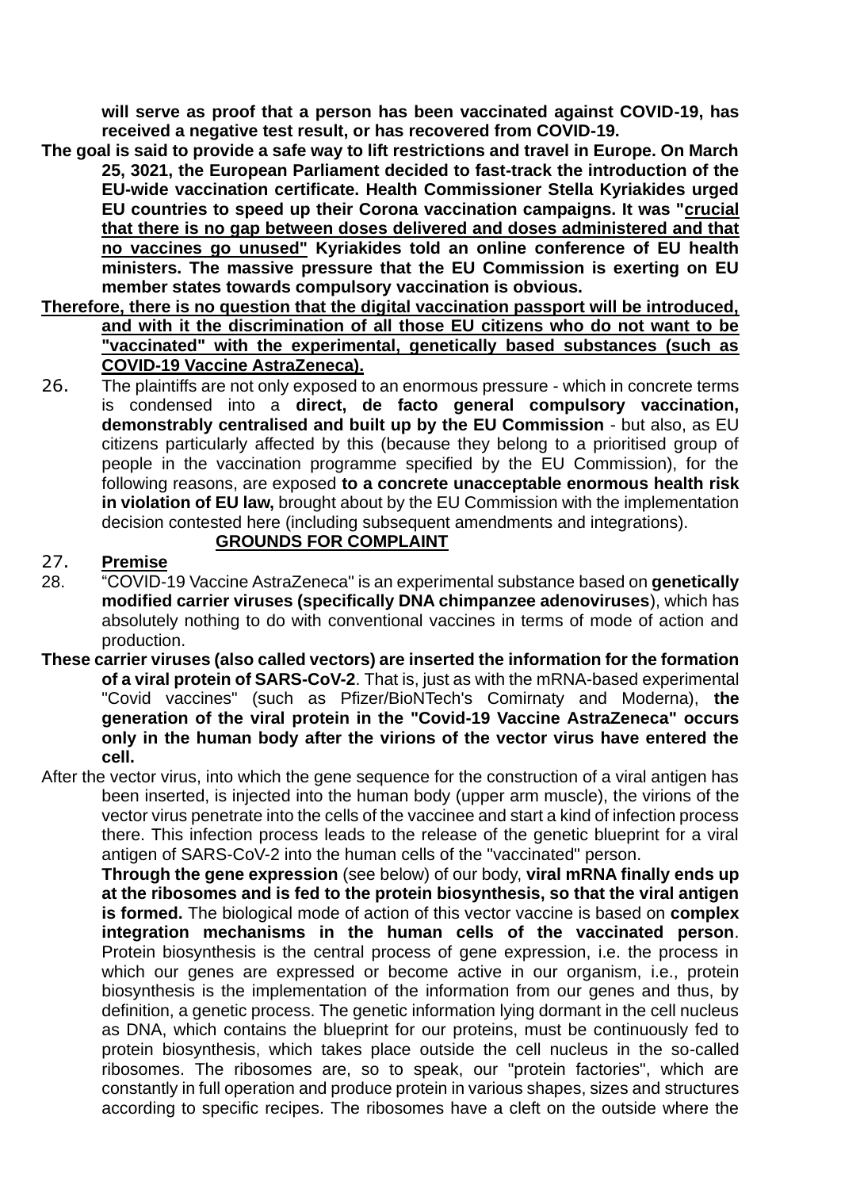**will serve as proof that a person has been vaccinated against COVID-19, has received a negative test result, or has recovered from COVID-19.**

**The goal is said to provide a safe way to lift restrictions and travel in Europe. On March 25, 3021, the European Parliament decided to fast-track the introduction of the EU-wide vaccination certificate. Health Commissioner Stella Kyriakides urged EU countries to speed up their Corona vaccination campaigns. It was "<u>crucial that there is no gap between doses delivered and doses administered and that no vaccines go unused"</u> Kyriakides told an online conference of EU health ministers. The massive pressure that the EU Commission is exerting on EU member states towards compulsory vaccination is obvious.**

**<u>Therefore, there is no question that the digital vaccination passport will be introduced, and with it the discrimination of all those EU citizens who do not want to be "vaccinated" with the experimental, genetically based substances (such as COVID-19 Vaccine AstraZeneca).</u>**

26. The plaintiffs are not only exposed to an enormous pressure - which in concrete terms is condensed into a **direct, de facto general compulsory vaccination, demonstrably centralised and built up by the EU Commission** - but also, as EU citizens particularly affected by this (because they belong to a prioritised group of people in the vaccination programme specified by the EU Commission), for the following reasons, are exposed **to a concrete unacceptable enormous health risk in violation of EU law,** brought about by the EU Commission with the implementation decision contested here (including subsequent amendments and integrations).

## <u>GROUNDS FOR COMPLAINT</u>

27. **<u>Premise</u>**

28. "COVID-19 Vaccine AstraZeneca" is an experimental substance based on **genetically modified carrier viruses (specifically DNA chimpanzee adenoviruses**), which has absolutely nothing to do with conventional vaccines in terms of mode of action and production.

**These carrier viruses (also called vectors) are inserted the information for the formation of a viral protein of SARS-CoV-2**. That is, just as with the mRNA-based experimental "Covid vaccines" (such as Pfizer/BioNTech's Comirnaty and Moderna), **the generation of the viral protein in the "Covid-19 Vaccine AstraZeneca" occurs only in the human body after the virions of the vector virus have entered the cell.**

After the vector virus, into which the gene sequence for the construction of a viral antigen has been inserted, is injected into the human body (upper arm muscle), the virions of the vector virus penetrate into the cells of the vaccinee and start a kind of infection process there. This infection process leads to the release of the genetic blueprint for a viral antigen of SARS-CoV-2 into the human cells of the "vaccinated" person.

**Through the gene expression** (see below) of our body, **viral mRNA finally ends up at the ribosomes and is fed to the protein biosynthesis, so that the viral antigen is formed.** The biological mode of action of this vector vaccine is based on **complex integration mechanisms in the human cells of the vaccinated person**. Protein biosynthesis is the central process of gene expression, i.e. the process in which our genes are expressed or become active in our organism, i.e., protein biosynthesis is the implementation of the information from our genes and thus, by definition, a genetic process. The genetic information lying dormant in the cell nucleus as DNA, which contains the blueprint for our proteins, must be continuously fed to protein biosynthesis, which takes place outside the cell nucleus in the so-called ribosomes. The ribosomes are, so to speak, our "protein factories", which are constantly in full operation and produce protein in various shapes, sizes and structures according to specific recipes. The ribosomes have a cleft on the outside where the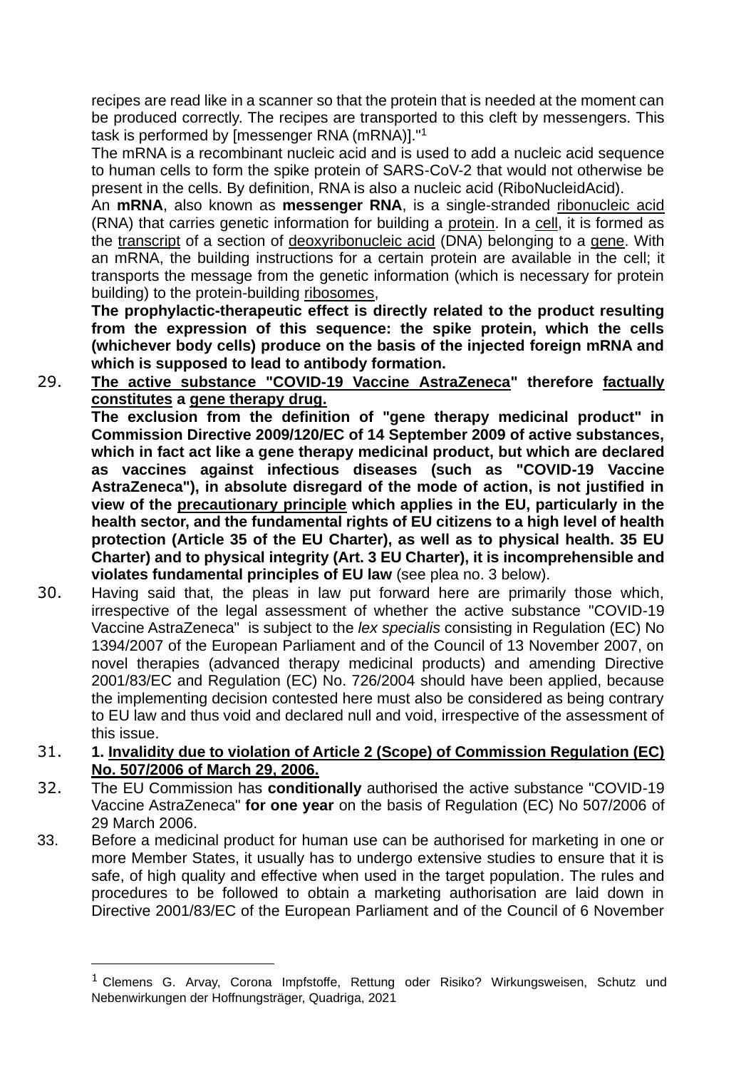recipes are read like in a scanner so that the protein that is needed at the moment can be produced correctly. The recipes are transported to this cleft by messengers. This task is performed by [messenger RNA (mRNA)]."[1]

The mRNA is a recombinant nucleic acid and is used to add a nucleic acid sequence to human cells to form the spike protein of SARS-CoV-2 that would not otherwise be present in the cells. By definition, RNA is also a nucleic acid (RiboNucleidAcid).

An **mRNA**, also known as **messenger RNA**, is a single-stranded ribonucleic acid (RNA) that carries genetic information for building a protein. In a cell, it is formed as the transcript of a section of deoxyribonucleic acid (DNA) belonging to a gene. With an mRNA, the building instructions for a certain protein are available in the cell; it transports the message from the genetic information (which is necessary for protein building) to the protein-building ribosomes,

**The prophylactic-therapeutic effect is directly related to the product resulting from the expression of this sequence: the spike protein, which the cells (whichever body cells) produce on the basis of the injected foreign mRNA and which is supposed to lead to antibody formation.**

29. **The active substance "COVID-19 Vaccine AstraZeneca" therefore factually constitutes a gene therapy drug.**

**The exclusion from the definition of "gene therapy medicinal product" in Commission Directive 2009/120/EC of 14 September 2009 of active substances, which in fact act like a gene therapy medicinal product, but which are declared as vaccines against infectious diseases (such as "COVID-19 Vaccine AstraZeneca"), in absolute disregard of the mode of action, is not justified in view of the precautionary principle which applies in the EU, particularly in the health sector, and the fundamental rights of EU citizens to a high level of health protection (Article 35 of the EU Charter), as well as to physical health. 35 EU Charter) and to physical integrity (Art. 3 EU Charter), it is incomprehensible and violates fundamental principles of EU law** (see plea no. 3 below).

30. Having said that, the pleas in law put forward here are primarily those which, irrespective of the legal assessment of whether the active substance "COVID-19 Vaccine AstraZeneca" is subject to the *lex specialis* consisting in Regulation (EC) No 1394/2007 of the European Parliament and of the Council of 13 November 2007, on novel therapies (advanced therapy medicinal products) and amending Directive 2001/83/EC and Regulation (EC) No. 726/2004 should have been applied, because the implementing decision contested here must also be considered as being contrary to EU law and thus void and declared null and void, irrespective of the assessment of this issue.

31. **1. Invalidity due to violation of Article 2 (Scope) of Commission Regulation (EC) No. 507/2006 of March 29, 2006.**

32. The EU Commission has **conditionally** authorised the active substance "COVID-19 Vaccine AstraZeneca" **for one year** on the basis of Regulation (EC) No 507/2006 of 29 March 2006.

33. Before a medicinal product for human use can be authorised for marketing in one or more Member States, it usually has to undergo extensive studies to ensure that it is safe, of high quality and effective when used in the target population. The rules and procedures to be followed to obtain a marketing authorisation are laid down in Directive 2001/83/EC of the European Parliament and of the Council of 6 November

---

[1] Clemens G. Arvay, Corona Impfstoffe, Rettung oder Risiko? Wirkungsweisen, Schutz und Nebenwirkungen der Hoffnungsträger, Quadriga, 2021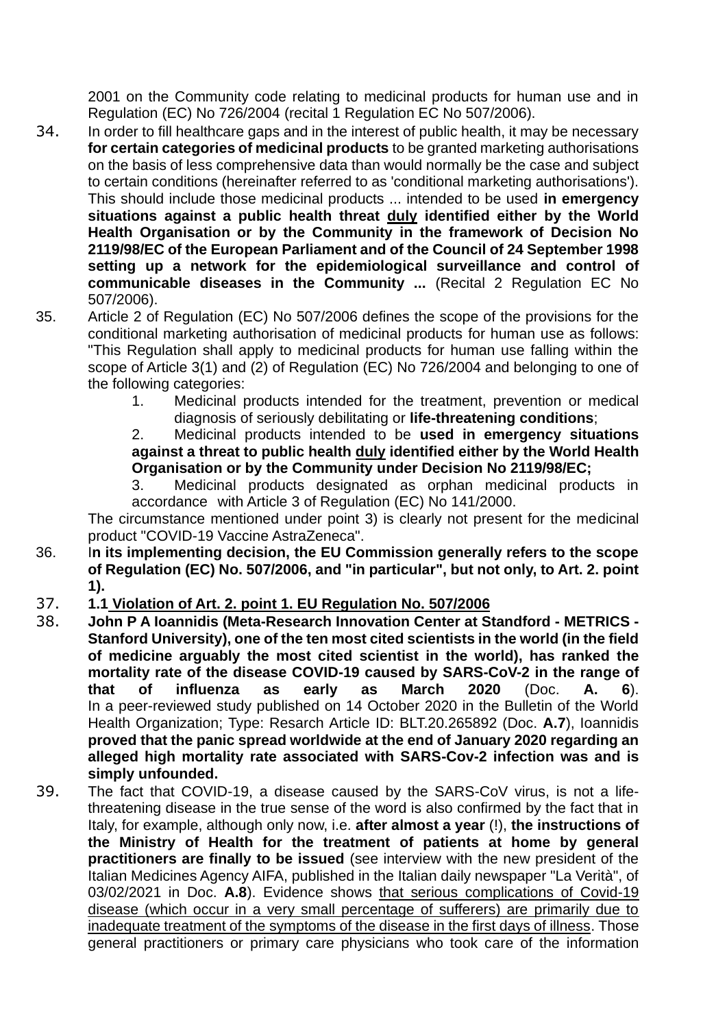2001 on the Community code relating to medicinal products for human use and in Regulation (EC) No 726/2004 (recital 1 Regulation EC No 507/2006).

34. In order to fill healthcare gaps and in the interest of public health, it may be necessary **for certain categories of medicinal products** to be granted marketing authorisations on the basis of less comprehensive data than would normally be the case and subject to certain conditions (hereinafter referred to as 'conditional marketing authorisations'). This should include those medicinal products ... intended to be used **in emergency situations against a public health threat <u>duly</u> identified either by the World Health Organisation or by the Community in the framework of Decision No 2119/98/EC of the European Parliament and of the Council of 24 September 1998 setting up a network for the epidemiological surveillance and control of communicable diseases in the Community ...** (Recital 2 Regulation EC No 507/2006).

35. Article 2 of Regulation (EC) No 507/2006 defines the scope of the provisions for the conditional marketing authorisation of medicinal products for human use as follows: "This Regulation shall apply to medicinal products for human use falling within the scope of Article 3(1) and (2) of Regulation (EC) No 726/2004 and belonging to one of the following categories:

    1. Medicinal products intended for the treatment, prevention or medical diagnosis of seriously debilitating or **life-threatening conditions**;
    2. Medicinal products intended to be **used in emergency situations against a threat to public health <u>duly</u> identified either by the World Health Organisation or by the Community under Decision No 2119/98/EC;**
    3. Medicinal products designated as orphan medicinal products in accordance with Article 3 of Regulation (EC) No 141/2000.

    The circumstance mentioned under point 3) is clearly not present for the medicinal product "COVID-19 Vaccine AstraZeneca".

36. I**n its implementing decision, the EU Commission generally refers to the scope of Regulation (EC) No. 507/2006, and "in particular", but not only, to Art. 2. point 1).**

37. **1.1 <u>Violation of Art. 2. point 1. EU Regulation No. 507/2006</u>**

38. **John P A Ioannidis (Meta-Research Innovation Center at Standford - METRICS - Stanford University), one of the ten most cited scientists in the world (in the field of medicine arguably the most cited scientist in the world), has ranked the mortality rate of the disease COVID-19 caused by SARS-CoV-2 in the range of that of influenza as early as March 2020** (Doc. **A. 6**). In a peer-reviewed study published on 14 October 2020 in the Bulletin of the World Health Organization; Type: Resarch Article ID: BLT.20.265892 (Doc. **A.7**), Ioannidis **proved that the panic spread worldwide at the end of January 2020 regarding an alleged high mortality rate associated with SARS-Cov-2 infection was and is simply unfounded.**

39. The fact that COVID-19, a disease caused by the SARS-CoV virus, is not a life-threatening disease in the true sense of the word is also confirmed by the fact that in Italy, for example, although only now, i.e. **after almost a year** (!), **the instructions of the Ministry of Health for the treatment of patients at home by general practitioners are finally to be issued** (see interview with the new president of the Italian Medicines Agency AIFA, published in the Italian daily newspaper "La Verità", of 03/02/2021 in Doc. **A.8**). Evidence shows <u>that serious complications of Covid-19 disease (which occur in a very small percentage of sufferers) are primarily due to inadequate treatment of the symptoms of the disease in the first days of illness</u>. Those general practitioners or primary care physicians who took care of the information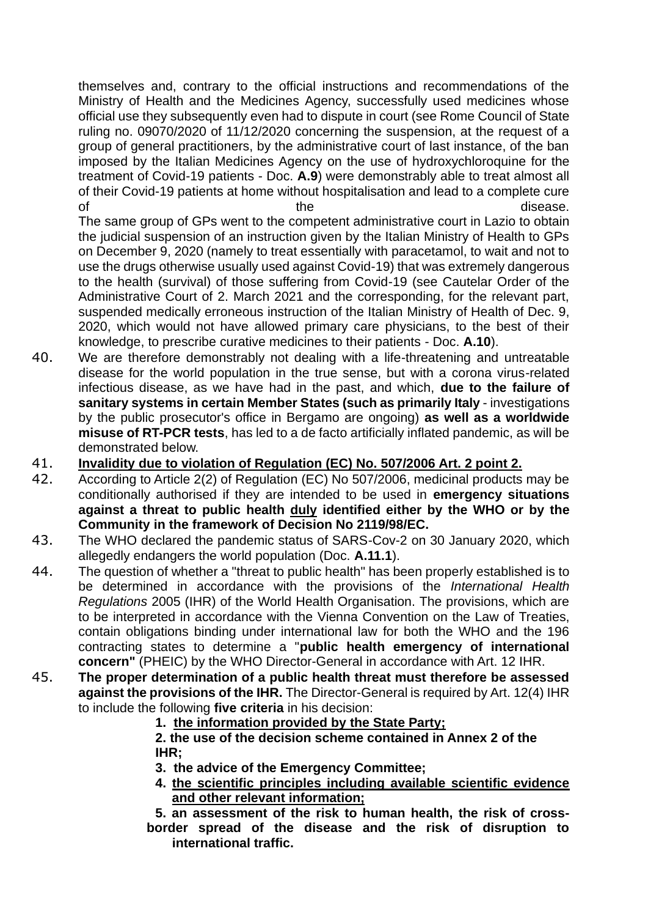themselves and, contrary to the official instructions and recommendations of the Ministry of Health and the Medicines Agency, successfully used medicines whose official use they subsequently even had to dispute in court (see Rome Council of State ruling no. 09070/2020 of 11/12/2020 concerning the suspension, at the request of a group of general practitioners, by the administrative court of last instance, of the ban imposed by the Italian Medicines Agency on the use of hydroxychloroquine for the treatment of Covid-19 patients - Doc. **A.9**) were demonstrably able to treat almost all of their Covid-19 patients at home without hospitalisation and lead to a complete cure of the disease.

The same group of GPs went to the competent administrative court in Lazio to obtain the judicial suspension of an instruction given by the Italian Ministry of Health to GPs on December 9, 2020 (namely to treat essentially with paracetamol, to wait and not to use the drugs otherwise usually used against Covid-19) that was extremely dangerous to the health (survival) of those suffering from Covid-19 (see Cautelar Order of the Administrative Court of 2. March 2021 and the corresponding, for the relevant part, suspended medically erroneous instruction of the Italian Ministry of Health of Dec. 9, 2020, which would not have allowed primary care physicians, to the best of their knowledge, to prescribe curative medicines to their patients - Doc. **A.10**).

40. We are therefore demonstrably not dealing with a life-threatening and untreatable disease for the world population in the true sense, but with a corona virus-related infectious disease, as we have had in the past, and which, **due to the failure of sanitary systems in certain Member States (such as primarily Italy** - investigations by the public prosecutor's office in Bergamo are ongoing) **as well as a worldwide misuse of RT-PCR tests**, has led to a de facto artificially inflated pandemic, as will be demonstrated below.

41. **Invalidity due to violation of Regulation (EC) No. 507/2006 Art. 2 point 2.**

42. According to Article 2(2) of Regulation (EC) No 507/2006, medicinal products may be conditionally authorised if they are intended to be used in **emergency situations against a threat to public health duly identified either by the WHO or by the Community in the framework of Decision No 2119/98/EC.**

43. The WHO declared the pandemic status of SARS-Cov-2 on 30 January 2020, which allegedly endangers the world population (Doc. **A.11.1**).

44. The question of whether a "threat to public health" has been properly established is to be determined in accordance with the provisions of the *International Health Regulations* 2005 (IHR) of the World Health Organisation. The provisions, which are to be interpreted in accordance with the Vienna Convention on the Law of Treaties, contain obligations binding under international law for both the WHO and the 196 contracting states to determine a "**public health emergency of international concern"** (PHEIC) by the WHO Director-General in accordance with Art. 12 IHR.

45. **The proper determination of a public health threat must therefore be assessed against the provisions of the IHR.** The Director-General is required by Art. 12(4) IHR to include the following **five criteria** in his decision:

    1. **the information provided by the State Party;**
    2. **the use of the decision scheme contained in Annex 2 of the IHR;**
    3. **the advice of the Emergency Committee;**
    4. **the scientific principles including available scientific evidence and other relevant information;**
    5. **an assessment of the risk to human health, the risk of cross-border spread of the disease and the risk of disruption to international traffic.**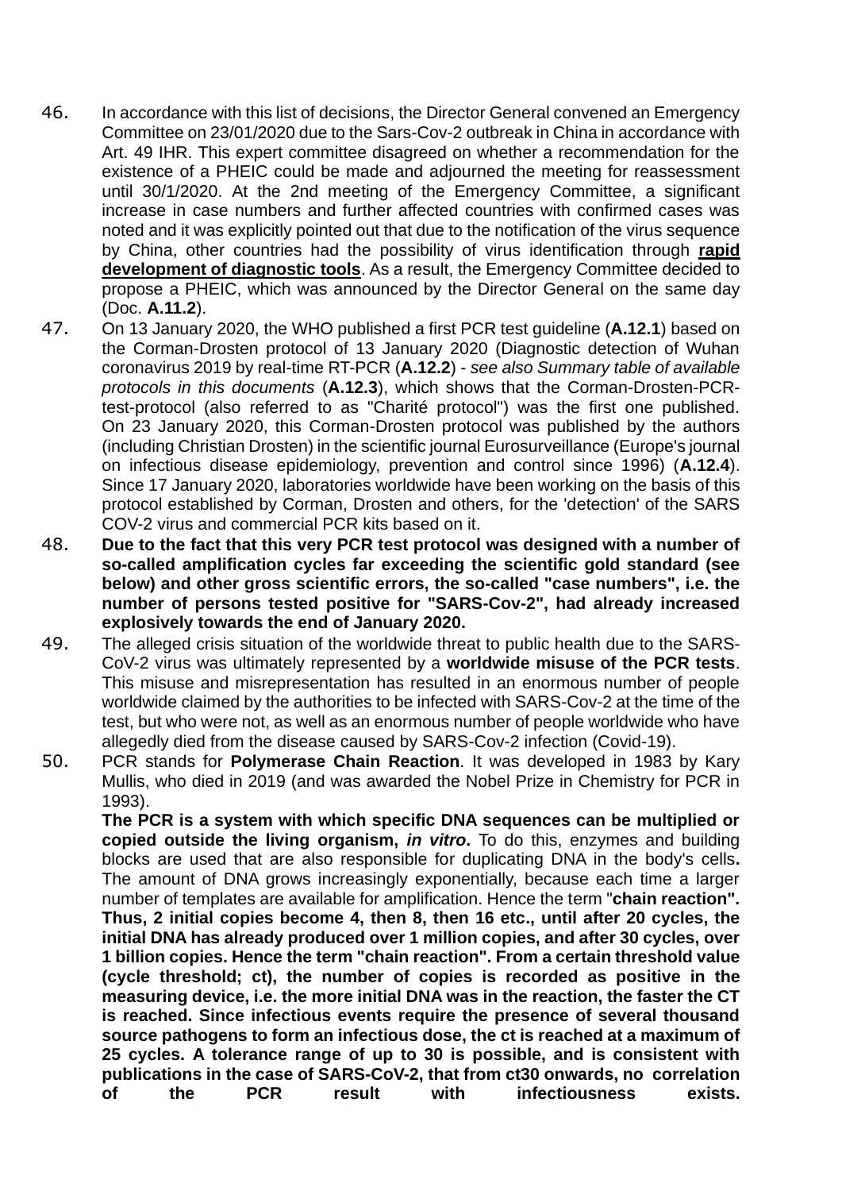46. In accordance with this list of decisions, the Director General convened an Emergency Committee on 23/01/2020 due to the Sars-Cov-2 outbreak in China in accordance with Art. 49 IHR. This expert committee disagreed on whether a recommendation for the existence of a PHEIC could be made and adjourned the meeting for reassessment until 30/1/2020. At the 2nd meeting of the Emergency Committee, a significant increase in case numbers and further affected countries with confirmed cases was noted and it was explicitly pointed out that due to the notification of the virus sequence by China, other countries had the possibility of virus identification through **rapid development of diagnostic tools**. As a result, the Emergency Committee decided to propose a PHEIC, which was announced by the Director General on the same day (Doc. **A.11.2**).

47. On 13 January 2020, the WHO published a first PCR test guideline (**A.12.1**) based on the Corman-Drosten protocol of 13 January 2020 (Diagnostic detection of Wuhan coronavirus 2019 by real-time RT-PCR (**A.12.2**) - *see also Summary table of available protocols in this documents* (**A.12.3**), which shows that the Corman-Drosten-PCR-test-protocol (also referred to as "Charité protocol") was the first one published. On 23 January 2020, this Corman-Drosten protocol was published by the authors (including Christian Drosten) in the scientific journal Eurosurveillance (Europe's journal on infectious disease epidemiology, prevention and control since 1996) (**A.12.4**). Since 17 January 2020, laboratories worldwide have been working on the basis of this protocol established by Corman, Drosten and others, for the 'detection' of the SARS COV-2 virus and commercial PCR kits based on it.

48. **Due to the fact that this very PCR test protocol was designed with a number of so-called amplification cycles far exceeding the scientific gold standard (see below) and other gross scientific errors, the so-called "case numbers", i.e. the number of persons tested positive for "SARS-Cov-2", had already increased explosively towards the end of January 2020.**

49. The alleged crisis situation of the worldwide threat to public health due to the SARS-CoV-2 virus was ultimately represented by a **worldwide misuse of the PCR tests**. This misuse and misrepresentation has resulted in an enormous number of people worldwide claimed by the authorities to be infected with SARS-Cov-2 at the time of the test, but who were not, as well as an enormous number of people worldwide who have allegedly died from the disease caused by SARS-Cov-2 infection (Covid-19).

50. PCR stands for **Polymerase Chain Reaction**. It was developed in 1983 by Kary Mullis, who died in 2019 (and was awarded the Nobel Prize in Chemistry for PCR in 1993).
**The PCR is a system with which specific DNA sequences can be multiplied or copied outside the living organism, *in vitro*.** To do this, enzymes and building blocks are used that are also responsible for duplicating DNA in the body's cells**.** The amount of DNA grows increasingly exponentially, because each time a larger number of templates are available for amplification. Hence the term "**chain reaction". Thus, 2 initial copies become 4, then 8, then 16 etc., until after 20 cycles, the initial DNA has already produced over 1 million copies, and after 30 cycles, over 1 billion copies. Hence the term "chain reaction". From a certain threshold value (cycle threshold; ct), the number of copies is recorded as positive in the measuring device, i.e. the more initial DNA was in the reaction, the faster the CT is reached. Since infectious events require the presence of several thousand source pathogens to form an infectious dose, the ct is reached at a maximum of 25 cycles. A tolerance range of up to 30 is possible, and is consistent with publications in the case of SARS-CoV-2, that from ct30 onwards, no correlation of the PCR result with infectiousness exists.**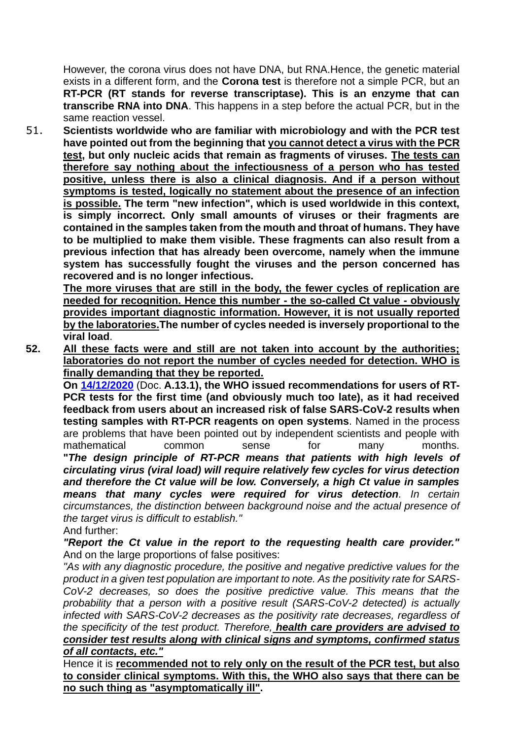However, the corona virus does not have DNA, but RNA.Hence, the genetic material exists in a different form, and the **Corona test** is therefore not a simple PCR, but an **RT-PCR (RT stands for reverse transcriptase). This is an enzyme that can transcribe RNA into DNA**. This happens in a step before the actual PCR, but in the same reaction vessel.

51. **Scientists worldwide who are familiar with microbiology and with the PCR test have pointed out from the beginning that <u>you cannot detect a virus with the PCR test</u>, but only nucleic acids that remain as fragments of viruses. <u>The tests can therefore say nothing about the infectiousness of a person who has tested positive, unless there is also a clinical diagnosis. And if a person without symptoms is tested, logically no statement about the presence of an infection is possible.</u> The term "new infection", which is used worldwide in this context, is simply incorrect. Only small amounts of viruses or their fragments are contained in the samples taken from the mouth and throat of humans. They have to be multiplied to make them visible. These fragments can also result from a previous infection that has already been overcome, namely when the immune system has successfully fought the viruses and the person concerned has recovered and is no longer infectious.**

   **<u>The more viruses that are still in the body, the fewer cycles of replication are needed for recognition. Hence this number - the so-called Ct value - obviously provides important diagnostic information. However, it is not usually reported by the laboratories.</u>The number of cycles needed is inversely proportional to the viral load**.

52. **<u>All these facts were and still are not taken into account by the authorities; laboratories do not report the number of cycles needed for detection. WHO is finally demanding that they be reported.</u>**

   **On [14/12/2020]() (Doc. A.13.1), the WHO issued recommendations for users of RT-PCR tests for the first time (and obviously much too late), as it had received feedback from users about an increased risk of false SARS-CoV-2 results when testing samples with RT-PCR reagents on open systems**. Named in the process are problems that have been pointed out by independent scientists and people with mathematical common sense for many months.

   **"*The design principle of RT-PCR means that patients with high levels of circulating virus (viral load) will require relatively few cycles for virus detection and therefore the Ct value will be low. Conversely, a high Ct value in samples means that many cycles were required for virus detection*.** *In certain circumstances, the distinction between background noise and the actual presence of the target virus is difficult to establish."*

   And further:

   ***"Report the Ct value in the report to the requesting health care provider."***

   And on the large proportions of false positives:

   *"As with any diagnostic procedure, the positive and negative predictive values for the product in a given test population are important to note. As the positivity rate for SARS-CoV-2 decreases, so does the positive predictive value. This means that the probability that a person with a positive result (SARS-CoV-2 detected) is actually infected with SARS-CoV-2 decreases as the positivity rate decreases, regardless of the specificity of the test product. Therefore,* ***<u>health care providers are advised to consider test results along with clinical signs and symptoms, confirmed status of all contacts, etc."</u>***

   Hence it is **<u>recommended not to rely only on the result of the PCR test, but also to consider clinical symptoms. With this, the WHO also says that there can be no such thing as "asymptomatically ill"</u>.**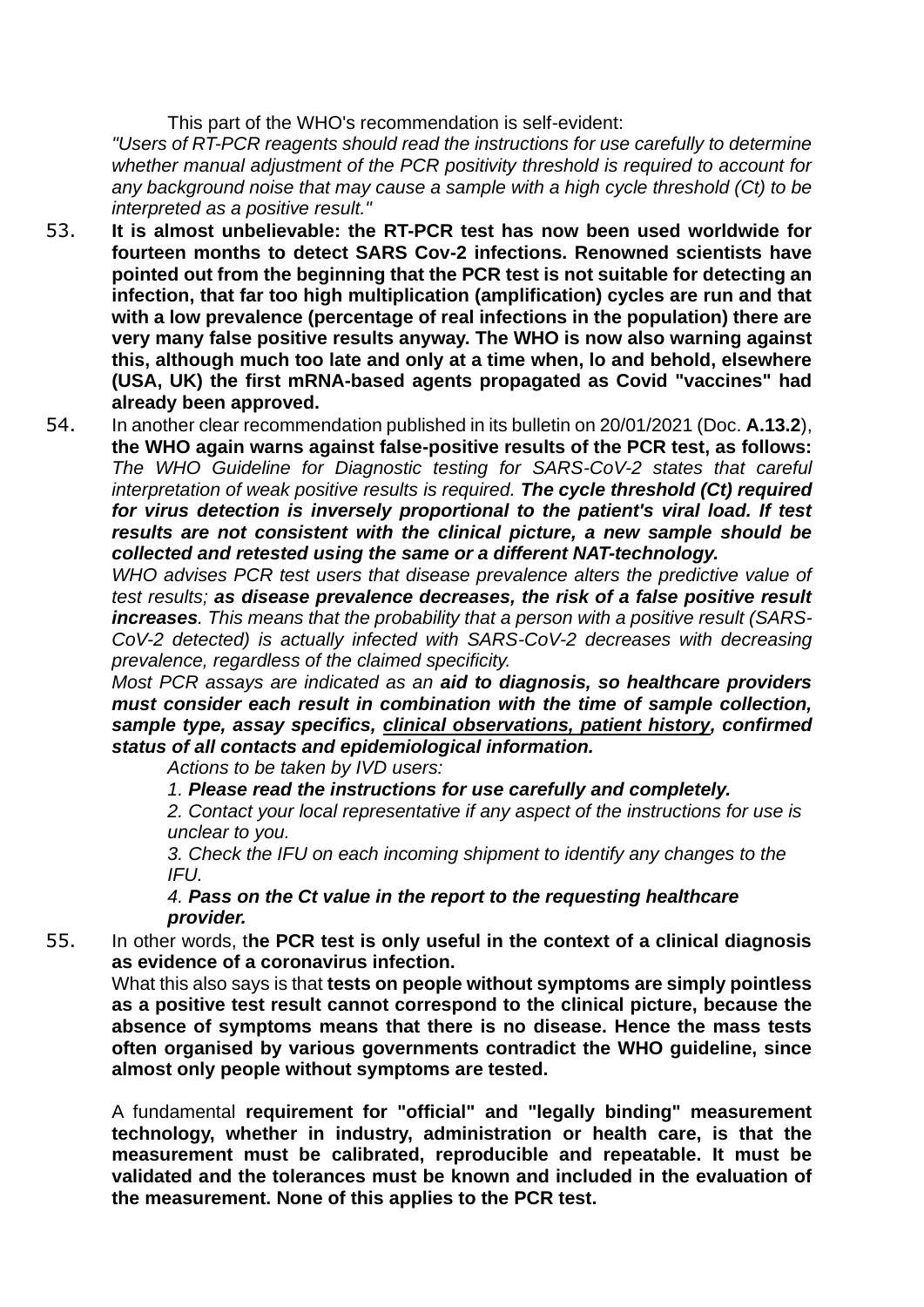This part of the WHO's recommendation is self-evident:
*"Users of RT-PCR reagents should read the instructions for use carefully to determine whether manual adjustment of the PCR positivity threshold is required to account for any background noise that may cause a sample with a high cycle threshold (Ct) to be interpreted as a positive result."*

53. **It is almost unbelievable: the RT-PCR test has now been used worldwide for fourteen months to detect SARS Cov-2 infections. Renowned scientists have pointed out from the beginning that the PCR test is not suitable for detecting an infection, that far too high multiplication (amplification) cycles are run and that with a low prevalence (percentage of real infections in the population) there are very many false positive results anyway. The WHO is now also warning against this, although much too late and only at a time when, lo and behold, elsewhere (USA, UK) the first mRNA-based agents propagated as Covid "vaccines" had already been approved.**

54. In another clear recommendation published in its bulletin on 20/01/2021 (Doc. **A.13.2**), **the WHO again warns against false-positive results of the PCR test, as follows:** *The WHO Guideline for Diagnostic testing for SARS-CoV-2 states that careful interpretation of weak positive results is required.* ***The cycle threshold (Ct) required for virus detection is inversely proportional to the patient's viral load. If test results are not consistent with the clinical picture, a new sample should be collected and retested using the same or a different NAT-technology.***
*WHO advises PCR test users that disease prevalence alters the predictive value of test results;* ***as disease prevalence decreases, the risk of a false positive result increases****. This means that the probability that a person with a positive result (SARS-CoV-2 detected) is actually infected with SARS-CoV-2 decreases with decreasing prevalence, regardless of the claimed specificity.*
*Most PCR assays are indicated as an* ***aid to diagnosis, so healthcare providers must consider each result in combination with the time of sample collection, sample type, assay specifics, <u>clinical observations, patient history</u>, confirmed status of all contacts and epidemiological information.***
*Actions to be taken by IVD users:*
*1.* ***Please read the instructions for use carefully and completely.***
*2. Contact your local representative if any aspect of the instructions for use is unclear to you.*
*3. Check the IFU on each incoming shipment to identify any changes to the IFU.*
*4.* ***Pass on the Ct value in the report to the requesting healthcare provider.***

55. In other words, t**he PCR test is only useful in the context of a clinical diagnosis as evidence of a coronavirus infection.**
What this also says is that **tests on people without symptoms are simply pointless as a positive test result cannot correspond to the clinical picture, because the absence of symptoms means that there is no disease. Hence the mass tests often organised by various governments contradict the WHO guideline, since almost only people without symptoms are tested.**

A fundamental **requirement for "official" and "legally binding" measurement technology, whether in industry, administration or health care, is that the measurement must be calibrated, reproducible and repeatable. It must be validated and the tolerances must be known and included in the evaluation of the measurement. None of this applies to the PCR test.**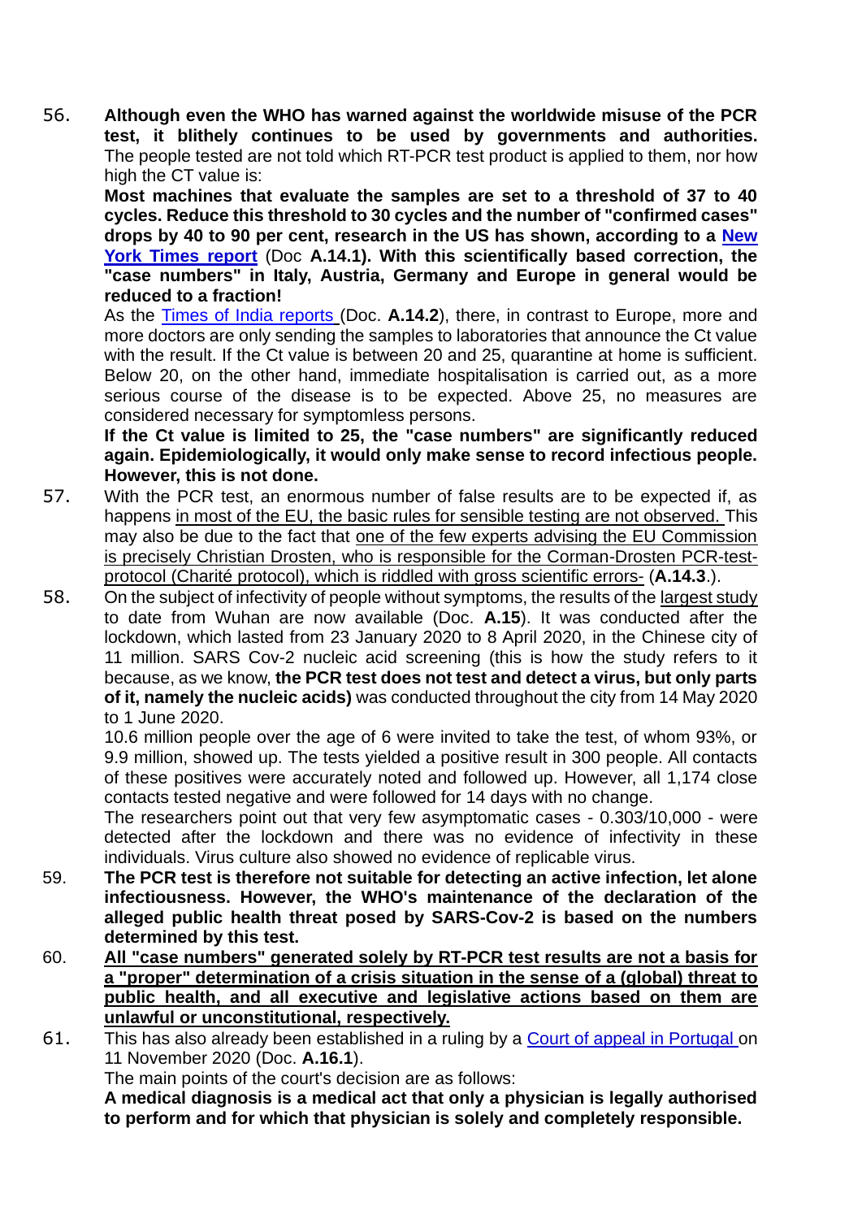56. **Although even the WHO has warned against the worldwide misuse of the PCR test, it blithely continues to be used by governments and authorities.** The people tested are not told which RT-PCR test product is applied to them, nor how high the CT value is:

    **Most machines that evaluate the samples are set to a threshold of 37 to 40 cycles. Reduce this threshold to 30 cycles and the number of "confirmed cases" drops by 40 to 90 per cent, research in the US has shown, according to a New York Times report** (Doc **A.14.1). With this scientifically based correction, the "case numbers" in Italy, Austria, Germany and Europe in general would be reduced to a fraction!**

    As the Times of India reports (Doc. **A.14.2**), there, in contrast to Europe, more and more doctors are only sending the samples to laboratories that announce the Ct value with the result. If the Ct value is between 20 and 25, quarantine at home is sufficient. Below 20, on the other hand, immediate hospitalisation is carried out, as a more serious course of the disease is to be expected. Above 25, no measures are considered necessary for symptomless persons.

    **If the Ct value is limited to 25, the "case numbers" are significantly reduced again. Epidemiologically, it would only make sense to record infectious people. However, this is not done.**

57. With the PCR test, an enormous number of false results are to be expected if, as happens in most of the EU, the basic rules for sensible testing are not observed. This may also be due to the fact that one of the few experts advising the EU Commission is precisely Christian Drosten, who is responsible for the Corman-Drosten PCR-test-protocol (Charité protocol), which is riddled with gross scientific errors- (**A.14.3**.).

58. On the subject of infectivity of people without symptoms, the results of the largest study to date from Wuhan are now available (Doc. **A.15**). It was conducted after the lockdown, which lasted from 23 January 2020 to 8 April 2020, in the Chinese city of 11 million. SARS Cov-2 nucleic acid screening (this is how the study refers to it because, as we know, **the PCR test does not test and detect a virus, but only parts of it, namely the nucleic acids)** was conducted throughout the city from 14 May 2020 to 1 June 2020.

    10.6 million people over the age of 6 were invited to take the test, of whom 93%, or 9.9 million, showed up. The tests yielded a positive result in 300 people. All contacts of these positives were accurately noted and followed up. However, all 1,174 close contacts tested negative and were followed for 14 days with no change.

    The researchers point out that very few asymptomatic cases - 0.303/10,000 - were detected after the lockdown and there was no evidence of infectivity in these individuals. Virus culture also showed no evidence of replicable virus.

59. **The PCR test is therefore not suitable for detecting an active infection, let alone infectiousness. However, the WHO's maintenance of the declaration of the alleged public health threat posed by SARS-Cov-2 is based on the numbers determined by this test.**

60. **All "case numbers" generated solely by RT-PCR test results are not a basis for a "proper" determination of a crisis situation in the sense of a (global) threat to public health, and all executive and legislative actions based on them are unlawful or unconstitutional, respectively.**

61. This has also already been established in a ruling by a Court of appeal in Portugal on 11 November 2020 (Doc. **A.16.1**).

    The main points of the court's decision are as follows:

    **A medical diagnosis is a medical act that only a physician is legally authorised to perform and for which that physician is solely and completely responsible.**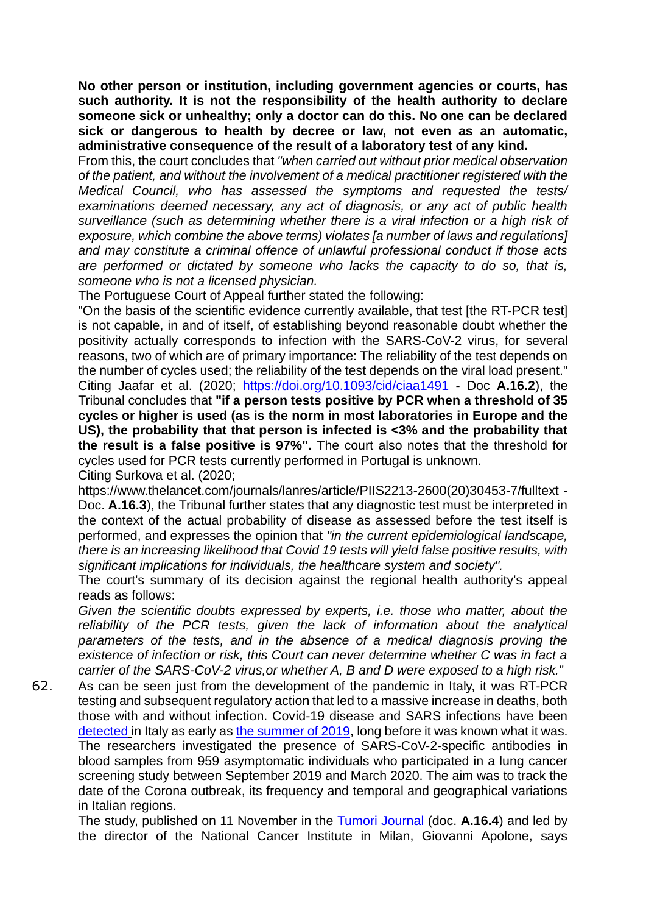**No other person or institution, including government agencies or courts, has such authority. It is not the responsibility of the health authority to declare someone sick or unhealthy; only a doctor can do this. No one can be declared sick or dangerous to health by decree or law, not even as an automatic, administrative consequence of the result of a laboratory test of any kind.**

From this, the court concludes that *"when carried out without prior medical observation of the patient, and without the involvement of a medical practitioner registered with the Medical Council, who has assessed the symptoms and requested the tests/ examinations deemed necessary, any act of diagnosis, or any act of public health surveillance (such as determining whether there is a viral infection or a high risk of exposure, which combine the above terms) violates [a number of laws and regulations] and may constitute a criminal offence of unlawful professional conduct if those acts are performed or dictated by someone who lacks the capacity to do so, that is, someone who is not a licensed physician.*

The Portuguese Court of Appeal further stated the following:

"On the basis of the scientific evidence currently available, that test [the RT-PCR test] is not capable, in and of itself, of establishing beyond reasonable doubt whether the positivity actually corresponds to infection with the SARS-CoV-2 virus, for several reasons, two of which are of primary importance: The reliability of the test depends on the number of cycles used; the reliability of the test depends on the viral load present." Citing Jaafar et al. (2020; https://doi.org/10.1093/cid/ciaa1491 - Doc **A.16.2**), the Tribunal concludes that **"if a person tests positive by PCR when a threshold of 35 cycles or higher is used (as is the norm in most laboratories in Europe and the US), the probability that that person is infected is <3% and the probability that the result is a false positive is 97%".** The court also notes that the threshold for cycles used for PCR tests currently performed in Portugal is unknown.

Citing Surkova et al. (2020; https://www.thelancet.com/journals/lanres/article/PIIS2213-2600(20)30453-7/fulltext - Doc. **A.16.3**), the Tribunal further states that any diagnostic test must be interpreted in the context of the actual probability of disease as assessed before the test itself is performed, and expresses the opinion that *"in the current epidemiological landscape, there is an increasing likelihood that Covid 19 tests will yield false positive results, with significant implications for individuals, the healthcare system and society".*

The court's summary of its decision against the regional health authority's appeal reads as follows:

*Given the scientific doubts expressed by experts, i.e. those who matter, about the reliability of the PCR tests, given the lack of information about the analytical parameters of the tests, and in the absence of a medical diagnosis proving the existence of infection or risk, this Court can never determine whether C was in fact a carrier of the SARS-CoV-2 virus,or whether A, B and D were exposed to a high risk.*"

62. As can be seen just from the development of the pandemic in Italy, it was RT-PCR testing and subsequent regulatory action that led to a massive increase in deaths, both those with and without infection. Covid-19 disease and SARS infections have been detected in Italy as early as the summer of 2019, long before it was known what it was. The researchers investigated the presence of SARS-CoV-2-specific antibodies in blood samples from 959 asymptomatic individuals who participated in a lung cancer screening study between September 2019 and March 2020. The aim was to track the date of the Corona outbreak, its frequency and temporal and geographical variations in Italian regions.

The study, published on 11 November in the Tumori Journal (doc. **A.16.4**) and led by the director of the National Cancer Institute in Milan, Giovanni Apolone, says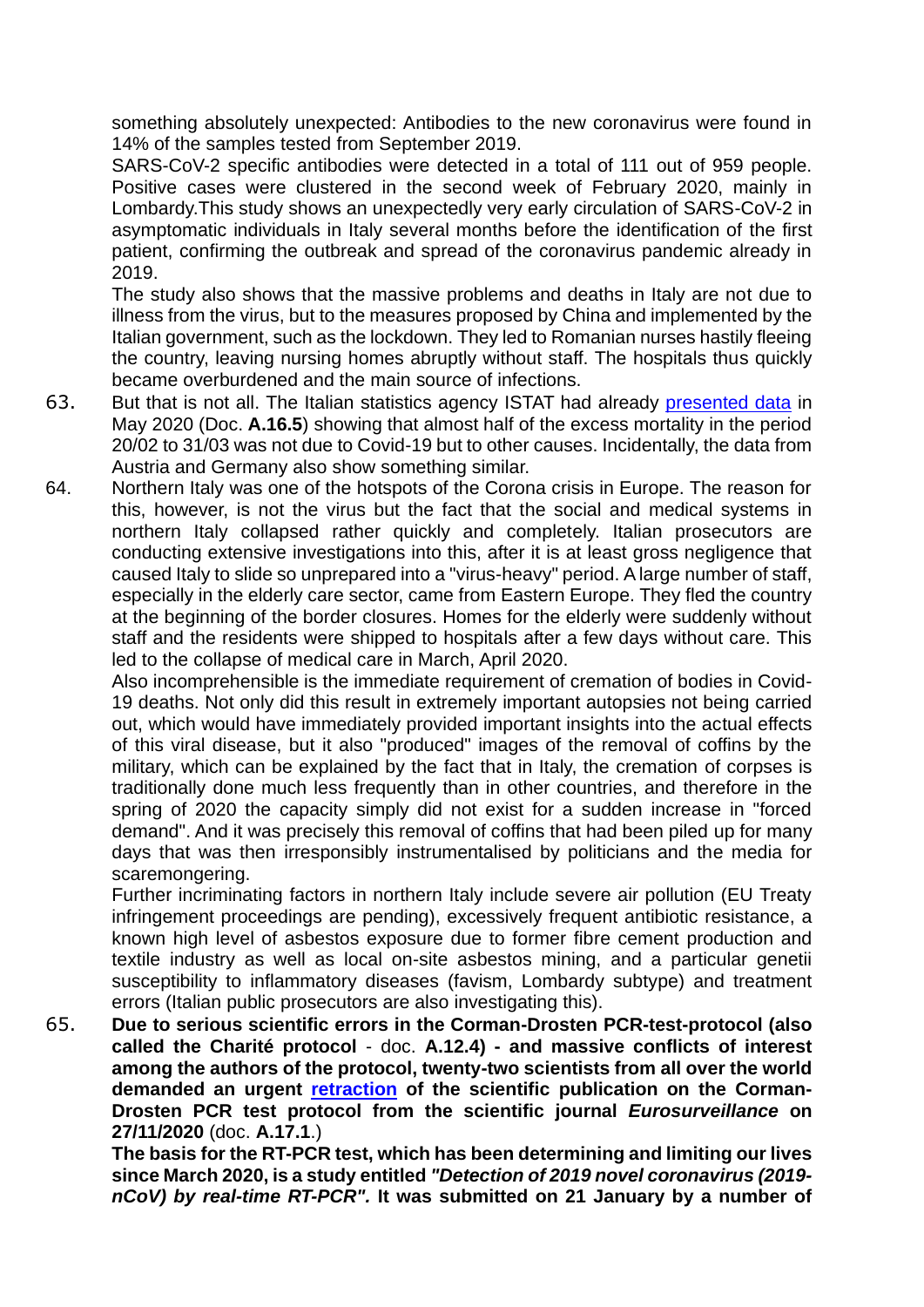something absolutely unexpected: Antibodies to the new coronavirus were found in 14% of the samples tested from September 2019.

SARS-CoV-2 specific antibodies were detected in a total of 111 out of 959 people. Positive cases were clustered in the second week of February 2020, mainly in Lombardy.This study shows an unexpectedly very early circulation of SARS-CoV-2 in asymptomatic individuals in Italy several months before the identification of the first patient, confirming the outbreak and spread of the coronavirus pandemic already in 2019.

The study also shows that the massive problems and deaths in Italy are not due to illness from the virus, but to the measures proposed by China and implemented by the Italian government, such as the lockdown. They led to Romanian nurses hastily fleeing the country, leaving nursing homes abruptly without staff. The hospitals thus quickly became overburdened and the main source of infections.

63. But that is not all. The Italian statistics agency ISTAT had already [presented data] in May 2020 (Doc. **A.16.5**) showing that almost half of the excess mortality in the period 20/02 to 31/03 was not due to Covid-19 but to other causes. Incidentally, the data from Austria and Germany also show something similar.

64. Northern Italy was one of the hotspots of the Corona crisis in Europe. The reason for this, however, is not the virus but the fact that the social and medical systems in northern Italy collapsed rather quickly and completely. Italian prosecutors are conducting extensive investigations into this, after it is at least gross negligence that caused Italy to slide so unprepared into a "virus-heavy" period. A large number of staff, especially in the elderly care sector, came from Eastern Europe. They fled the country at the beginning of the border closures. Homes for the elderly were suddenly without staff and the residents were shipped to hospitals after a few days without care. This led to the collapse of medical care in March, April 2020.

    Also incomprehensible is the immediate requirement of cremation of bodies in Covid-19 deaths. Not only did this result in extremely important autopsies not being carried out, which would have immediately provided important insights into the actual effects of this viral disease, but it also "produced" images of the removal of coffins by the military, which can be explained by the fact that in Italy, the cremation of corpses is traditionally done much less frequently than in other countries, and therefore in the spring of 2020 the capacity simply did not exist for a sudden increase in "forced demand". And it was precisely this removal of coffins that had been piled up for many days that was then irresponsibly instrumentalised by politicians and the media for scaremongering.

    Further incriminating factors in northern Italy include severe air pollution (EU Treaty infringement proceedings are pending), excessively frequent antibiotic resistance, a known high level of asbestos exposure due to former fibre cement production and textile industry as well as local on-site asbestos mining, and a particular genetii susceptibility to inflammatory diseases (favism, Lombardy subtype) and treatment errors (Italian public prosecutors are also investigating this).

65. **Due to serious scientific errors in the Corman-Drosten PCR-test-protocol (also called the Charité protocol** - doc. **A.12.4) - and massive conflicts of interest among the authors of the protocol, twenty-two scientists from all over the world demanded an urgent [retraction] of the scientific publication on the Corman-Drosten PCR test protocol from the scientific journal *Eurosurveillance* on 27/11/2020** (doc. **A.17.1**.)

    **The basis for the RT-PCR test, which has been determining and limiting our lives since March 2020, is a study entitled *"Detection of 2019 novel coronavirus (2019-nCoV) by real-time RT-PCR".* It was submitted on 21 January by a number of**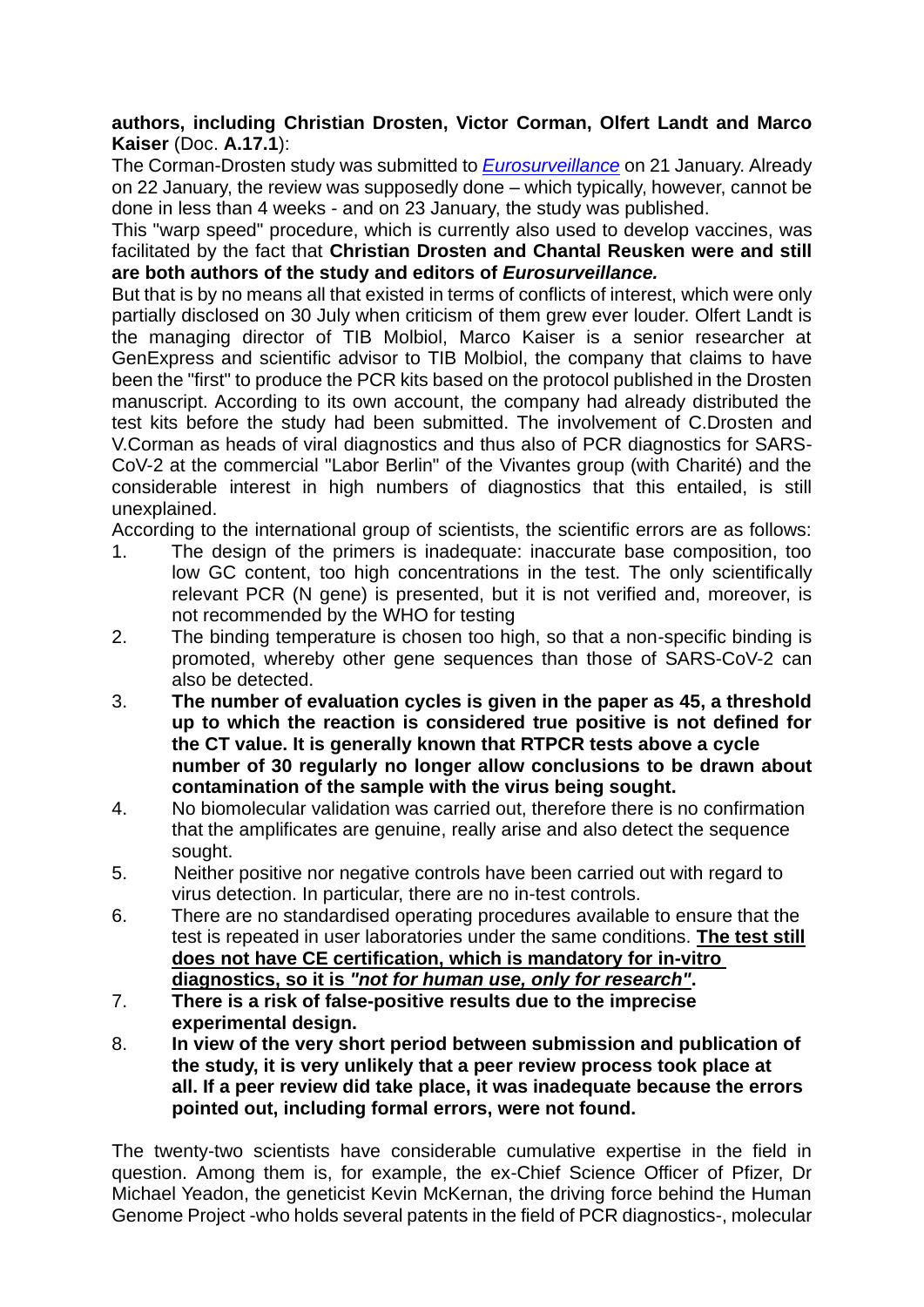**authors, including Christian Drosten, Victor Corman, Olfert Landt and Marco Kaiser** (Doc. **A.17.1**):

The Corman-Drosten study was submitted to *Eurosurveillance* on 21 January. Already on 22 January, the review was supposedly done – which typically, however, cannot be done in less than 4 weeks - and on 23 January, the study was published.

This "warp speed" procedure, which is currently also used to develop vaccines, was facilitated by the fact that **Christian Drosten and Chantal Reusken were and still are both authors of the study and editors of *Eurosurveillance.***

But that is by no means all that existed in terms of conflicts of interest, which were only partially disclosed on 30 July when criticism of them grew ever louder. Olfert Landt is the managing director of TIB Molbiol, Marco Kaiser is a senior researcher at GenExpress and scientific advisor to TIB Molbiol, the company that claims to have been the "first" to produce the PCR kits based on the protocol published in the Drosten manuscript. According to its own account, the company had already distributed the test kits before the study had been submitted. The involvement of C.Drosten and V.Corman as heads of viral diagnostics and thus also of PCR diagnostics for SARS-CoV-2 at the commercial "Labor Berlin" of the Vivantes group (with Charité) and the considerable interest in high numbers of diagnostics that this entailed, is still unexplained.

According to the international group of scientists, the scientific errors are as follows:

1. The design of the primers is inadequate: inaccurate base composition, too low GC content, too high concentrations in the test. The only scientifically relevant PCR (N gene) is presented, but it is not verified and, moreover, is not recommended by the WHO for testing
2. The binding temperature is chosen too high, so that a non-specific binding is promoted, whereby other gene sequences than those of SARS-CoV-2 can also be detected.
3. **The number of evaluation cycles is given in the paper as 45, a threshold up to which the reaction is considered true positive is not defined for the CT value. It is generally known that RTPCR tests above a cycle number of 30 regularly no longer allow conclusions to be drawn about contamination of the sample with the virus being sought.**
4. No biomolecular validation was carried out, therefore there is no confirmation that the amplificates are genuine, really arise and also detect the sequence sought.
5. Neither positive nor negative controls have been carried out with regard to virus detection. In particular, there are no in-test controls.
6. There are no standardised operating procedures available to ensure that the test is repeated in user laboratories under the same conditions. **The test still does not have CE certification, which is mandatory for in-vitro diagnostics, so it is *"not for human use, only for research"*.**
7. **There is a risk of false-positive results due to the imprecise experimental design.**
8. **In view of the very short period between submission and publication of the study, it is very unlikely that a peer review process took place at all. If a peer review did take place, it was inadequate because the errors pointed out, including formal errors, were not found.**

The twenty-two scientists have considerable cumulative expertise in the field in question. Among them is, for example, the ex-Chief Science Officer of Pfizer, Dr Michael Yeadon, the geneticist Kevin McKernan, the driving force behind the Human Genome Project -who holds several patents in the field of PCR diagnostics-, molecular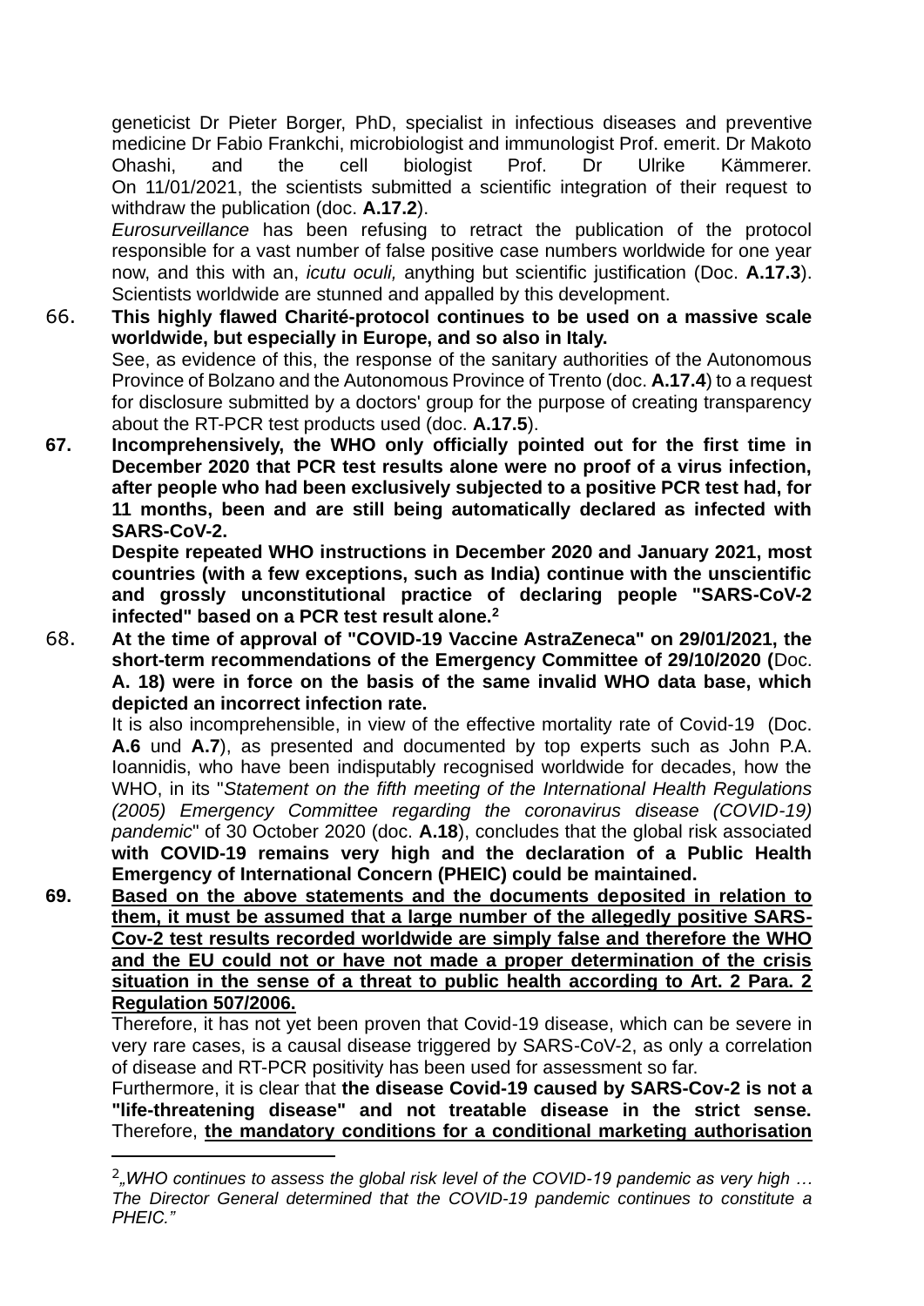geneticist Dr Pieter Borger, PhD, specialist in infectious diseases and preventive medicine Dr Fabio Frankchi, microbiologist and immunologist Prof. emerit. Dr Makoto Ohashi, and the cell biologist Prof. Dr Ulrike Kämmerer.
On 11/01/2021, the scientists submitted a scientific integration of their request to withdraw the publication (doc. **A.17.2**).

*Eurosurveillance* has been refusing to retract the publication of the protocol responsible for a vast number of false positive case numbers worldwide for one year now, and this with an, *icutu oculi,* anything but scientific justification (Doc. **A.17.3**). Scientists worldwide are stunned and appalled by this development.

66. **This highly flawed Charité-protocol continues to be used on a massive scale worldwide, but especially in Europe, and so also in Italy.**
See, as evidence of this, the response of the sanitary authorities of the Autonomous Province of Bolzano and the Autonomous Province of Trento (doc. **A.17.4**) to a request for disclosure submitted by a doctors' group for the purpose of creating transparency about the RT-PCR test products used (doc. **A.17.5**).

67. **Incomprehensively, the WHO only officially pointed out for the first time in December 2020 that PCR test results alone were no proof of a virus infection, after people who had been exclusively subjected to a positive PCR test had, for 11 months, been and are still being automatically declared as infected with SARS-CoV-2.**
**Despite repeated WHO instructions in December 2020 and January 2021, most countries (with a few exceptions, such as India) continue with the unscientific and grossly unconstitutional practice of declaring people "SARS-CoV-2 infected" based on a PCR test result alone.**[2]

68. **At the time of approval of "COVID-19 Vaccine AstraZeneca" on 29/01/2021, the short-term recommendations of the Emergency Committee of 29/10/2020 (**Doc. **A. 18) were in force on the basis of the same invalid WHO data base, which depicted an incorrect infection rate.**
It is also incomprehensible, in view of the effective mortality rate of Covid-19 (Doc. **A.6** und **A.7**), as presented and documented by top experts such as John P.A. Ioannidis, who have been indisputably recognised worldwide for decades, how the WHO, in its "*Statement on the fifth meeting of the International Health Regulations (2005) Emergency Committee regarding the coronavirus disease (COVID-19) pandemic*" of 30 October 2020 (doc. **A.18**), concludes that the global risk associated **with COVID-19 remains very high and the declaration of a Public Health Emergency of International Concern (PHEIC) could be maintained.**

69. <u>**Based on the above statements and the documents deposited in relation to them, it must be assumed that a large number of the allegedly positive SARS-Cov-2 test results recorded worldwide are simply false and therefore the WHO and the EU could not or have not made a proper determination of the crisis situation in the sense of a threat to public health according to Art. 2 Para. 2 Regulation 507/2006.**</u>
Therefore, it has not yet been proven that Covid-19 disease, which can be severe in very rare cases, is a causal disease triggered by SARS-CoV-2, as only a correlation of disease and RT-PCR positivity has been used for assessment so far.
Furthermore, it is clear that **the disease Covid-19 caused by SARS-Cov-2 is not a "life-threatening disease" and not treatable disease in the strict sense.** Therefore, <u>**the mandatory conditions for a conditional marketing authorisation**</u>

---

[2] *„WHO continues to assess the global risk level of the COVID-19 pandemic as very high … The Director General determined that the COVID-19 pandemic continues to constitute a PHEIC."*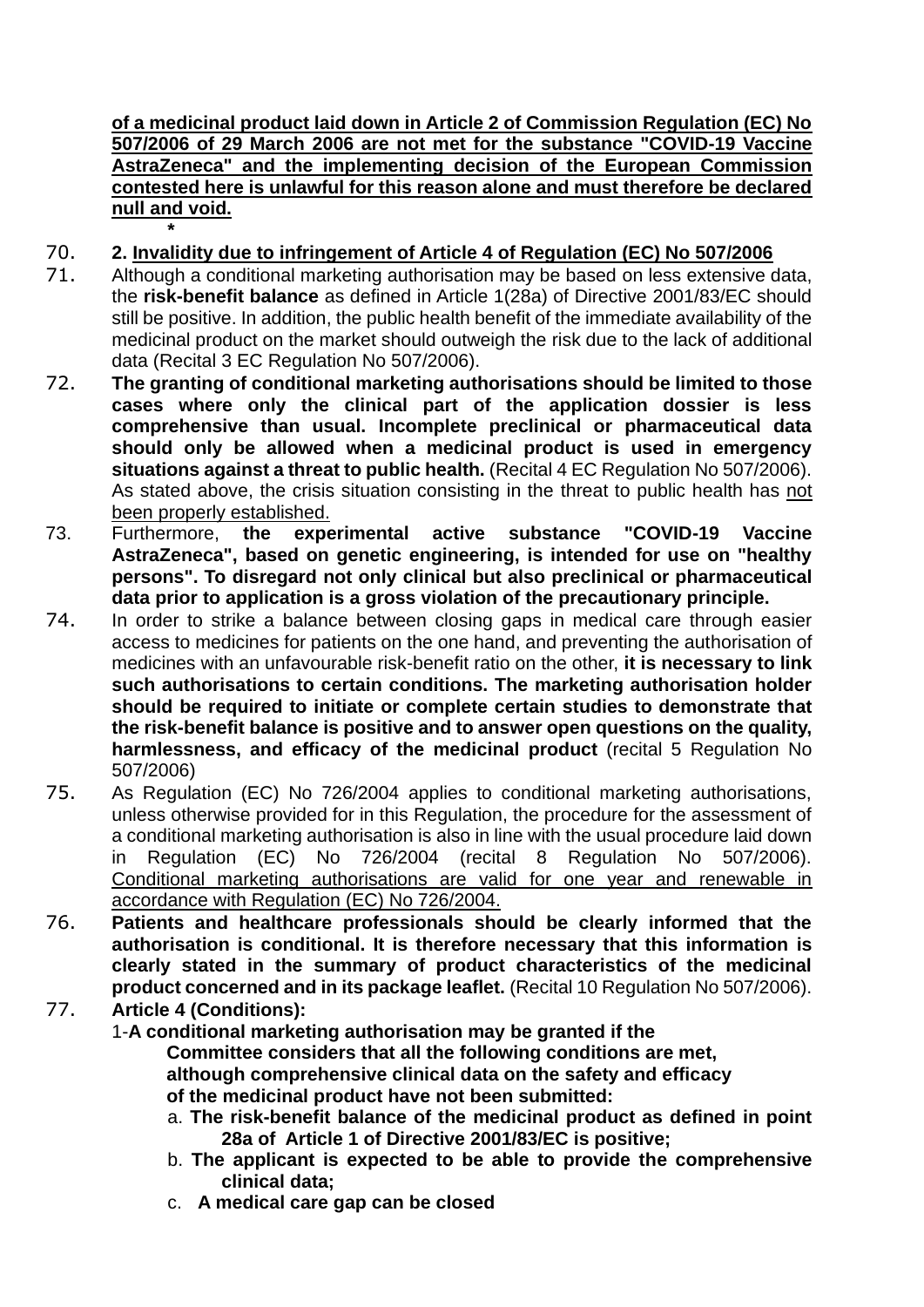**<u>of a medicinal product laid down in Article 2 of Commission Regulation (EC) No 507/2006 of 29 March 2006 are not met for the substance "COVID-19 Vaccine AstraZeneca" and the implementing decision of the European Commission contested here is unlawful for this reason alone and must therefore be declared null and void.</u>**

*

70. **2. <u>Invalidity due to infringement of Article 4 of Regulation (EC) No 507/2006</u>**

71. Although a conditional marketing authorisation may be based on less extensive data, the **risk-benefit balance** as defined in Article 1(28a) of Directive 2001/83/EC should still be positive. In addition, the public health benefit of the immediate availability of the medicinal product on the market should outweigh the risk due to the lack of additional data (Recital 3 EC Regulation No 507/2006).

72. **The granting of conditional marketing authorisations should be limited to those cases where only the clinical part of the application dossier is less comprehensive than usual. Incomplete preclinical or pharmaceutical data should only be allowed when a medicinal product is used in emergency situations against a threat to public health.** (Recital 4 EC Regulation No 507/2006). As stated above, the crisis situation consisting in the threat to public health has <u>not been properly established.</u>

73. Furthermore, **the experimental active substance "COVID-19 Vaccine AstraZeneca", based on genetic engineering, is intended for use on "healthy persons". To disregard not only clinical but also preclinical or pharmaceutical data prior to application is a gross violation of the precautionary principle.**

74. In order to strike a balance between closing gaps in medical care through easier access to medicines for patients on the one hand, and preventing the authorisation of medicines with an unfavourable risk-benefit ratio on the other, **it is necessary to link such authorisations to certain conditions. The marketing authorisation holder should be required to initiate or complete certain studies to demonstrate that the risk-benefit balance is positive and to answer open questions on the quality, harmlessness, and efficacy of the medicinal product** (recital 5 Regulation No 507/2006)

75. As Regulation (EC) No 726/2004 applies to conditional marketing authorisations, unless otherwise provided for in this Regulation, the procedure for the assessment of a conditional marketing authorisation is also in line with the usual procedure laid down in Regulation (EC) No 726/2004 (recital 8 Regulation No 507/2006). <u>Conditional marketing authorisations are valid for one year and renewable in accordance with Regulation (EC) No 726/2004.</u>

76. **Patients and healthcare professionals should be clearly informed that the authorisation is conditional. It is therefore necessary that this information is clearly stated in the summary of product characteristics of the medicinal product concerned and in its package leaflet.** (Recital 10 Regulation No 507/2006).

77. **Article 4 (Conditions):**

1-**A conditional marketing authorisation may be granted if the Committee considers that all the following conditions are met, although comprehensive clinical data on the safety and efficacy of the medicinal product have not been submitted:**

a. **The risk-benefit balance of the medicinal product as defined in point 28a of Article 1 of Directive 2001/83/EC is positive;**
b. **The applicant is expected to be able to provide the comprehensive clinical data;**
c. **A medical care gap can be closed**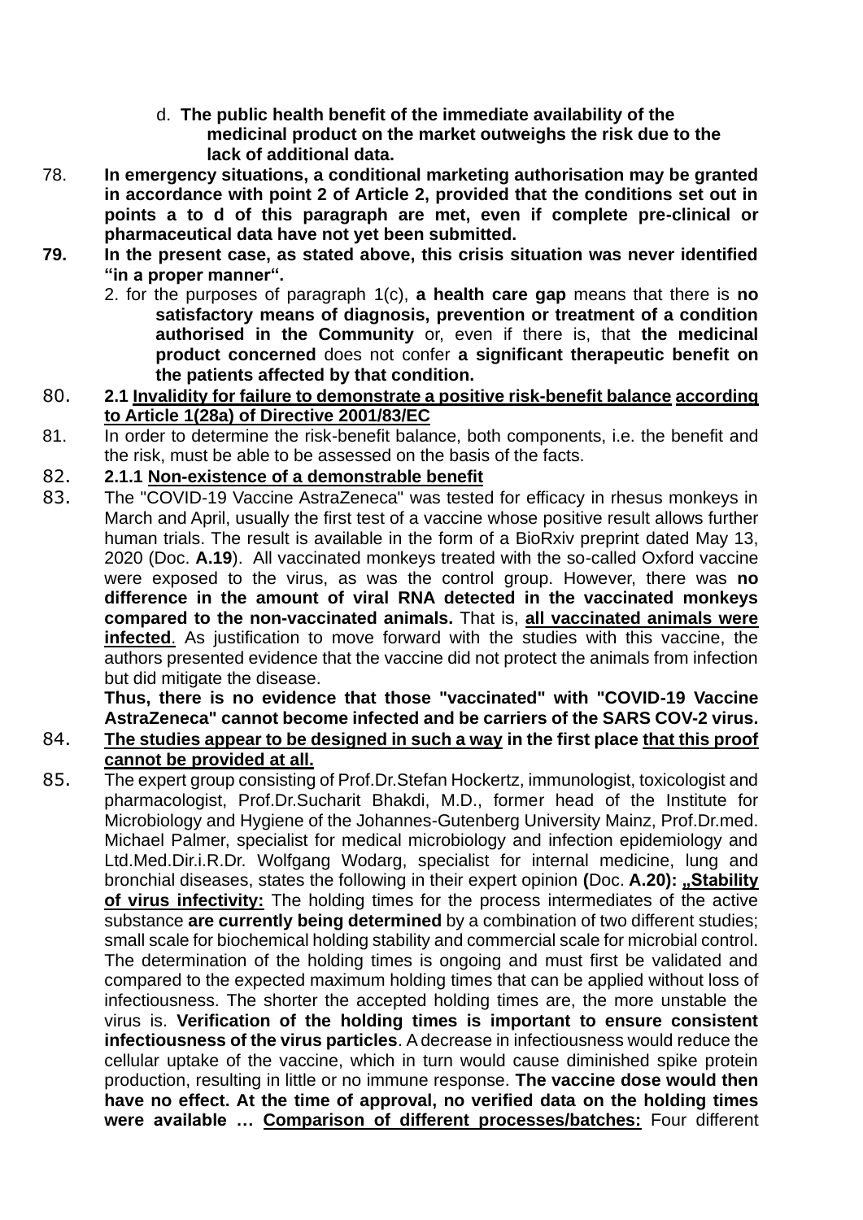d. **The public health benefit of the immediate availability of the medicinal product on the market outweighs the risk due to the lack of additional data.**

78. **In emergency situations, a conditional marketing authorisation may be granted in accordance with point 2 of Article 2, provided that the conditions set out in points a to d of this paragraph are met, even if complete pre-clinical or pharmaceutical data have not yet been submitted.**

79. **In the present case, as stated above, this crisis situation was never identified "in a proper manner".**

    2. for the purposes of paragraph 1(c), **a health care gap** means that there is **no satisfactory means of diagnosis, prevention or treatment of a condition authorised in the Community** or, even if there is, that **the medicinal product concerned** does not confer **a significant therapeutic benefit on the patients affected by that condition.**

80. **2.1 <u>Invalidity for failure to demonstrate a positive risk-benefit balance</u> <u>according to Article 1(28a) of Directive 2001/83/EC</u>**

81. In order to determine the risk-benefit balance, both components, i.e. the benefit and the risk, must be able to be assessed on the basis of the facts.

82. **2.1.1 <u>Non-existence of a demonstrable benefit</u>**

83. The "COVID-19 Vaccine AstraZeneca" was tested for efficacy in rhesus monkeys in March and April, usually the first test of a vaccine whose positive result allows further human trials. The result is available in the form of a BioRxiv preprint dated May 13, 2020 (Doc. **A.19**). All vaccinated monkeys treated with the so-called Oxford vaccine were exposed to the virus, as was the control group. However, there was **no difference in the amount of viral RNA detected in the vaccinated monkeys compared to the non-vaccinated animals.** That is, **<u>all vaccinated animals were infected</u>**. As justification to move forward with the studies with this vaccine, the authors presented evidence that the vaccine did not protect the animals from infection but did mitigate the disease.

    **Thus, there is no evidence that those "vaccinated" with "COVID-19 Vaccine AstraZeneca" cannot become infected and be carriers of the SARS COV-2 virus.**

84. **<u>The studies appear to be designed in such a way</u> in the first place <u>that this proof cannot be provided at all.</u>**

85. The expert group consisting of Prof.Dr.Stefan Hockertz, immunologist, toxicologist and pharmacologist, Prof.Dr.Sucharit Bhakdi, M.D., former head of the Institute for Microbiology and Hygiene of the Johannes-Gutenberg University Mainz, Prof.Dr.med. Michael Palmer, specialist for medical microbiology and infection epidemiology and Ltd.Med.Dir.i.R.Dr. Wolfgang Wodarg, specialist for internal medicine, lung and bronchial diseases, states the following in their expert opinion **(**Doc. **A.20): <u>„Stability of virus infectivity:</u>** The holding times for the process intermediates of the active substance **are currently being determined** by a combination of two different studies; small scale for biochemical holding stability and commercial scale for microbial control. The determination of the holding times is ongoing and must first be validated and compared to the expected maximum holding times that can be applied without loss of infectiousness. The shorter the accepted holding times are, the more unstable the virus is. **Verification of the holding times is important to ensure consistent infectiousness of the virus particles**. A decrease in infectiousness would reduce the cellular uptake of the vaccine, which in turn would cause diminished spike protein production, resulting in little or no immune response. **The vaccine dose would then have no effect. At the time of approval, no verified data on the holding times were available … <u>Comparison of different processes/batches:</u>** Four different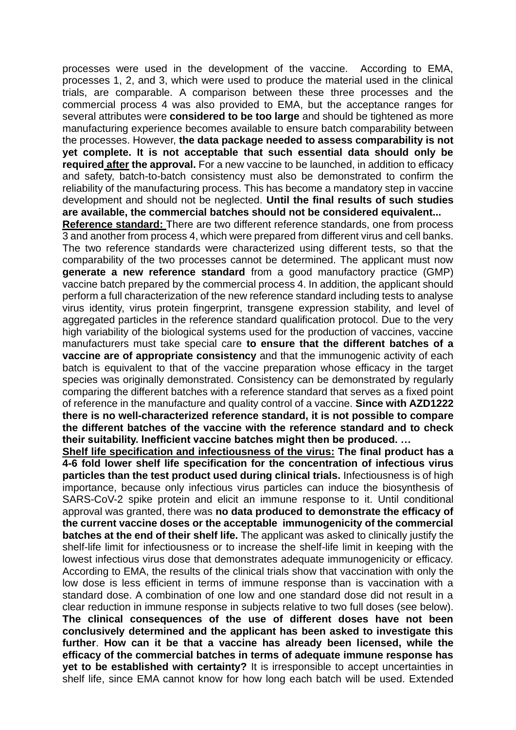processes were used in the development of the vaccine. According to EMA, processes 1, 2, and 3, which were used to produce the material used in the clinical trials, are comparable. A comparison between these three processes and the commercial process 4 was also provided to EMA, but the acceptance ranges for several attributes were **considered to be too large** and should be tightened as more manufacturing experience becomes available to ensure batch comparability between the processes. However, **the data package needed to assess comparability is not yet complete. It is not acceptable that such essential data should only be required <u>after</u> the approval.** For a new vaccine to be launched, in addition to efficacy and safety, batch-to-batch consistency must also be demonstrated to confirm the reliability of the manufacturing process. This has become a mandatory step in vaccine development and should not be neglected. **Until the final results of such studies are available, the commercial batches should not be considered equivalent...**

**<u>Reference standard:</u>** There are two different reference standards, one from process 3 and another from process 4, which were prepared from different virus and cell banks. The two reference standards were characterized using different tests, so that the comparability of the two processes cannot be determined. The applicant must now **generate a new reference standard** from a good manufactory practice (GMP) vaccine batch prepared by the commercial process 4. In addition, the applicant should perform a full characterization of the new reference standard including tests to analyse virus identity, virus protein fingerprint, transgene expression stability, and level of aggregated particles in the reference standard qualification protocol. Due to the very high variability of the biological systems used for the production of vaccines, vaccine manufacturers must take special care **to ensure that the different batches of a vaccine are of appropriate consistency** and that the immunogenic activity of each batch is equivalent to that of the vaccine preparation whose efficacy in the target species was originally demonstrated. Consistency can be demonstrated by regularly comparing the different batches with a reference standard that serves as a fixed point of reference in the manufacture and quality control of a vaccine. **Since with AZD1222 there is no well-characterized reference standard, it is not possible to compare the different batches of the vaccine with the reference standard and to check their suitability. Inefficient vaccine batches might then be produced. …**

**<u>Shelf life specification and infectiousness of the virus:</u> The final product has a 4-6 fold lower shelf life specification for the concentration of infectious virus particles than the test product used during clinical trials.** Infectiousness is of high importance, because only infectious virus particles can induce the biosynthesis of SARS-CoV-2 spike protein and elicit an immune response to it. Until conditional approval was granted, there was **no data produced to demonstrate the efficacy of the current vaccine doses or the acceptable immunogenicity of the commercial batches at the end of their shelf life.** The applicant was asked to clinically justify the shelf-life limit for infectiousness or to increase the shelf-life limit in keeping with the lowest infectious virus dose that demonstrates adequate immunogenicity or efficacy. According to EMA, the results of the clinical trials show that vaccination with only the low dose is less efficient in terms of immune response than is vaccination with a standard dose. A combination of one low and one standard dose did not result in a clear reduction in immune response in subjects relative to two full doses (see below). **The clinical consequences of the use of different doses have not been conclusively determined and the applicant has been asked to investigate this further**. **How can it be that a vaccine has already been licensed, while the efficacy of the commercial batches in terms of adequate immune response has yet to be established with certainty?** It is irresponsible to accept uncertainties in shelf life, since EMA cannot know for how long each batch will be used. Extended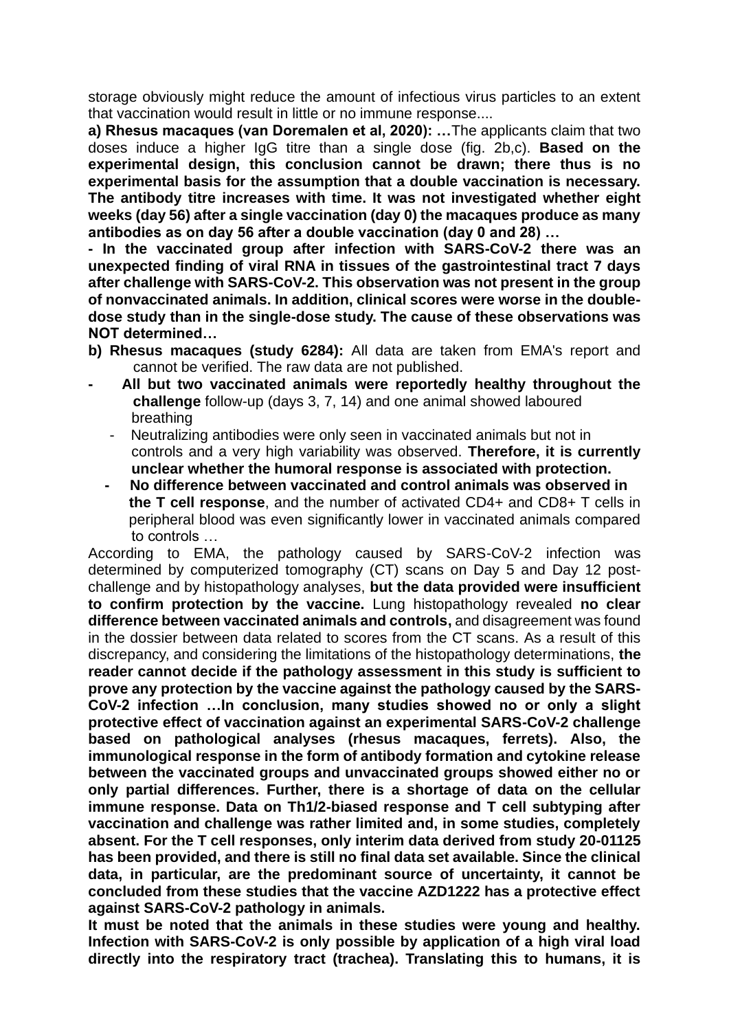storage obviously might reduce the amount of infectious virus particles to an extent that vaccination would result in little or no immune response....

**a) Rhesus macaques (van Doremalen et al, 2020): …**The applicants claim that two doses induce a higher IgG titre than a single dose (fig. 2b,c). **Based on the experimental design, this conclusion cannot be drawn; there thus is no experimental basis for the assumption that a double vaccination is necessary. The antibody titre increases with time. It was not investigated whether eight weeks (day 56) after a single vaccination (day 0) the macaques produce as many antibodies as on day 56 after a double vaccination (day 0 and 28) …**

**- In the vaccinated group after infection with SARS-CoV-2 there was an unexpected finding of viral RNA in tissues of the gastrointestinal tract 7 days after challenge with SARS-CoV-2. This observation was not present in the group of nonvaccinated animals. In addition, clinical scores were worse in the double-dose study than in the single-dose study. The cause of these observations was NOT determined…**

**b) Rhesus macaques (study 6284):** All data are taken from EMA's report and cannot be verified. The raw data are not published.

- **All but two vaccinated animals were reportedly healthy throughout the challenge** follow-up (days 3, 7, 14) and one animal showed laboured breathing
  - Neutralizing antibodies were only seen in vaccinated animals but not in controls and a very high variability was observed. **Therefore, it is currently unclear whether the humoral response is associated with protection.**
  - **No difference between vaccinated and control animals was observed in the T cell response**, and the number of activated CD4+ and CD8+ T cells in peripheral blood was even significantly lower in vaccinated animals compared to controls …

According to EMA, the pathology caused by SARS-CoV-2 infection was determined by computerized tomography (CT) scans on Day 5 and Day 12 post-challenge and by histopathology analyses, **but the data provided were insufficient to confirm protection by the vaccine.** Lung histopathology revealed **no clear difference between vaccinated animals and controls,** and disagreement was found in the dossier between data related to scores from the CT scans. As a result of this discrepancy, and considering the limitations of the histopathology determinations, **the reader cannot decide if the pathology assessment in this study is sufficient to prove any protection by the vaccine against the pathology caused by the SARS-CoV-2 infection …In conclusion, many studies showed no or only a slight protective effect of vaccination against an experimental SARS-CoV-2 challenge based on pathological analyses (rhesus macaques, ferrets). Also, the immunological response in the form of antibody formation and cytokine release between the vaccinated groups and unvaccinated groups showed either no or only partial differences. Further, there is a shortage of data on the cellular immune response. Data on Th1/2-biased response and T cell subtyping after vaccination and challenge was rather limited and, in some studies, completely absent. For the T cell responses, only interim data derived from study 20-01125 has been provided, and there is still no final data set available. Since the clinical data, in particular, are the predominant source of uncertainty, it cannot be concluded from these studies that the vaccine AZD1222 has a protective effect against SARS-CoV-2 pathology in animals.**

**It must be noted that the animals in these studies were young and healthy. Infection with SARS-CoV-2 is only possible by application of a high viral load directly into the respiratory tract (trachea). Translating this to humans, it is**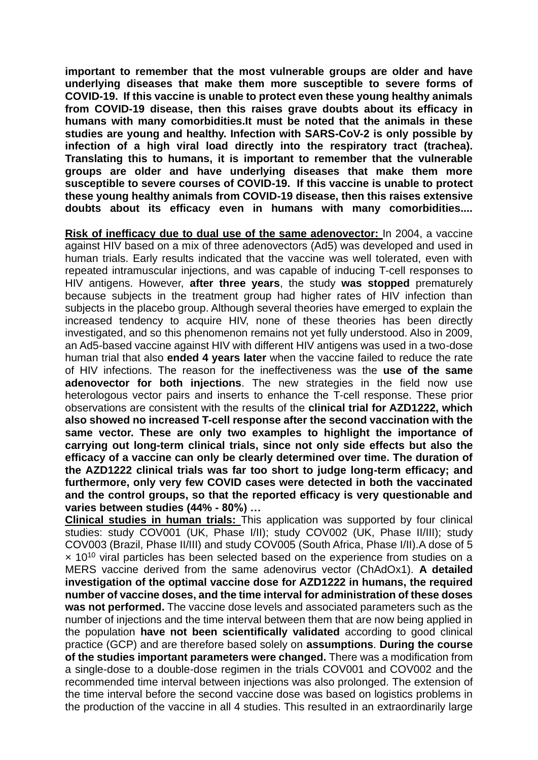**important to remember that the most vulnerable groups are older and have underlying diseases that make them more susceptible to severe forms of COVID-19. If this vaccine is unable to protect even these young healthy animals from COVID-19 disease, then this raises grave doubts about its efficacy in humans with many comorbidities.It must be noted that the animals in these studies are young and healthy. Infection with SARS-CoV-2 is only possible by infection of a high viral load directly into the respiratory tract (trachea). Translating this to humans, it is important to remember that the vulnerable groups are older and have underlying diseases that make them more susceptible to severe courses of COVID-19. If this vaccine is unable to protect these young healthy animals from COVID-19 disease, then this raises extensive doubts about its efficacy even in humans with many comorbidities....**

**Risk of inefficacy due to dual use of the same adenovector:** In 2004, a vaccine against HIV based on a mix of three adenovectors (Ad5) was developed and used in human trials. Early results indicated that the vaccine was well tolerated, even with repeated intramuscular injections, and was capable of inducing T-cell responses to HIV antigens. However, **after three years**, the study **was stopped** prematurely because subjects in the treatment group had higher rates of HIV infection than subjects in the placebo group. Although several theories have emerged to explain the increased tendency to acquire HIV, none of these theories has been directly investigated, and so this phenomenon remains not yet fully understood. Also in 2009, an Ad5-based vaccine against HIV with different HIV antigens was used in a two-dose human trial that also **ended 4 years later** when the vaccine failed to reduce the rate of HIV infections. The reason for the ineffectiveness was the **use of the same adenovector for both injections**. The new strategies in the field now use heterologous vector pairs and inserts to enhance the T-cell response. These prior observations are consistent with the results of the **clinical trial for AZD1222, which also showed no increased T-cell response after the second vaccination with the same vector. These are only two examples to highlight the importance of carrying out long-term clinical trials, since not only side effects but also the efficacy of a vaccine can only be clearly determined over time. The duration of the AZD1222 clinical trials was far too short to judge long-term efficacy; and furthermore, only very few COVID cases were detected in both the vaccinated and the control groups, so that the reported efficacy is very questionable and varies between studies (44% - 80%) …**

**Clinical studies in human trials:** This application was supported by four clinical studies: study COV001 (UK, Phase I/II); study COV002 (UK, Phase II/III); study COV003 (Brazil, Phase II/III) and study COV005 (South Africa, Phase I/II).A dose of 5 $\times 10^{10}$ viral particles has been selected based on the experience from studies on a MERS vaccine derived from the same adenovirus vector (ChAdOx1). **A detailed investigation of the optimal vaccine dose for AZD1222 in humans, the required number of vaccine doses, and the time interval for administration of these doses was not performed.** The vaccine dose levels and associated parameters such as the number of injections and the time interval between them that are now being applied in the population **have not been scientifically validated** according to good clinical practice (GCP) and are therefore based solely on **assumptions**. **During the course of the studies important parameters were changed.** There was a modification from a single-dose to a double-dose regimen in the trials COV001 and COV002 and the recommended time interval between injections was also prolonged. The extension of the time interval before the second vaccine dose was based on logistics problems in the production of the vaccine in all 4 studies. This resulted in an extraordinarily large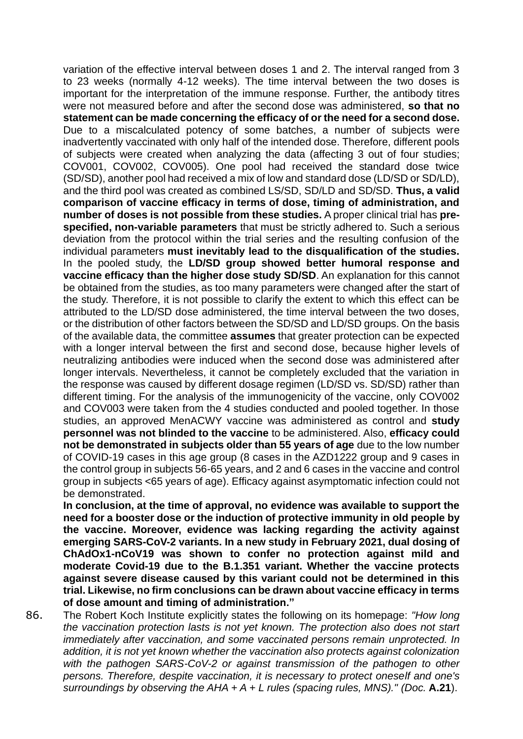variation of the effective interval between doses 1 and 2. The interval ranged from 3 to 23 weeks (normally 4-12 weeks). The time interval between the two doses is important for the interpretation of the immune response. Further, the antibody titres were not measured before and after the second dose was administered, **so that no statement can be made concerning the efficacy of or the need for a second dose.** Due to a miscalculated potency of some batches, a number of subjects were inadvertently vaccinated with only half of the intended dose. Therefore, different pools of subjects were created when analyzing the data (affecting 3 out of four studies; COV001, COV002, COV005). One pool had received the standard dose twice (SD/SD), another pool had received a mix of low and standard dose (LD/SD or SD/LD), and the third pool was created as combined LS/SD, SD/LD and SD/SD. **Thus, a valid comparison of vaccine efficacy in terms of dose, timing of administration, and number of doses is not possible from these studies.** A proper clinical trial has **pre-specified, non-variable parameters** that must be strictly adhered to. Such a serious deviation from the protocol within the trial series and the resulting confusion of the individual parameters **must inevitably lead to the disqualification of the studies.** In the pooled study, the **LD/SD group showed better humoral response and vaccine efficacy than the higher dose study SD/SD**. An explanation for this cannot be obtained from the studies, as too many parameters were changed after the start of the study. Therefore, it is not possible to clarify the extent to which this effect can be attributed to the LD/SD dose administered, the time interval between the two doses, or the distribution of other factors between the SD/SD and LD/SD groups. On the basis of the available data, the committee **assumes** that greater protection can be expected with a longer interval between the first and second dose, because higher levels of neutralizing antibodies were induced when the second dose was administered after longer intervals. Nevertheless, it cannot be completely excluded that the variation in the response was caused by different dosage regimen (LD/SD vs. SD/SD) rather than different timing. For the analysis of the immunogenicity of the vaccine, only COV002 and COV003 were taken from the 4 studies conducted and pooled together. In those studies, an approved MenACWY vaccine was administered as control and **study personnel was not blinded to the vaccine** to be administered. Also, **efficacy could not be demonstrated in subjects older than 55 years of age** due to the low number of COVID-19 cases in this age group (8 cases in the AZD1222 group and 9 cases in the control group in subjects 56-65 years, and 2 and 6 cases in the vaccine and control group in subjects <65 years of age). Efficacy against asymptomatic infection could not be demonstrated.

**In conclusion, at the time of approval, no evidence was available to support the need for a booster dose or the induction of protective immunity in old people by the vaccine. Moreover, evidence was lacking regarding the activity against emerging SARS-CoV-2 variants. In a new study in February 2021, dual dosing of ChAdOx1-nCoV19 was shown to confer no protection against mild and moderate Covid-19 due to the B.1.351 variant. Whether the vaccine protects against severe disease caused by this variant could not be determined in this trial. Likewise, no firm conclusions can be drawn about vaccine efficacy in terms of dose amount and timing of administration."**

86. The Robert Koch Institute explicitly states the following on its homepage: *"How long the vaccination protection lasts is not yet known. The protection also does not start immediately after vaccination, and some vaccinated persons remain unprotected. In addition, it is not yet known whether the vaccination also protects against colonization with the pathogen SARS-CoV-2 or against transmission of the pathogen to other persons. Therefore, despite vaccination, it is necessary to protect oneself and one's surroundings by observing the AHA + A + L rules (spacing rules, MNS)." (Doc.* **A.21**).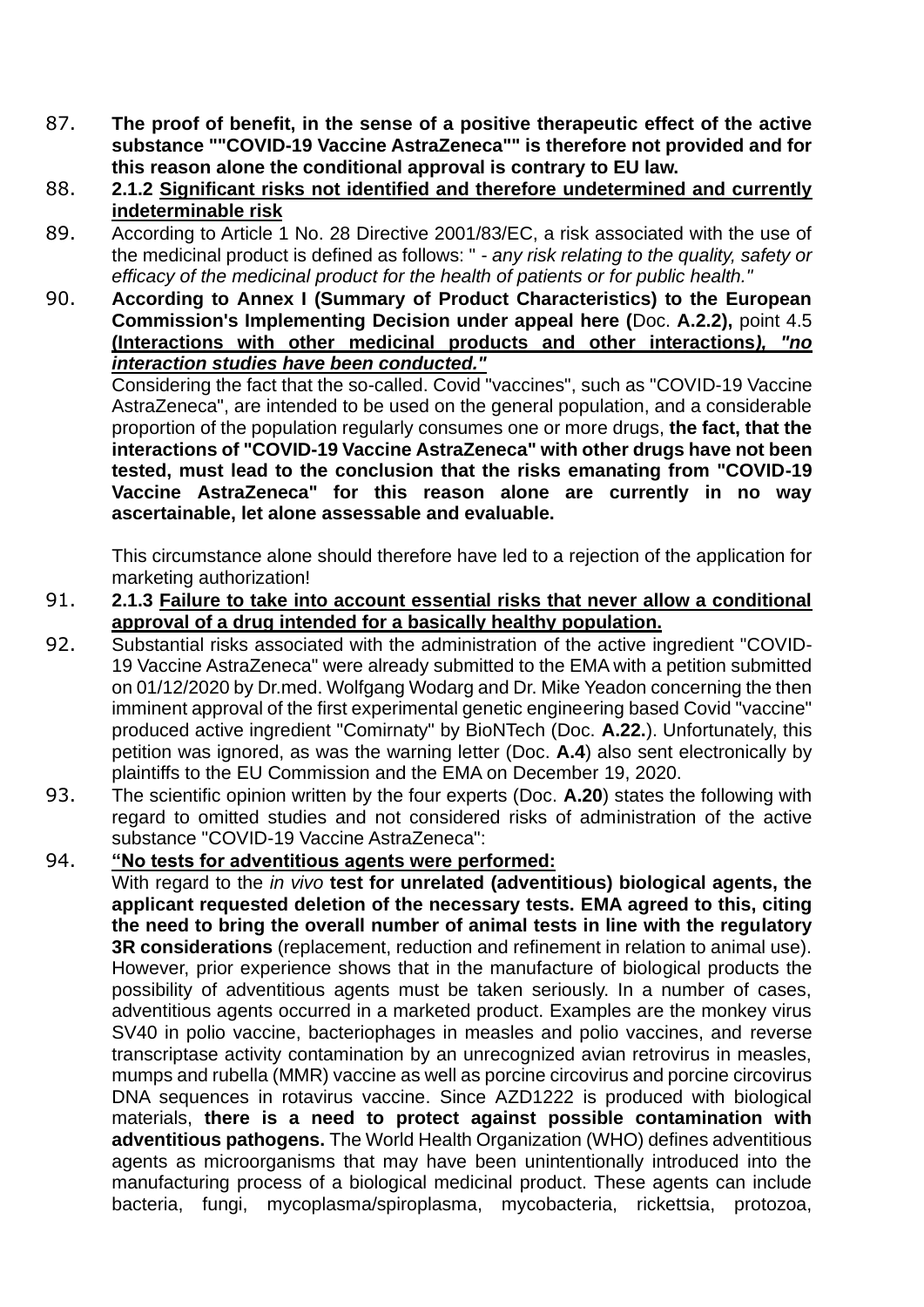87. **The proof of benefit, in the sense of a positive therapeutic effect of the active substance ""COVID-19 Vaccine AstraZeneca"" is therefore not provided and for this reason alone the conditional approval is contrary to EU law.**

88. **<u>2.1.2 Significant risks not identified and therefore undetermined and currently indeterminable risk</u>**

89. According to Article 1 No. 28 Directive 2001/83/EC, a risk associated with the use of the medicinal product is defined as follows: " - *any risk relating to the quality, safety or efficacy of the medicinal product for the health of patients or for public health."*

90. **According to Annex I (Summary of Product Characteristics) to the European Commission's Implementing Decision under appeal here (**Doc. **A.2.2),** point 4.5 **<u>(Interactions with other medicinal products and other interactions*), "no interaction studies have been conducted."*</u>**

    Considering the fact that the so-called. Covid "vaccines", such as "COVID-19 Vaccine AstraZeneca", are intended to be used on the general population, and a considerable proportion of the population regularly consumes one or more drugs, **the fact, that the interactions of "COVID-19 Vaccine AstraZeneca" with other drugs have not been tested, must lead to the conclusion that the risks emanating from "COVID-19 Vaccine AstraZeneca" for this reason alone are currently in no way ascertainable, let alone assessable and evaluable.**

    This circumstance alone should therefore have led to a rejection of the application for marketing authorization!

91. **<u>2.1.3 Failure to take into account essential risks that never allow a conditional approval of a drug intended for a basically healthy population.</u>**

92. Substantial risks associated with the administration of the active ingredient "COVID-19 Vaccine AstraZeneca" were already submitted to the EMA with a petition submitted on 01/12/2020 by Dr.med. Wolfgang Wodarg and Dr. Mike Yeadon concerning the then imminent approval of the first experimental genetic engineering based Covid "vaccine" produced active ingredient "Comirnaty" by BioNTech (Doc. **A.22.**). Unfortunately, this petition was ignored, as was the warning letter (Doc. **A.4**) also sent electronically by plaintiffs to the EU Commission and the EMA on December 19, 2020.

93. The scientific opinion written by the four experts (Doc. **A.20**) states the following with regard to omitted studies and not considered risks of administration of the active substance "COVID-19 Vaccine AstraZeneca":

94. **<u>"No tests for adventitious agents were performed:</u>**

    With regard to the *in vivo* **test for unrelated (adventitious) biological agents, the applicant requested deletion of the necessary tests. EMA agreed to this, citing the need to bring the overall number of animal tests in line with the regulatory 3R considerations** (replacement, reduction and refinement in relation to animal use). However, prior experience shows that in the manufacture of biological products the possibility of adventitious agents must be taken seriously. In a number of cases, adventitious agents occurred in a marketed product. Examples are the monkey virus SV40 in polio vaccine, bacteriophages in measles and polio vaccines, and reverse transcriptase activity contamination by an unrecognized avian retrovirus in measles, mumps and rubella (MMR) vaccine as well as porcine circovirus and porcine circovirus DNA sequences in rotavirus vaccine. Since AZD1222 is produced with biological materials, **there is a need to protect against possible contamination with adventitious pathogens.** The World Health Organization (WHO) defines adventitious agents as microorganisms that may have been unintentionally introduced into the manufacturing process of a biological medicinal product. These agents can include bacteria, fungi, mycoplasma/spiroplasma, mycobacteria, rickettsia, protozoa,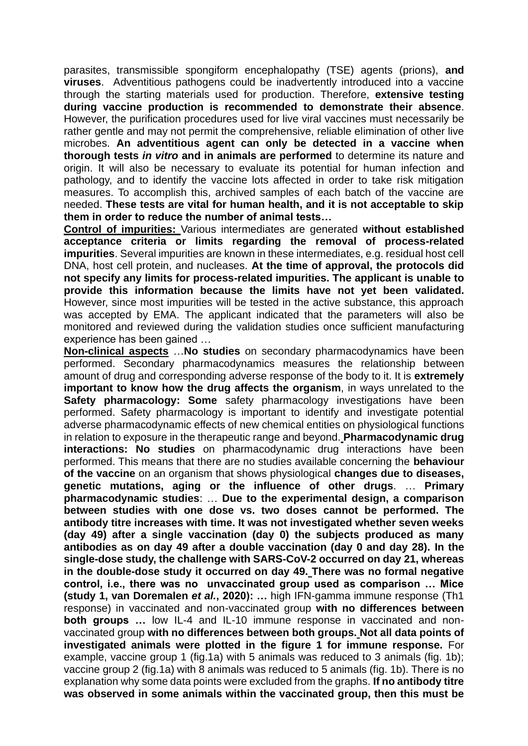parasites, transmissible spongiform encephalopathy (TSE) agents (prions), **and viruses**. Adventitious pathogens could be inadvertently introduced into a vaccine through the starting materials used for production. Therefore, **extensive testing during vaccine production is recommended to demonstrate their absence**. However, the purification procedures used for live viral vaccines must necessarily be rather gentle and may not permit the comprehensive, reliable elimination of other live microbes. **An adventitious agent can only be detected in a vaccine when thorough tests *in vitro* and in animals are performed** to determine its nature and origin. It will also be necessary to evaluate its potential for human infection and pathology, and to identify the vaccine lots affected in order to take risk mitigation measures. To accomplish this, archived samples of each batch of the vaccine are needed. **These tests are vital for human health, and it is not acceptable to skip them in order to reduce the number of animal tests…**

**Control of impurities:** Various intermediates are generated **without established acceptance criteria or limits regarding the removal of process-related impurities**. Several impurities are known in these intermediates, e.g. residual host cell DNA, host cell protein, and nucleases. **At the time of approval, the protocols did not specify any limits for process-related impurities. The applicant is unable to provide this information because the limits have not yet been validated.** However, since most impurities will be tested in the active substance, this approach was accepted by EMA. The applicant indicated that the parameters will also be monitored and reviewed during the validation studies once sufficient manufacturing experience has been gained …

**Non-clinical aspects** …**No studies** on secondary pharmacodynamics have been performed. Secondary pharmacodynamics measures the relationship between amount of drug and corresponding adverse response of the body to it. It is **extremely important to know how the drug affects the organism**, in ways unrelated to the **Safety pharmacology: Some** safety pharmacology investigations have been performed. Safety pharmacology is important to identify and investigate potential adverse pharmacodynamic effects of new chemical entities on physiological functions in relation to exposure in the therapeutic range and beyond. **Pharmacodynamic drug interactions: No studies** on pharmacodynamic drug interactions have been performed. This means that there are no studies available concerning the **behaviour of the vaccine** on an organism that shows physiological **changes due to diseases, genetic mutations, aging or the influence of other drugs**. … **Primary pharmacodynamic studies**: … **Due to the experimental design, a comparison between studies with one dose vs. two doses cannot be performed. The antibody titre increases with time. It was not investigated whether seven weeks (day 49) after a single vaccination (day 0) the subjects produced as many antibodies as on day 49 after a double vaccination (day 0 and day 28). In the single-dose study, the challenge with SARS-CoV-2 occurred on day 21, whereas in the double-dose study it occurred on day 49. There was no formal negative control, i.e., there was no unvaccinated group used as comparison … Mice (study 1, van Doremalen *et al.*, 2020): …** high IFN-gamma immune response (Th1 response) in vaccinated and non-vaccinated group **with no differences between both groups …** low IL-4 and IL-10 immune response in vaccinated and non-vaccinated group **with no differences between both groups. Not all data points of investigated animals were plotted in the figure 1 for immune response.** For example, vaccine group 1 (fig.1a) with 5 animals was reduced to 3 animals (fig. 1b); vaccine group 2 (fig.1a) with 8 animals was reduced to 5 animals (fig. 1b). There is no explanation why some data points were excluded from the graphs. **If no antibody titre was observed in some animals within the vaccinated group, then this must be**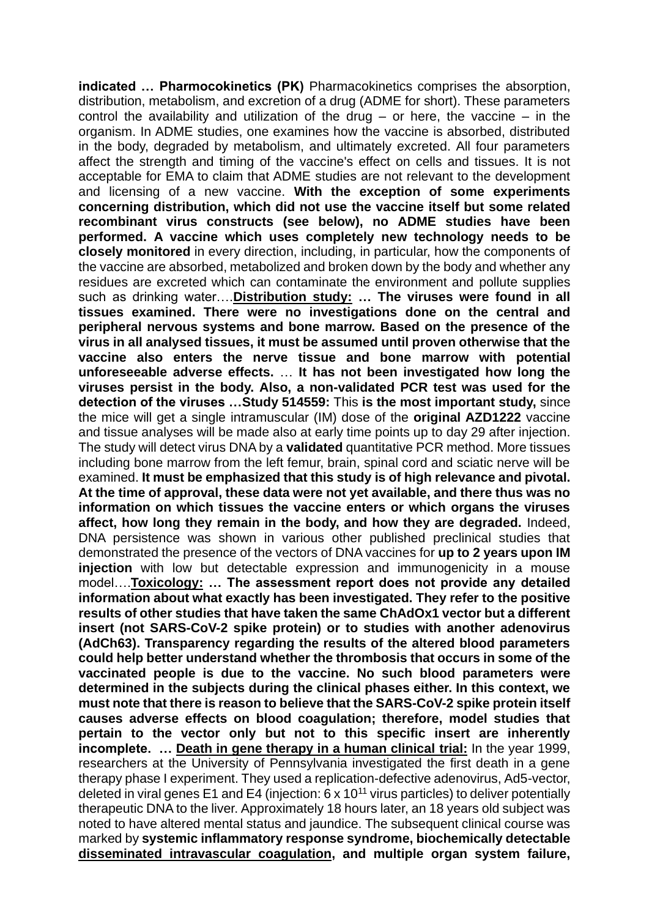**indicated … Pharmocokinetics (PK)** Pharmacokinetics comprises the absorption, distribution, metabolism, and excretion of a drug (ADME for short). These parameters control the availability and utilization of the drug – or here, the vaccine – in the organism. In ADME studies, one examines how the vaccine is absorbed, distributed in the body, degraded by metabolism, and ultimately excreted. All four parameters affect the strength and timing of the vaccine's effect on cells and tissues. It is not acceptable for EMA to claim that ADME studies are not relevant to the development and licensing of a new vaccine. **With the exception of some experiments concerning distribution, which did not use the vaccine itself but some related recombinant virus constructs (see below), no ADME studies have been performed. A vaccine which uses completely new technology needs to be closely monitored** in every direction, including, in particular, how the components of the vaccine are absorbed, metabolized and broken down by the body and whether any residues are excreted which can contaminate the environment and pollute supplies such as drinking water….**<u>Distribution study:</u> … The viruses were found in all tissues examined. There were no investigations done on the central and peripheral nervous systems and bone marrow. Based on the presence of the virus in all analysed tissues, it must be assumed until proven otherwise that the vaccine also enters the nerve tissue and bone marrow with potential unforeseeable adverse effects.** … **It has not been investigated how long the viruses persist in the body. Also, a non-validated PCR test was used for the detection of the viruses …Study 514559:** This **is the most important study,** since the mice will get a single intramuscular (IM) dose of the **original AZD1222** vaccine and tissue analyses will be made also at early time points up to day 29 after injection. The study will detect virus DNA by a **validated** quantitative PCR method. More tissues including bone marrow from the left femur, brain, spinal cord and sciatic nerve will be examined. **It must be emphasized that this study is of high relevance and pivotal. At the time of approval, these data were not yet available, and there thus was no information on which tissues the vaccine enters or which organs the viruses affect, how long they remain in the body, and how they are degraded.** Indeed, DNA persistence was shown in various other published preclinical studies that demonstrated the presence of the vectors of DNA vaccines for **up to 2 years upon IM injection** with low but detectable expression and immunogenicity in a mouse model….**<u>Toxicology:</u> … The assessment report does not provide any detailed information about what exactly has been investigated. They refer to the positive results of other studies that have taken the same ChAdOx1 vector but a different insert (not SARS-CoV-2 spike protein) or to studies with another adenovirus (AdCh63). Transparency regarding the results of the altered blood parameters could help better understand whether the thrombosis that occurs in some of the vaccinated people is due to the vaccine. No such blood parameters were determined in the subjects during the clinical phases either. In this context, we must note that there is reason to believe that the SARS-CoV-2 spike protein itself causes adverse effects on blood coagulation; therefore, model studies that pertain to the vector only but not to this specific insert are inherently incomplete. … <u>Death in gene therapy in a human clinical trial:</u>** In the year 1999, researchers at the University of Pennsylvania investigated the first death in a gene therapy phase I experiment. They used a replication-defective adenovirus, Ad5-vector, deleted in viral genes E1 and E4 (injection: $6 \times 10^{11}$ virus particles) to deliver potentially therapeutic DNA to the liver. Approximately 18 hours later, an 18 years old subject was noted to have altered mental status and jaundice. The subsequent clinical course was marked by **systemic inflammatory response syndrome, biochemically detectable <u>disseminated intravascular coagulation</u>, and multiple organ system failure,**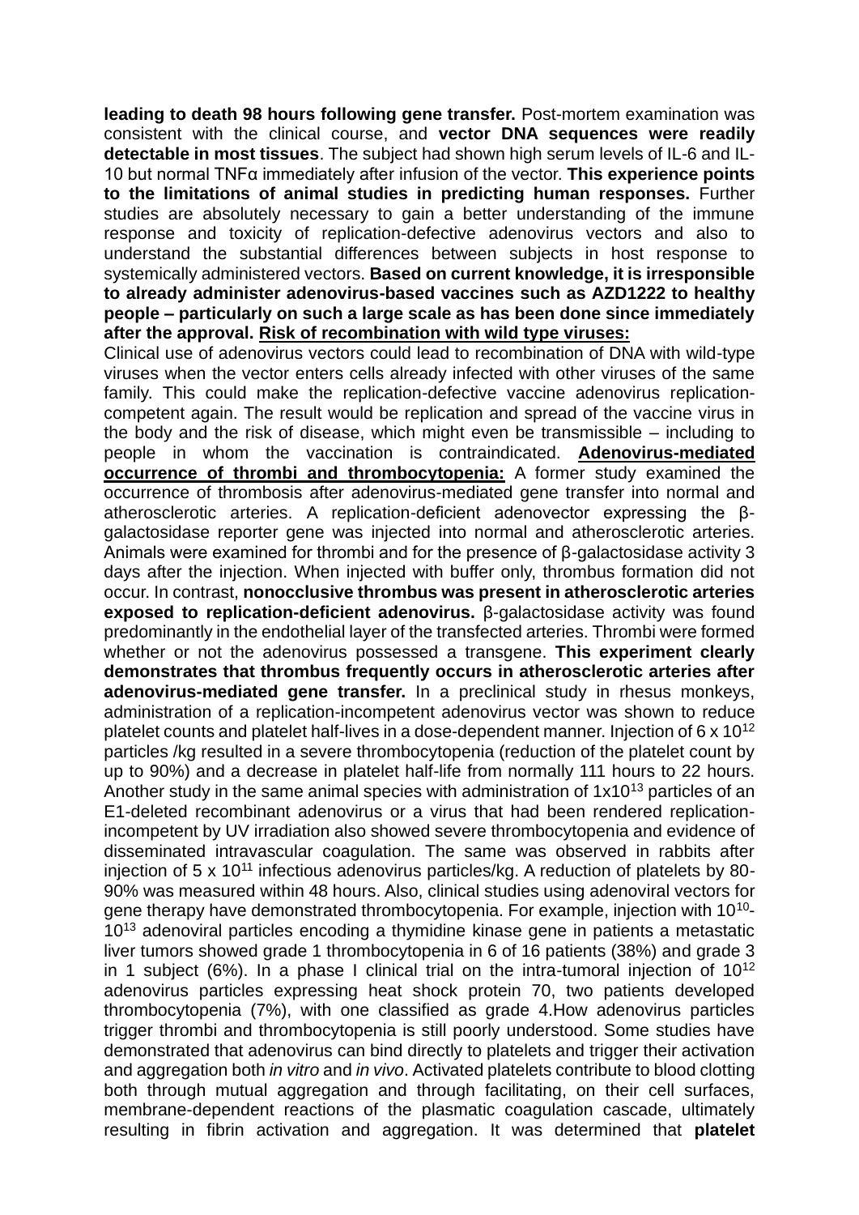**leading to death 98 hours following gene transfer.** Post-mortem examination was consistent with the clinical course, and **vector DNA sequences were readily detectable in most tissues**. The subject had shown high serum levels of IL-6 and IL-10 but normal TNFα immediately after infusion of the vector. **This experience points to the limitations of animal studies in predicting human responses.** Further studies are absolutely necessary to gain a better understanding of the immune response and toxicity of replication-defective adenovirus vectors and also to understand the substantial differences between subjects in host response to systemically administered vectors. **Based on current knowledge, it is irresponsible to already administer adenovirus-based vaccines such as AZD1222 to healthy people – particularly on such a large scale as has been done since immediately after the approval.** **Risk of recombination with wild type viruses:**

Clinical use of adenovirus vectors could lead to recombination of DNA with wild-type viruses when the vector enters cells already infected with other viruses of the same family. This could make the replication-defective vaccine adenovirus replication-competent again. The result would be replication and spread of the vaccine virus in the body and the risk of disease, which might even be transmissible – including to people in whom the vaccination is contraindicated. **Adenovirus-mediated occurrence of thrombi and thrombocytopenia:** A former study examined the occurrence of thrombosis after adenovirus-mediated gene transfer into normal and atherosclerotic arteries. A replication-deficient adenovector expressing the β-galactosidase reporter gene was injected into normal and atherosclerotic arteries. Animals were examined for thrombi and for the presence of β-galactosidase activity 3 days after the injection. When injected with buffer only, thrombus formation did not occur. In contrast, **nonocclusive thrombus was present in atherosclerotic arteries exposed to replication-deficient adenovirus.** β-galactosidase activity was found predominantly in the endothelial layer of the transfected arteries. Thrombi were formed whether or not the adenovirus possessed a transgene. **This experiment clearly demonstrates that thrombus frequently occurs in atherosclerotic arteries after adenovirus-mediated gene transfer.** In a preclinical study in rhesus monkeys, administration of a replication-incompetent adenovirus vector was shown to reduce platelet counts and platelet half-lives in a dose-dependent manner. Injection of $6 \times 10^{12}$ particles /kg resulted in a severe thrombocytopenia (reduction of the platelet count by up to 90%) and a decrease in platelet half-life from normally 111 hours to 22 hours. Another study in the same animal species with administration of $1 \times 10^{13}$ particles of an E1-deleted recombinant adenovirus or a virus that had been rendered replication-incompetent by UV irradiation also showed severe thrombocytopenia and evidence of disseminated intravascular coagulation. The same was observed in rabbits after injection of $5 \times 10^{11}$ infectious adenovirus particles/kg. A reduction of platelets by 80-90% was measured within 48 hours. Also, clinical studies using adenoviral vectors for gene therapy have demonstrated thrombocytopenia. For example, injection with $10^{10}$-$10^{13}$ adenoviral particles encoding a thymidine kinase gene in patients a metastatic liver tumors showed grade 1 thrombocytopenia in 6 of 16 patients (38%) and grade 3 in 1 subject (6%). In a phase I clinical trial on the intra-tumoral injection of $10^{12}$ adenovirus particles expressing heat shock protein 70, two patients developed thrombocytopenia (7%), with one classified as grade 4.How adenovirus particles trigger thrombi and thrombocytopenia is still poorly understood. Some studies have demonstrated that adenovirus can bind directly to platelets and trigger their activation and aggregation both *in vitro* and *in vivo*. Activated platelets contribute to blood clotting both through mutual aggregation and through facilitating, on their cell surfaces, membrane-dependent reactions of the plasmatic coagulation cascade, ultimately resulting in fibrin activation and aggregation. It was determined that **platelet**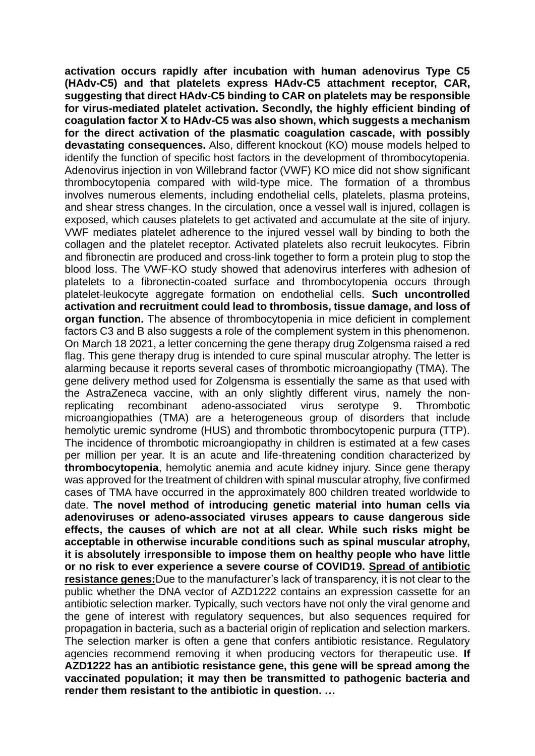**activation occurs rapidly after incubation with human adenovirus Type C5 (HAdv-C5) and that platelets express HAdv-C5 attachment receptor, CAR, suggesting that direct HAdv-C5 binding to CAR on platelets may be responsible for virus-mediated platelet activation. Secondly, the highly efficient binding of coagulation factor X to HAdv-C5 was also shown, which suggests a mechanism for the direct activation of the plasmatic coagulation cascade, with possibly devastating consequences.** Also, different knockout (KO) mouse models helped to identify the function of specific host factors in the development of thrombocytopenia. Adenovirus injection in von Willebrand factor (VWF) KO mice did not show significant thrombocytopenia compared with wild-type mice. The formation of a thrombus involves numerous elements, including endothelial cells, platelets, plasma proteins, and shear stress changes. In the circulation, once a vessel wall is injured, collagen is exposed, which causes platelets to get activated and accumulate at the site of injury. VWF mediates platelet adherence to the injured vessel wall by binding to both the collagen and the platelet receptor. Activated platelets also recruit leukocytes. Fibrin and fibronectin are produced and cross-link together to form a protein plug to stop the blood loss. The VWF-KO study showed that adenovirus interferes with adhesion of platelets to a fibronectin-coated surface and thrombocytopenia occurs through platelet-leukocyte aggregate formation on endothelial cells. **Such uncontrolled activation and recruitment could lead to thrombosis, tissue damage, and loss of organ function.** The absence of thrombocytopenia in mice deficient in complement factors C3 and B also suggests a role of the complement system in this phenomenon. On March 18 2021, a letter concerning the gene therapy drug Zolgensma raised a red flag. This gene therapy drug is intended to cure spinal muscular atrophy. The letter is alarming because it reports several cases of thrombotic microangiopathy (TMA). The gene delivery method used for Zolgensma is essentially the same as that used with the AstraZeneca vaccine, with an only slightly different virus, namely the non-replicating recombinant adeno-associated virus serotype 9. Thrombotic microangiopathies (TMA) are a heterogeneous group of disorders that include hemolytic uremic syndrome (HUS) and thrombotic thrombocytopenic purpura (TTP). The incidence of thrombotic microangiopathy in children is estimated at a few cases per million per year. It is an acute and life-threatening condition characterized by **thrombocytopenia**, hemolytic anemia and acute kidney injury. Since gene therapy was approved for the treatment of children with spinal muscular atrophy, five confirmed cases of TMA have occurred in the approximately 800 children treated worldwide to date. **The novel method of introducing genetic material into human cells via adenoviruses or adeno-associated viruses appears to cause dangerous side effects, the causes of which are not at all clear. While such risks might be acceptable in otherwise incurable conditions such as spinal muscular atrophy, it is absolutely irresponsible to impose them on healthy people who have little or no risk to ever experience a severe course of COVID19.** <u>**Spread of antibiotic resistance genes:**</u>Due to the manufacturer's lack of transparency, it is not clear to the public whether the DNA vector of AZD1222 contains an expression cassette for an antibiotic selection marker. Typically, such vectors have not only the viral genome and the gene of interest with regulatory sequences, but also sequences required for propagation in bacteria, such as a bacterial origin of replication and selection markers. The selection marker is often a gene that confers antibiotic resistance. Regulatory agencies recommend removing it when producing vectors for therapeutic use. **If AZD1222 has an antibiotic resistance gene, this gene will be spread among the vaccinated population; it may then be transmitted to pathogenic bacteria and render them resistant to the antibiotic in question. …**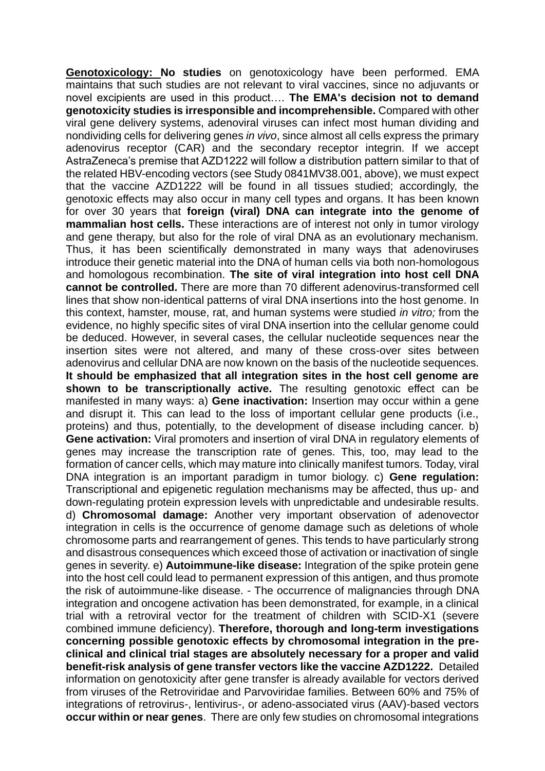**Genotoxicology: No studies** on genotoxicology have been performed. EMA maintains that such studies are not relevant to viral vaccines, since no adjuvants or novel excipients are used in this product…. **The EMA's decision not to demand genotoxicity studies is irresponsible and incomprehensible.** Compared with other viral gene delivery systems, adenoviral viruses can infect most human dividing and nondividing cells for delivering genes *in vivo*, since almost all cells express the primary adenovirus receptor (CAR) and the secondary receptor integrin. If we accept AstraZeneca's premise that AZD1222 will follow a distribution pattern similar to that of the related HBV-encoding vectors (see Study 0841MV38.001, above), we must expect that the vaccine AZD1222 will be found in all tissues studied; accordingly, the genotoxic effects may also occur in many cell types and organs. It has been known for over 30 years that **foreign (viral) DNA can integrate into the genome of mammalian host cells.** These interactions are of interest not only in tumor virology and gene therapy, but also for the role of viral DNA as an evolutionary mechanism. Thus, it has been scientifically demonstrated in many ways that adenoviruses introduce their genetic material into the DNA of human cells via both non-homologous and homologous recombination. **The site of viral integration into host cell DNA cannot be controlled.** There are more than 70 different adenovirus-transformed cell lines that show non-identical patterns of viral DNA insertions into the host genome. In this context, hamster, mouse, rat, and human systems were studied *in vitro;* from the evidence, no highly specific sites of viral DNA insertion into the cellular genome could be deduced. However, in several cases, the cellular nucleotide sequences near the insertion sites were not altered, and many of these cross-over sites between adenovirus and cellular DNA are now known on the basis of the nucleotide sequences. **It should be emphasized that all integration sites in the host cell genome are shown to be transcriptionally active.** The resulting genotoxic effect can be manifested in many ways: a) **Gene inactivation:** Insertion may occur within a gene and disrupt it. This can lead to the loss of important cellular gene products (i.e., proteins) and thus, potentially, to the development of disease including cancer. b) **Gene activation:** Viral promoters and insertion of viral DNA in regulatory elements of genes may increase the transcription rate of genes. This, too, may lead to the formation of cancer cells, which may mature into clinically manifest tumors. Today, viral DNA integration is an important paradigm in tumor biology. c) **Gene regulation:** Transcriptional and epigenetic regulation mechanisms may be affected, thus up- and down-regulating protein expression levels with unpredictable and undesirable results. d) **Chromosomal damage:** Another very important observation of adenovector integration in cells is the occurrence of genome damage such as deletions of whole chromosome parts and rearrangement of genes. This tends to have particularly strong and disastrous consequences which exceed those of activation or inactivation of single genes in severity. e) **Autoimmune-like disease:** Integration of the spike protein gene into the host cell could lead to permanent expression of this antigen, and thus promote the risk of autoimmune-like disease. - The occurrence of malignancies through DNA integration and oncogene activation has been demonstrated, for example, in a clinical trial with a retroviral vector for the treatment of children with SCID-X1 (severe combined immune deficiency). **Therefore, thorough and long-term investigations concerning possible genotoxic effects by chromosomal integration in the pre-clinical and clinical trial stages are absolutely necessary for a proper and valid benefit-risk analysis of gene transfer vectors like the vaccine AZD1222.** Detailed information on genotoxicity after gene transfer is already available for vectors derived from viruses of the Retroviridae and Parvoviridae families. Between 60% and 75% of integrations of retrovirus-, lentivirus-, or adeno-associated virus (AAV)-based vectors **occur within or near genes**. There are only few studies on chromosomal integrations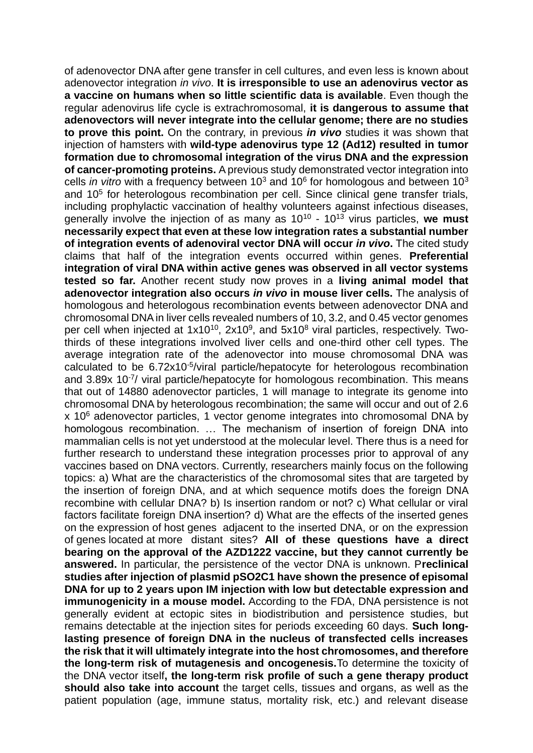of adenovector DNA after gene transfer in cell cultures, and even less is known about adenovector integration *in vivo*. **It is irresponsible to use an adenovirus vector as a vaccine on humans when so little scientific data is available**. Even though the regular adenovirus life cycle is extrachromosomal, **it is dangerous to assume that adenovectors will never integrate into the cellular genome; there are no studies to prove this point.** On the contrary, in previous ***in vivo*** studies it was shown that injection of hamsters with **wild-type adenovirus type 12 (Ad12) resulted in tumor formation due to chromosomal integration of the virus DNA and the expression of cancer-promoting proteins.** A previous study demonstrated vector integration into cells *in vitro* with a frequency between $10^3$ and $10^6$ for homologous and between $10^3$ and $10^5$ for heterologous recombination per cell. Since clinical gene transfer trials, including prophylactic vaccination of healthy volunteers against infectious diseases, generally involve the injection of as many as $10^{10}$ - $10^{13}$ virus particles, **we must necessarily expect that even at these low integration rates a substantial number of integration events of adenoviral vector DNA will occur *in vivo*.** The cited study claims that half of the integration events occurred within genes. **Preferential integration of viral DNA within active genes was observed in all vector systems tested so far.** Another recent study now proves in a **living animal model that adenovector integration also occurs *in vivo* in mouse liver cells.** The analysis of homologous and heterologous recombination events between adenovector DNA and chromosomal DNA in liver cells revealed numbers of 10, 3.2, and 0.45 vector genomes per cell when injected at $1\text{x}10^{10}$, $2\text{x}10^9$, and $5\text{x}10^8$ viral particles, respectively. Two-thirds of these integrations involved liver cells and one-third other cell types. The average integration rate of the adenovector into mouse chromosomal DNA was calculated to be $6.72\text{x}10^{-5}$/viral particle/hepatocyte for heterologous recombination and $3.89\text{x}\ 10^{-7}$/ viral particle/hepatocyte for homologous recombination. This means that out of 14880 adenovector particles, 1 will manage to integrate its genome into chromosomal DNA by heterologous recombination; the same will occur and out of $2.6\ \text{x}\ 10^6$ adenovector particles, 1 vector genome integrates into chromosomal DNA by homologous recombination. … The mechanism of insertion of foreign DNA into mammalian cells is not yet understood at the molecular level. There thus is a need for further research to understand these integration processes prior to approval of any vaccines based on DNA vectors. Currently, researchers mainly focus on the following topics: a) What are the characteristics of the chromosomal sites that are targeted by the insertion of foreign DNA, and at which sequence motifs does the foreign DNA recombine with cellular DNA? b) Is insertion random or not? c) What cellular or viral factors facilitate foreign DNA insertion? d) What are the effects of the inserted genes on the expression of host genes adjacent to the inserted DNA, or on the expression of genes located at more distant sites? **All of these questions have a direct bearing on the approval of the AZD1222 vaccine, but they cannot currently be answered.** In particular, the persistence of the vector DNA is unknown. P**reclinical studies after injection of plasmid pSO2C1 have shown the presence of episomal DNA for up to 2 years upon IM injection with low but detectable expression and immunogenicity in a mouse model.** According to the FDA, DNA persistence is not generally evident at ectopic sites in biodistribution and persistence studies, but remains detectable at the injection sites for periods exceeding 60 days. **Such long-lasting presence of foreign DNA in the nucleus of transfected cells increases the risk that it will ultimately integrate into the host chromosomes, and therefore the long-term risk of mutagenesis and oncogenesis.** To determine the toxicity of the DNA vector itself**, the long-term risk profile of such a gene therapy product should also take into account** the target cells, tissues and organs, as well as the patient population (age, immune status, mortality risk, etc.) and relevant disease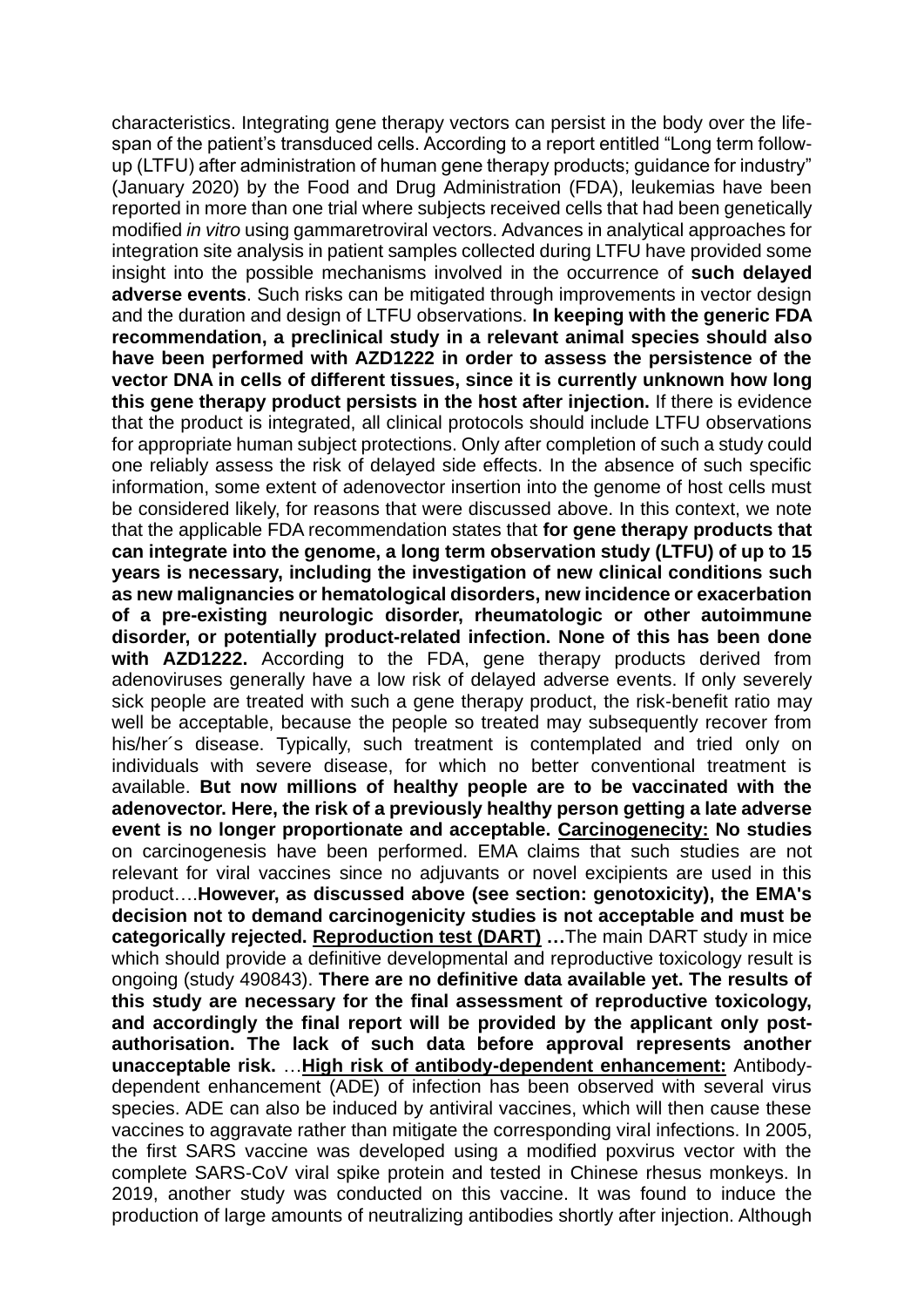characteristics. Integrating gene therapy vectors can persist in the body over the life-span of the patient's transduced cells. According to a report entitled "Long term follow-up (LTFU) after administration of human gene therapy products; guidance for industry" (January 2020) by the Food and Drug Administration (FDA), leukemias have been reported in more than one trial where subjects received cells that had been genetically modified *in vitro* using gammaretroviral vectors. Advances in analytical approaches for integration site analysis in patient samples collected during LTFU have provided some insight into the possible mechanisms involved in the occurrence of **such delayed adverse events**. Such risks can be mitigated through improvements in vector design and the duration and design of LTFU observations. **In keeping with the generic FDA recommendation, a preclinical study in a relevant animal species should also have been performed with AZD1222 in order to assess the persistence of the vector DNA in cells of different tissues, since it is currently unknown how long this gene therapy product persists in the host after injection.** If there is evidence that the product is integrated, all clinical protocols should include LTFU observations for appropriate human subject protections. Only after completion of such a study could one reliably assess the risk of delayed side effects. In the absence of such specific information, some extent of adenovector insertion into the genome of host cells must be considered likely, for reasons that were discussed above. In this context, we note that the applicable FDA recommendation states that **for gene therapy products that can integrate into the genome, a long term observation study (LTFU) of up to 15 years is necessary, including the investigation of new clinical conditions such as new malignancies or hematological disorders, new incidence or exacerbation of a pre-existing neurologic disorder, rheumatologic or other autoimmune disorder, or potentially product-related infection. None of this has been done with AZD1222.** According to the FDA, gene therapy products derived from adenoviruses generally have a low risk of delayed adverse events. If only severely sick people are treated with such a gene therapy product, the risk-benefit ratio may well be acceptable, because the people so treated may subsequently recover from his/her´s disease. Typically, such treatment is contemplated and tried only on individuals with severe disease, for which no better conventional treatment is available. **But now millions of healthy people are to be vaccinated with the adenovector. Here, the risk of a previously healthy person getting a late adverse event is no longer proportionate and acceptable.** **<u>Carcinogenecity:</u> No studies** on carcinogenesis have been performed. EMA claims that such studies are not relevant for viral vaccines since no adjuvants or novel excipients are used in this product….**However, as discussed above (see section: genotoxicity), the EMA's decision not to demand carcinogenicity studies is not acceptable and must be categorically rejected.** **<u>Reproduction test (DART)</u> …**The main DART study in mice which should provide a definitive developmental and reproductive toxicology result is ongoing (study 490843). **There are no definitive data available yet. The results of this study are necessary for the final assessment of reproductive toxicology, and accordingly the final report will be provided by the applicant only post-authorisation. The lack of such data before approval represents another unacceptable risk.** …**<u>High risk of antibody-dependent enhancement:</u>** Antibody-dependent enhancement (ADE) of infection has been observed with several virus species. ADE can also be induced by antiviral vaccines, which will then cause these vaccines to aggravate rather than mitigate the corresponding viral infections. In 2005, the first SARS vaccine was developed using a modified poxvirus vector with the complete SARS-CoV viral spike protein and tested in Chinese rhesus monkeys. In 2019, another study was conducted on this vaccine. It was found to induce the production of large amounts of neutralizing antibodies shortly after injection. Although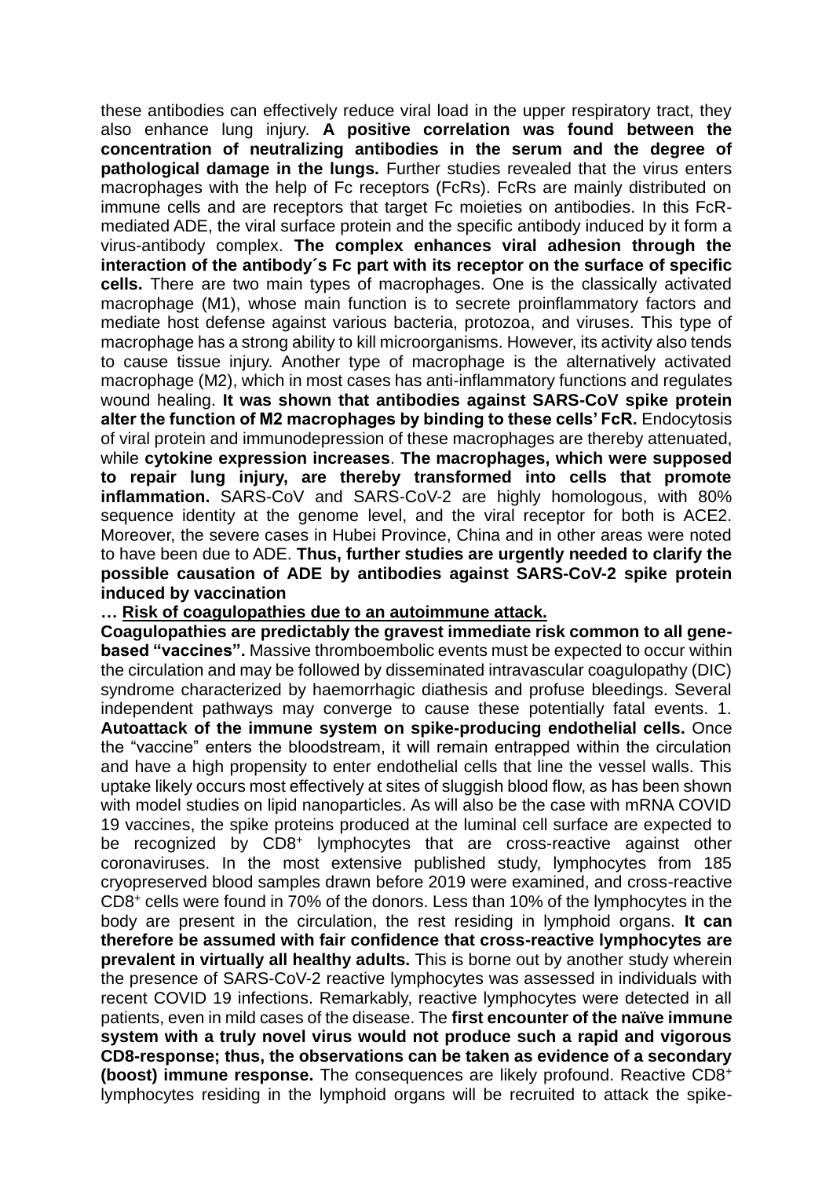these antibodies can effectively reduce viral load in the upper respiratory tract, they also enhance lung injury. **A positive correlation was found between the concentration of neutralizing antibodies in the serum and the degree of pathological damage in the lungs.** Further studies revealed that the virus enters macrophages with the help of Fc receptors (FcRs). FcRs are mainly distributed on immune cells and are receptors that target Fc moieties on antibodies. In this FcR-mediated ADE, the viral surface protein and the specific antibody induced by it form a virus-antibody complex. **The complex enhances viral adhesion through the interaction of the antibody´s Fc part with its receptor on the surface of specific cells.** There are two main types of macrophages. One is the classically activated macrophage (M1), whose main function is to secrete proinflammatory factors and mediate host defense against various bacteria, protozoa, and viruses. This type of macrophage has a strong ability to kill microorganisms. However, its activity also tends to cause tissue injury. Another type of macrophage is the alternatively activated macrophage (M2), which in most cases has anti-inflammatory functions and regulates wound healing. **It was shown that antibodies against SARS-CoV spike protein alter the function of M2 macrophages by binding to these cells' FcR.** Endocytosis of viral protein and immunodepression of these macrophages are thereby attenuated, while **cytokine expression increases**. **The macrophages, which were supposed to repair lung injury, are thereby transformed into cells that promote inflammation.** SARS-CoV and SARS-CoV-2 are highly homologous, with 80% sequence identity at the genome level, and the viral receptor for both is ACE2. Moreover, the severe cases in Hubei Province, China and in other areas were noted to have been due to ADE. **Thus, further studies are urgently needed to clarify the possible causation of ADE by antibodies against SARS-CoV-2 spike protein induced by vaccination**

**… <u>Risk of coagulopathies due to an autoimmune attack.</u>**

**Coagulopathies are predictably the gravest immediate risk common to all gene-based "vaccines".** Massive thromboembolic events must be expected to occur within the circulation and may be followed by disseminated intravascular coagulopathy (DIC) syndrome characterized by haemorrhagic diathesis and profuse bleedings. Several independent pathways may converge to cause these potentially fatal events. 1. **Autoattack of the immune system on spike-producing endothelial cells.** Once the "vaccine" enters the bloodstream, it will remain entrapped within the circulation and have a high propensity to enter endothelial cells that line the vessel walls. This uptake likely occurs most effectively at sites of sluggish blood flow, as has been shown with model studies on lipid nanoparticles. As will also be the case with mRNA COVID 19 vaccines, the spike proteins produced at the luminal cell surface are expected to be recognized by $CD8^{+}$ lymphocytes that are cross-reactive against other coronaviruses. In the most extensive published study, lymphocytes from 185 cryopreserved blood samples drawn before 2019 were examined, and cross-reactive $CD8^{+}$ cells were found in 70% of the donors. Less than 10% of the lymphocytes in the body are present in the circulation, the rest residing in lymphoid organs. **It can therefore be assumed with fair confidence that cross-reactive lymphocytes are prevalent in virtually all healthy adults.** This is borne out by another study wherein the presence of SARS-CoV-2 reactive lymphocytes was assessed in individuals with recent COVID 19 infections. Remarkably, reactive lymphocytes were detected in all patients, even in mild cases of the disease. The **first encounter of the naïve immune system with a truly novel virus would not produce such a rapid and vigorous CD8-response; thus, the observations can be taken as evidence of a secondary (boost) immune response.** The consequences are likely profound. Reactive $CD8^{+}$ lymphocytes residing in the lymphoid organs will be recruited to attack the spike-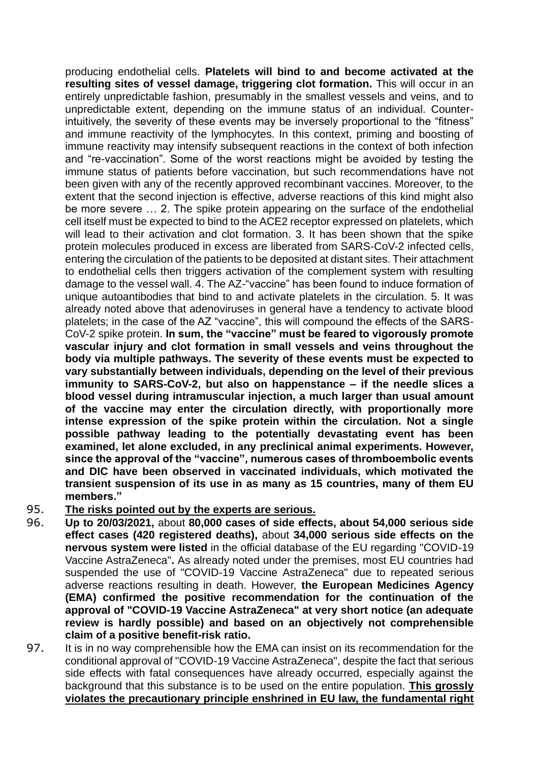producing endothelial cells. **Platelets will bind to and become activated at the resulting sites of vessel damage, triggering clot formation.** This will occur in an entirely unpredictable fashion, presumably in the smallest vessels and veins, and to unpredictable extent, depending on the immune status of an individual. Counter-intuitively, the severity of these events may be inversely proportional to the "fitness" and immune reactivity of the lymphocytes. In this context, priming and boosting of immune reactivity may intensify subsequent reactions in the context of both infection and "re-vaccination". Some of the worst reactions might be avoided by testing the immune status of patients before vaccination, but such recommendations have not been given with any of the recently approved recombinant vaccines. Moreover, to the extent that the second injection is effective, adverse reactions of this kind might also be more severe … 2. The spike protein appearing on the surface of the endothelial cell itself must be expected to bind to the ACE2 receptor expressed on platelets, which will lead to their activation and clot formation. 3. It has been shown that the spike protein molecules produced in excess are liberated from SARS-CoV-2 infected cells, entering the circulation of the patients to be deposited at distant sites. Their attachment to endothelial cells then triggers activation of the complement system with resulting damage to the vessel wall. 4. The AZ-"vaccine" has been found to induce formation of unique autoantibodies that bind to and activate platelets in the circulation. 5. It was already noted above that adenoviruses in general have a tendency to activate blood platelets; in the case of the AZ "vaccine", this will compound the effects of the SARS-CoV-2 spike protein. **In sum, the "vaccine" must be feared to vigorously promote vascular injury and clot formation in small vessels and veins throughout the body via multiple pathways. The severity of these events must be expected to vary substantially between individuals, depending on the level of their previous immunity to SARS-CoV-2, but also on happenstance – if the needle slices a blood vessel during intramuscular injection, a much larger than usual amount of the vaccine may enter the circulation directly, with proportionally more intense expression of the spike protein within the circulation. Not a single possible pathway leading to the potentially devastating event has been examined, let alone excluded, in any preclinical animal experiments. However, since the approval of the "vaccine", numerous cases of thromboembolic events and DIC have been observed in vaccinated individuals, which motivated the transient suspension of its use in as many as 15 countries, many of them EU members."**

95. **The risks pointed out by the experts are serious.**

96. **Up to 20/03/2021,** about **80,000 cases of side effects, about 54,000 serious side effect cases (420 registered deaths),** about **34,000 serious side effects on the nervous system were listed** in the official database of the EU regarding "COVID-19 Vaccine AstraZeneca"**.** As already noted under the premises, most EU countries had suspended the use of "COVID-19 Vaccine AstraZeneca" due to repeated serious adverse reactions resulting in death. However, **the European Medicines Agency (EMA) confirmed the positive recommendation for the continuation of the approval of "COVID-19 Vaccine AstraZeneca" at very short notice (an adequate review is hardly possible) and based on an objectively not comprehensible claim of a positive benefit-risk ratio.**

97. It is in no way comprehensible how the EMA can insist on its recommendation for the conditional approval of "COVID-19 Vaccine AstraZeneca", despite the fact that serious side effects with fatal consequences have already occurred, especially against the background that this substance is to be used on the entire population. **This grossly violates the precautionary principle enshrined in EU law, the fundamental right**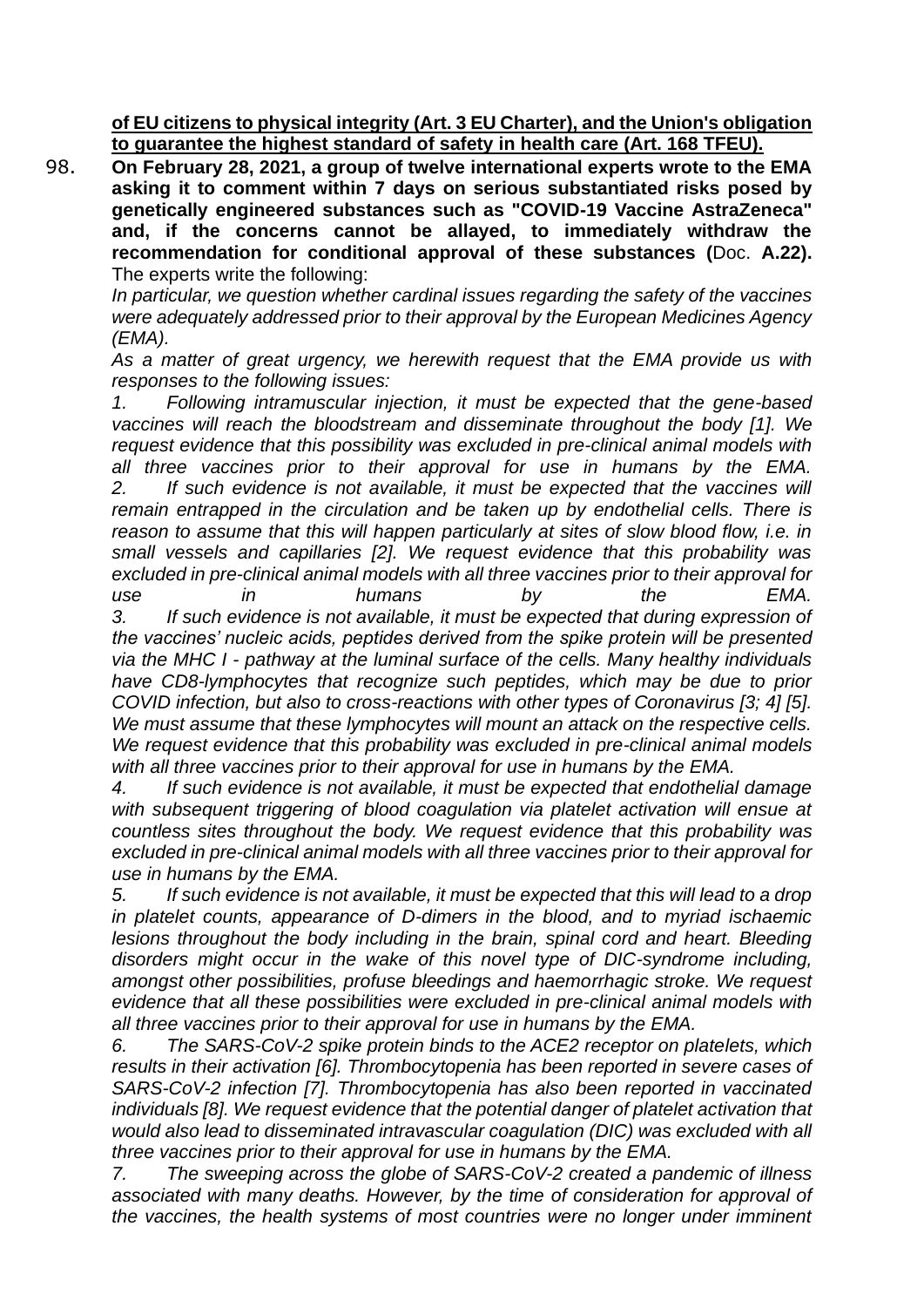**of EU citizens to physical integrity (Art. 3 EU Charter), and the Union's obligation to guarantee the highest standard of safety in health care (Art. 168 TFEU).**

98. **On February 28, 2021, a group of twelve international experts wrote to the EMA asking it to comment within 7 days on serious substantiated risks posed by genetically engineered substances such as "COVID-19 Vaccine AstraZeneca" and, if the concerns cannot be allayed, to immediately withdraw the recommendation for conditional approval of these substances (**Doc. **A.22).** The experts write the following:

*In particular, we question whether cardinal issues regarding the safety of the vaccines were adequately addressed prior to their approval by the European Medicines Agency (EMA).*

*As a matter of great urgency, we herewith request that the EMA provide us with responses to the following issues:*

*1. Following intramuscular injection, it must be expected that the gene-based vaccines will reach the bloodstream and disseminate throughout the body [1]. We request evidence that this possibility was excluded in pre-clinical animal models with all three vaccines prior to their approval for use in humans by the EMA.*

*2. If such evidence is not available, it must be expected that the vaccines will remain entrapped in the circulation and be taken up by endothelial cells. There is reason to assume that this will happen particularly at sites of slow blood flow, i.e. in small vessels and capillaries [2]. We request evidence that this probability was excluded in pre-clinical animal models with all three vaccines prior to their approval for use in humans by the EMA.*

*3. If such evidence is not available, it must be expected that during expression of the vaccines' nucleic acids, peptides derived from the spike protein will be presented via the MHC I - pathway at the luminal surface of the cells. Many healthy individuals have CD8-lymphocytes that recognize such peptides, which may be due to prior COVID infection, but also to cross-reactions with other types of Coronavirus [3; 4] [5]. We must assume that these lymphocytes will mount an attack on the respective cells. We request evidence that this probability was excluded in pre-clinical animal models with all three vaccines prior to their approval for use in humans by the EMA.*

*4. If such evidence is not available, it must be expected that endothelial damage with subsequent triggering of blood coagulation via platelet activation will ensue at countless sites throughout the body. We request evidence that this probability was excluded in pre-clinical animal models with all three vaccines prior to their approval for use in humans by the EMA.*

*5. If such evidence is not available, it must be expected that this will lead to a drop in platelet counts, appearance of D-dimers in the blood, and to myriad ischaemic lesions throughout the body including in the brain, spinal cord and heart. Bleeding disorders might occur in the wake of this novel type of DIC-syndrome including, amongst other possibilities, profuse bleedings and haemorrhagic stroke. We request evidence that all these possibilities were excluded in pre-clinical animal models with all three vaccines prior to their approval for use in humans by the EMA.*

*6. The SARS-CoV-2 spike protein binds to the ACE2 receptor on platelets, which results in their activation [6]. Thrombocytopenia has been reported in severe cases of SARS-CoV-2 infection [7]. Thrombocytopenia has also been reported in vaccinated individuals [8]. We request evidence that the potential danger of platelet activation that would also lead to disseminated intravascular coagulation (DIC) was excluded with all three vaccines prior to their approval for use in humans by the EMA.*

*7. The sweeping across the globe of SARS-CoV-2 created a pandemic of illness associated with many deaths. However, by the time of consideration for approval of the vaccines, the health systems of most countries were no longer under imminent*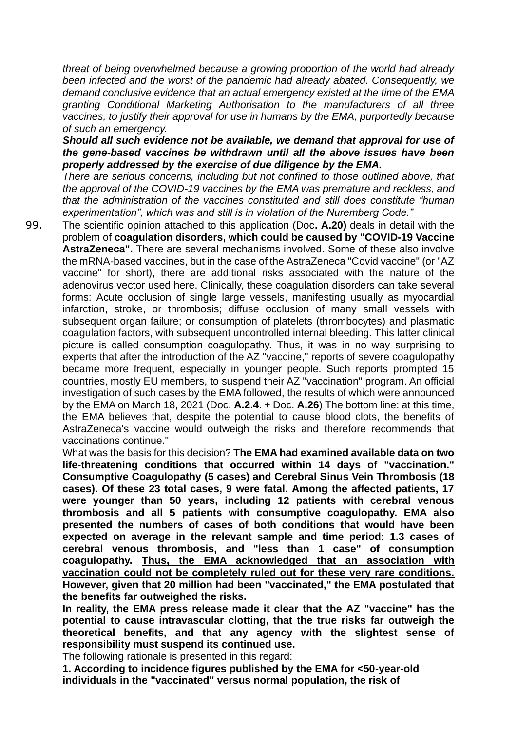*threat of being overwhelmed because a growing proportion of the world had already been infected and the worst of the pandemic had already abated. Consequently, we demand conclusive evidence that an actual emergency existed at the time of the EMA granting Conditional Marketing Authorisation to the manufacturers of all three vaccines, to justify their approval for use in humans by the EMA, purportedly because of such an emergency.*

***Should all such evidence not be available, we demand that approval for use of the gene-based vaccines be withdrawn until all the above issues have been properly addressed by the exercise of due diligence by the EMA.***

*There are serious concerns, including but not confined to those outlined above, that the approval of the COVID-19 vaccines by the EMA was premature and reckless, and that the administration of the vaccines constituted and still does constitute "human experimentation", which was and still is in violation of the Nuremberg Code."*

99. The scientific opinion attached to this application (Doc**. A.20)** deals in detail with the problem of **coagulation disorders, which could be caused by "COVID-19 Vaccine AstraZeneca".** There are several mechanisms involved. Some of these also involve the mRNA-based vaccines, but in the case of the AstraZeneca "Covid vaccine" (or "AZ vaccine" for short), there are additional risks associated with the nature of the adenovirus vector used here. Clinically, these coagulation disorders can take several forms: Acute occlusion of single large vessels, manifesting usually as myocardial infarction, stroke, or thrombosis; diffuse occlusion of many small vessels with subsequent organ failure; or consumption of platelets (thrombocytes) and plasmatic coagulation factors, with subsequent uncontrolled internal bleeding. This latter clinical picture is called consumption coagulopathy. Thus, it was in no way surprising to experts that after the introduction of the AZ "vaccine," reports of severe coagulopathy became more frequent, especially in younger people. Such reports prompted 15 countries, mostly EU members, to suspend their AZ "vaccination" program. An official investigation of such cases by the EMA followed, the results of which were announced by the EMA on March 18, 2021 (Doc. **A.2.4**. + Doc. **A.26**) The bottom line: at this time, the EMA believes that, despite the potential to cause blood clots, the benefits of AstraZeneca's vaccine would outweigh the risks and therefore recommends that vaccinations continue."

What was the basis for this decision? **The EMA had examined available data on two life-threatening conditions that occurred within 14 days of "vaccination." Consumptive Coagulopathy (5 cases) and Cerebral Sinus Vein Thrombosis (18 cases). Of these 23 total cases, 9 were fatal. Among the affected patients, 17 were younger than 50 years, including 12 patients with cerebral venous thrombosis and all 5 patients with consumptive coagulopathy. EMA also presented the numbers of cases of both conditions that would have been expected on average in the relevant sample and time period: 1.3 cases of cerebral venous thrombosis, and "less than 1 case" of consumption coagulopathy. <u>Thus, the EMA acknowledged that an association with vaccination could not be completely ruled out for these very rare conditions.</u> However, given that 20 million had been "vaccinated," the EMA postulated that the benefits far outweighed the risks.**

**In reality, the EMA press release made it clear that the AZ "vaccine" has the potential to cause intravascular clotting, that the true risks far outweigh the theoretical benefits, and that any agency with the slightest sense of responsibility must suspend its continued use.**

The following rationale is presented in this regard:

**1. According to incidence figures published by the EMA for <50-year-old individuals in the "vaccinated" versus normal population, the risk of**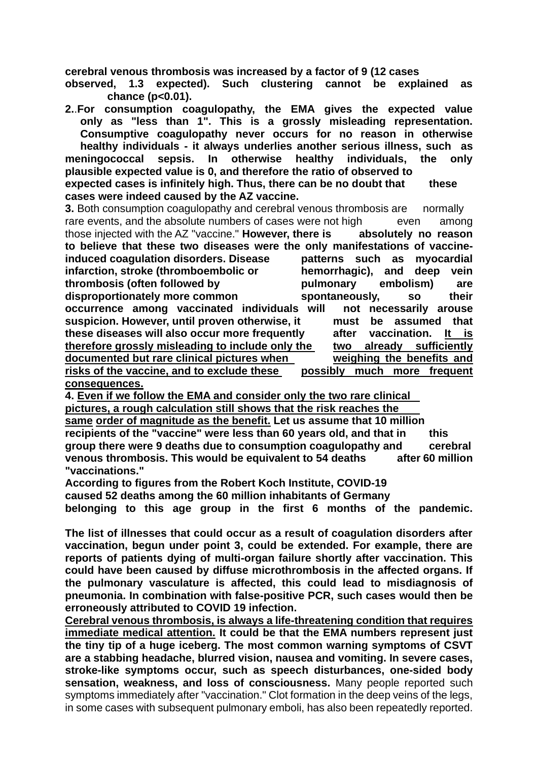**cerebral venous thrombosis was increased by a factor of 9 (12 cases observed, 1.3 expected). Such clustering cannot be explained as chance (p<0.01).**

**2.** **For consumption coagulopathy, the EMA gives the expected value only as "less than 1". This is a grossly misleading representation. Consumptive coagulopathy never occurs for no reason in otherwise healthy individuals - it always underlies another serious illness, such as meningococcal sepsis. In otherwise healthy individuals, the only plausible expected value is 0, and therefore the ratio of observed to expected cases is infinitely high. Thus, there can be no doubt that these cases were indeed caused by the AZ vaccine.**

**3.** Both consumption coagulopathy and cerebral venous thrombosis are normally rare events, and the absolute numbers of cases were not high even among those injected with the AZ "vaccine." **However, there is absolutely no reason to believe that these two diseases were the only manifestations of vaccine-induced coagulation disorders. Disease patterns such as myocardial infarction, stroke (thromboembolic or hemorrhagic), and deep vein thrombosis (often followed by pulmonary embolism) are disproportionately more common spontaneously, so their occurrence among vaccinated individuals will not necessarily arouse suspicion. However, until proven otherwise, it must be assumed that these diseases will also occur more frequently after vaccination. <u>It is therefore grossly misleading to include only the two already sufficiently documented but rare clinical pictures when weighing the benefits and risks of the vaccine, and to exclude these possibly much more frequent consequences.</u>**

**4. <u>Even if we follow the EMA and consider only the two rare clinical pictures, a rough calculation still shows that the risk reaches the same order of magnitude as the benefit.</u> Let us assume that 10 million recipients of the "vaccine" were less than 60 years old, and that in this group there were 9 deaths due to consumption coagulopathy and cerebral venous thrombosis. This would be equivalent to 54 deaths after 60 million "vaccinations."**

**According to figures from the Robert Koch Institute, COVID-19 caused 52 deaths among the 60 million inhabitants of Germany belonging to this age group in the first 6 months of the pandemic.**

**The list of illnesses that could occur as a result of coagulation disorders after vaccination, begun under point 3, could be extended. For example, there are reports of patients dying of multi-organ failure shortly after vaccination. This could have been caused by diffuse microthrombosis in the affected organs. If the pulmonary vasculature is affected, this could lead to misdiagnosis of pneumonia. In combination with false-positive PCR, such cases would then be erroneously attributed to COVID 19 infection.**

**<u>Cerebral venous thrombosis, is always a life-threatening condition that requires immediate medical attention.</u> It could be that the EMA numbers represent just the tiny tip of a huge iceberg. The most common warning symptoms of CSVT are a stabbing headache, blurred vision, nausea and vomiting. In severe cases, stroke-like symptoms occur, such as speech disturbances, one-sided body sensation, weakness, and loss of consciousness.** Many people reported such symptoms immediately after "vaccination." Clot formation in the deep veins of the legs, in some cases with subsequent pulmonary emboli, has also been repeatedly reported.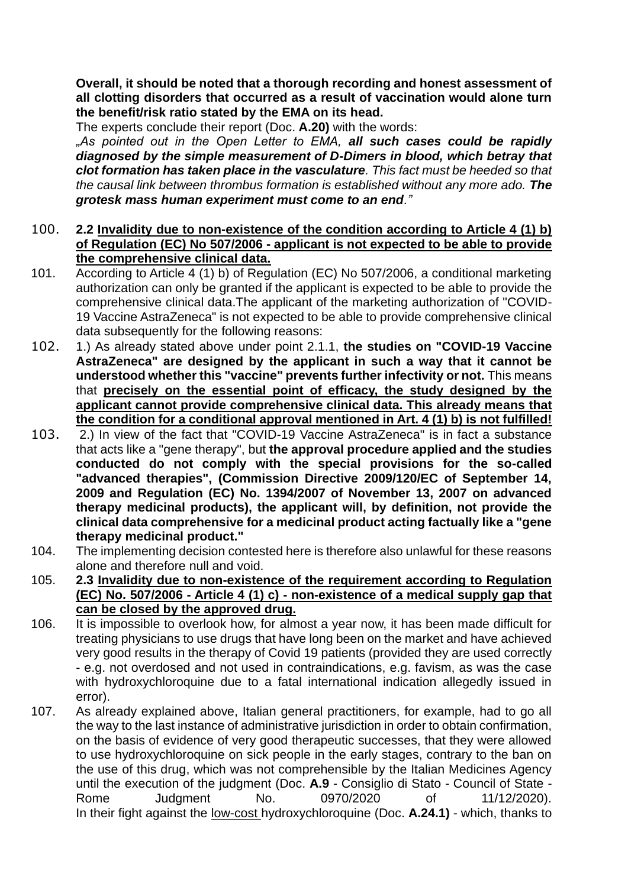**Overall, it should be noted that a thorough recording and honest assessment of all clotting disorders that occurred as a result of vaccination would alone turn the benefit/risk ratio stated by the EMA on its head.**

The experts conclude their report (Doc. **A.20)** with the words:

*„As pointed out in the Open Letter to EMA,* ***all such cases could be rapidly diagnosed by the simple measurement of D-Dimers in blood, which betray that clot formation has taken place in the vasculature****. This fact must be heeded so that the causal link between thrombus formation is established without any more ado.* ***The grotesk mass human experiment must come to an end****."*

100. **2.2 <u>Invalidity due to non-existence of the condition according to Article 4 (1) b) of Regulation (EC) No 507/2006 - applicant is not expected to be able to provide the comprehensive clinical data.</u>**

101. According to Article 4 (1) b) of Regulation (EC) No 507/2006, a conditional marketing authorization can only be granted if the applicant is expected to be able to provide the comprehensive clinical data. The applicant of the marketing authorization of "COVID-19 Vaccine AstraZeneca" is not expected to be able to provide comprehensive clinical data subsequently for the following reasons:

102. 1.) As already stated above under point 2.1.1, **the studies on "COVID-19 Vaccine AstraZeneca" are designed by the applicant in such a way that it cannot be understood whether this "vaccine" prevents further infectivity or not.** This means that **<u>precisely on the essential point of efficacy, the study designed by the applicant cannot provide comprehensive clinical data. This already means that the condition for a conditional approval mentioned in Art. 4 (1) b) is not fulfilled!</u>**

103. 2.) In view of the fact that "COVID-19 Vaccine AstraZeneca" is in fact a substance that acts like a "gene therapy", but **the approval procedure applied and the studies conducted do not comply with the special provisions for the so-called "advanced therapies", (Commission Directive 2009/120/EC of September 14, 2009 and Regulation (EC) No. 1394/2007 of November 13, 2007 on advanced therapy medicinal products), the applicant will, by definition, not provide the clinical data comprehensive for a medicinal product acting factually like a "gene therapy medicinal product."**

104. The implementing decision contested here is therefore also unlawful for these reasons alone and therefore null and void.

105. **2.3 <u>Invalidity due to non-existence of the requirement according to Regulation (EC) No. 507/2006 - Article 4 (1) c) - non-existence of a medical supply gap that can be closed by the approved drug.</u>**

106. It is impossible to overlook how, for almost a year now, it has been made difficult for treating physicians to use drugs that have long been on the market and have achieved very good results in the therapy of Covid 19 patients (provided they are used correctly - e.g. not overdosed and not used in contraindications, e.g. favism, as was the case with hydroxychloroquine due to a fatal international indication allegedly issued in error).

107. As already explained above, Italian general practitioners, for example, had to go all the way to the last instance of administrative jurisdiction in order to obtain confirmation, on the basis of evidence of very good therapeutic successes, that they were allowed to use hydroxychloroquine on sick people in the early stages, contrary to the ban on the use of this drug, which was not comprehensible by the Italian Medicines Agency until the execution of the judgment (Doc. **A.9** - Consiglio di Stato - Council of State - Rome Judgment No. 0970/2020 of 11/12/2020).
In their fight against the <u>low-cost</u> hydroxychloroquine (Doc. **A.24.1)** - which, thanks to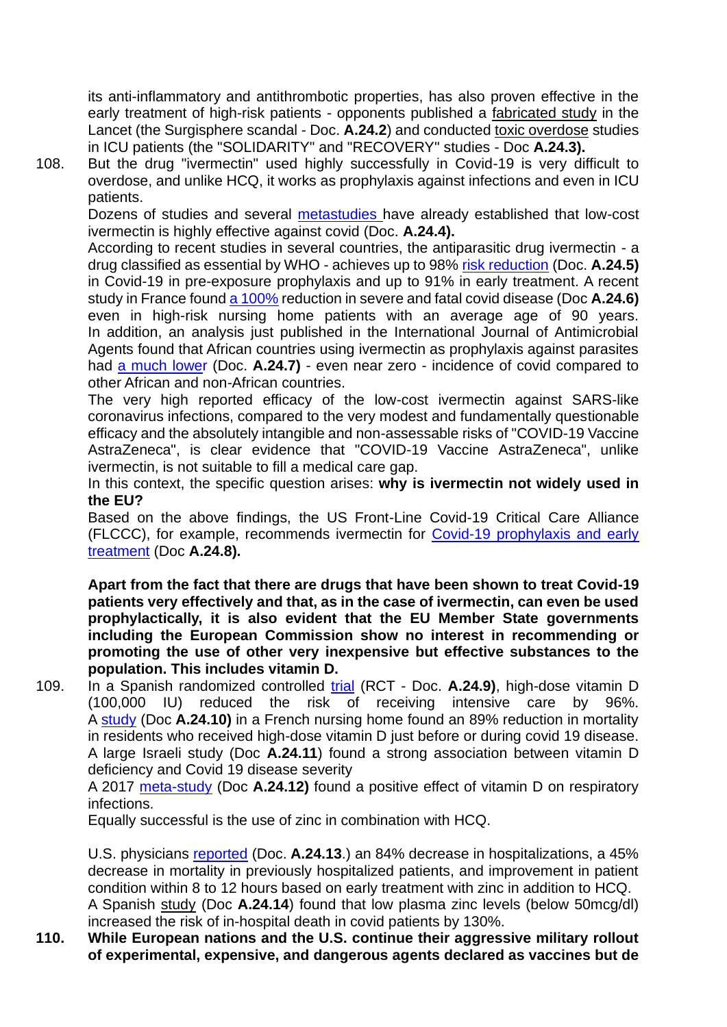its anti-inflammatory and antithrombotic properties, has also proven effective in the early treatment of high-risk patients - opponents published a fabricated study in the Lancet (the Surgisphere scandal - Doc. **A.24.2**) and conducted toxic overdose studies in ICU patients (the "SOLIDARITY" and "RECOVERY" studies - Doc **A.24.3).**

108. But the drug "ivermectin" used highly successfully in Covid-19 is very difficult to overdose, and unlike HCQ, it works as prophylaxis against infections and even in ICU patients.

Dozens of studies and several metastudies have already established that low-cost ivermectin is highly effective against covid (Doc. **A.24.4).**

According to recent studies in several countries, the antiparasitic drug ivermectin - a drug classified as essential by WHO - achieves up to 98% risk reduction (Doc. **A.24.5)** in Covid-19 in pre-exposure prophylaxis and up to 91% in early treatment. A recent study in France found a 100% reduction in severe and fatal covid disease (Doc **A.24.6)** even in high-risk nursing home patients with an average age of 90 years. In addition, an analysis just published in the International Journal of Antimicrobial Agents found that African countries using ivermectin as prophylaxis against parasites had a much lower (Doc. **A.24.7)** - even near zero - incidence of covid compared to other African and non-African countries.

The very high reported efficacy of the low-cost ivermectin against SARS-like coronavirus infections, compared to the very modest and fundamentally questionable efficacy and the absolutely intangible and non-assessable risks of "COVID-19 Vaccine AstraZeneca", is clear evidence that "COVID-19 Vaccine AstraZeneca", unlike ivermectin, is not suitable to fill a medical care gap.

In this context, the specific question arises: **why is ivermectin not widely used in the EU?**

Based on the above findings, the US Front-Line Covid-19 Critical Care Alliance (FLCCC), for example, recommends ivermectin for Covid-19 prophylaxis and early treatment (Doc **A.24.8).**

**Apart from the fact that there are drugs that have been shown to treat Covid-19 patients very effectively and that, as in the case of ivermectin, can even be used prophylactically, it is also evident that the EU Member State governments including the European Commission show no interest in recommending or promoting the use of other very inexpensive but effective substances to the population. This includes vitamin D.**

109. In a Spanish randomized controlled trial (RCT - Doc. **A.24.9)**, high-dose vitamin D (100,000 IU) reduced the risk of receiving intensive care by 96%. A study (Doc **A.24.10)** in a French nursing home found an 89% reduction in mortality in residents who received high-dose vitamin D just before or during covid 19 disease. A large Israeli study (Doc **A.24.11**) found a strong association between vitamin D deficiency and Covid 19 disease severity

A 2017 meta-study (Doc **A.24.12)** found a positive effect of vitamin D on respiratory infections.

Equally successful is the use of zinc in combination with HCQ.

U.S. physicians reported (Doc. **A.24.13**.) an 84% decrease in hospitalizations, a 45% decrease in mortality in previously hospitalized patients, and improvement in patient condition within 8 to 12 hours based on early treatment with zinc in addition to HCQ.

A Spanish study (Doc **A.24.14**) found that low plasma zinc levels (below 50mcg/dl) increased the risk of in-hospital death in covid patients by 130%.

**110. While European nations and the U.S. continue their aggressive military rollout of experimental, expensive, and dangerous agents declared as vaccines but de**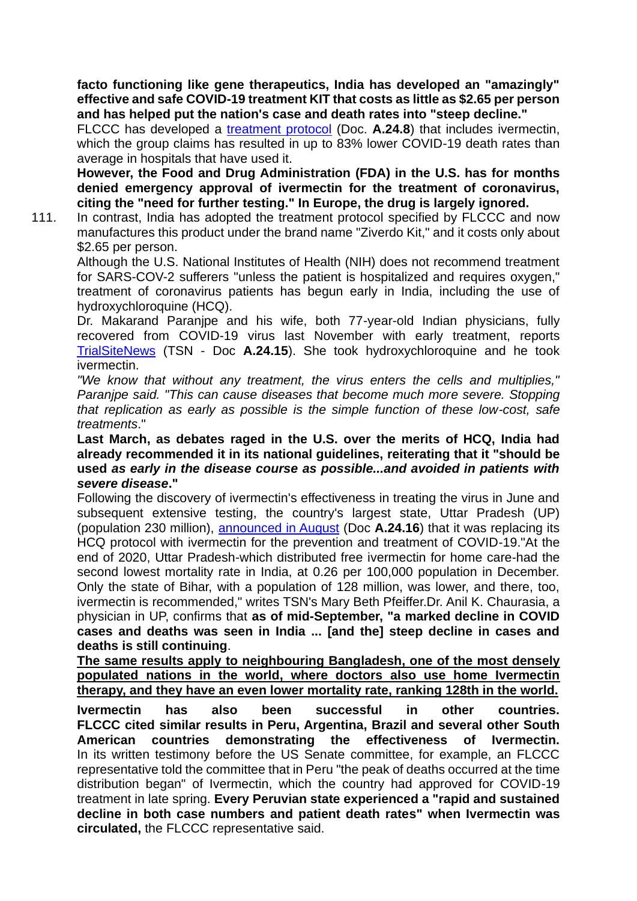**facto functioning like gene therapeutics, India has developed an "amazingly" effective and safe COVID-19 treatment KIT that costs as little as $2.65 per person and has helped put the nation's case and death rates into "steep decline."**

FLCCC has developed a treatment protocol (Doc. **A.24.8**) that includes ivermectin, which the group claims has resulted in up to 83% lower COVID-19 death rates than average in hospitals that have used it.

**However, the Food and Drug Administration (FDA) in the U.S. has for months denied emergency approval of ivermectin for the treatment of coronavirus, citing the "need for further testing." In Europe, the drug is largely ignored.**

111. In contrast, India has adopted the treatment protocol specified by FLCCC and now manufactures this product under the brand name "Ziverdo Kit," and it costs only about $2.65 per person.

Although the U.S. National Institutes of Health (NIH) does not recommend treatment for SARS-COV-2 sufferers "unless the patient is hospitalized and requires oxygen," treatment of coronavirus patients has begun early in India, including the use of hydroxychloroquine (HCQ).

Dr. Makarand Paranjpe and his wife, both 77-year-old Indian physicians, fully recovered from COVID-19 virus last November with early treatment, reports TrialSiteNews (TSN - Doc **A.24.15**). She took hydroxychloroquine and he took ivermectin.

*"We know that without any treatment, the virus enters the cells and multiplies," Paranjpe said. "This can cause diseases that become much more severe. Stopping that replication as early as possible is the simple function of these low-cost, safe treatments*."

**Last March, as debates raged in the U.S. over the merits of HCQ, India had already recommended it in its national guidelines, reiterating that it "should be used *as early in the disease course as possible...and avoided in patients with severe disease*."**

Following the discovery of ivermectin's effectiveness in treating the virus in June and subsequent extensive testing, the country's largest state, Uttar Pradesh (UP) (population 230 million), announced in August (Doc **A.24.16**) that it was replacing its HCQ protocol with ivermectin for the prevention and treatment of COVID-19."At the end of 2020, Uttar Pradesh-which distributed free ivermectin for home care-had the second lowest mortality rate in India, at 0.26 per 100,000 population in December. Only the state of Bihar, with a population of 128 million, was lower, and there, too, ivermectin is recommended," writes TSN's Mary Beth Pfeiffer.Dr. Anil K. Chaurasia, a physician in UP, confirms that **as of mid-September, "a marked decline in COVID cases and deaths was seen in India ... [and the] steep decline in cases and deaths is still continuing**.

<u>**The same results apply to neighbouring Bangladesh, one of the most densely populated nations in the world, where doctors also use home Ivermectin therapy, and they have an even lower mortality rate, ranking 128th in the world.**</u>

**Ivermectin has also been successful in other countries. FLCCC cited similar results in Peru, Argentina, Brazil and several other South American countries demonstrating the effectiveness of Ivermectin.** In its written testimony before the US Senate committee, for example, an FLCCC representative told the committee that in Peru "the peak of deaths occurred at the time distribution began" of Ivermectin, which the country had approved for COVID-19 treatment in late spring. **Every Peruvian state experienced a "rapid and sustained decline in both case numbers and patient death rates" when Ivermectin was circulated,** the FLCCC representative said.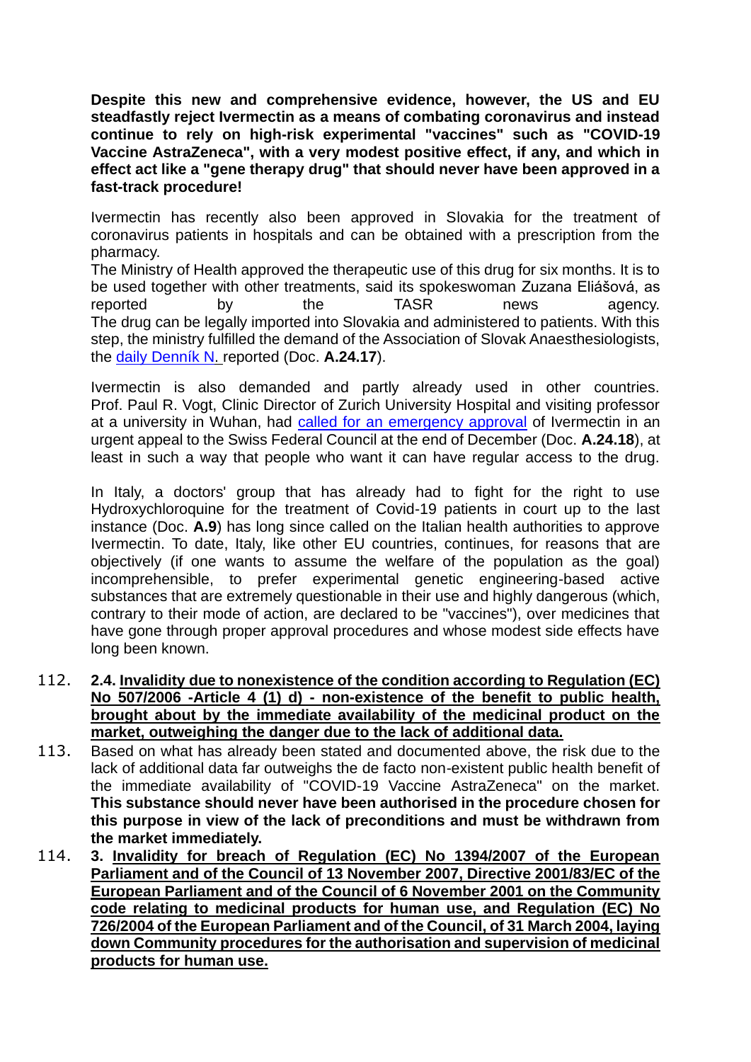**Despite this new and comprehensive evidence, however, the US and EU steadfastly reject Ivermectin as a means of combating coronavirus and instead continue to rely on high-risk experimental "vaccines" such as "COVID-19 Vaccine AstraZeneca", with a very modest positive effect, if any, and which in effect act like a "gene therapy drug" that should never have been approved in a fast-track procedure!**

Ivermectin has recently also been approved in Slovakia for the treatment of coronavirus patients in hospitals and can be obtained with a prescription from the pharmacy.
The Ministry of Health approved the therapeutic use of this drug for six months. It is to be used together with other treatments, said its spokeswoman Zuzana Eliášová, as reported by the TASR news agency.
The drug can be legally imported into Slovakia and administered to patients. With this step, the ministry fulfilled the demand of the Association of Slovak Anaesthesiologists, the daily Denník N. reported (Doc. **A.24.17**).

Ivermectin is also demanded and partly already used in other countries. Prof. Paul R. Vogt, Clinic Director of Zurich University Hospital and visiting professor at a university in Wuhan, had called for an emergency approval of Ivermectin in an urgent appeal to the Swiss Federal Council at the end of December (Doc. **A.24.18**), at least in such a way that people who want it can have regular access to the drug.

In Italy, a doctors' group that has already had to fight for the right to use Hydroxychloroquine for the treatment of Covid-19 patients in court up to the last instance (Doc. **A.9**) has long since called on the Italian health authorities to approve Ivermectin. To date, Italy, like other EU countries, continues, for reasons that are objectively (if one wants to assume the welfare of the population as the goal) incomprehensible, to prefer experimental genetic engineering-based active substances that are extremely questionable in their use and highly dangerous (which, contrary to their mode of action, are declared to be "vaccines"), over medicines that have gone through proper approval procedures and whose modest side effects have long been known.

112. **2.4. Invalidity due to nonexistence of the condition according to Regulation (EC) No 507/2006 -Article 4 (1) d) - non-existence of the benefit to public health, brought about by the immediate availability of the medicinal product on the market, outweighing the danger due to the lack of additional data.**

113. Based on what has already been stated and documented above, the risk due to the lack of additional data far outweighs the de facto non-existent public health benefit of the immediate availability of "COVID-19 Vaccine AstraZeneca" on the market. **This substance should never have been authorised in the procedure chosen for this purpose in view of the lack of preconditions and must be withdrawn from the market immediately.**

114. **3. Invalidity for breach of Regulation (EC) No 1394/2007 of the European Parliament and of the Council of 13 November 2007, Directive 2001/83/EC of the European Parliament and of the Council of 6 November 2001 on the Community code relating to medicinal products for human use, and Regulation (EC) No 726/2004 of the European Parliament and of the Council, of 31 March 2004, laying down Community procedures for the authorisation and supervision of medicinal products for human use.**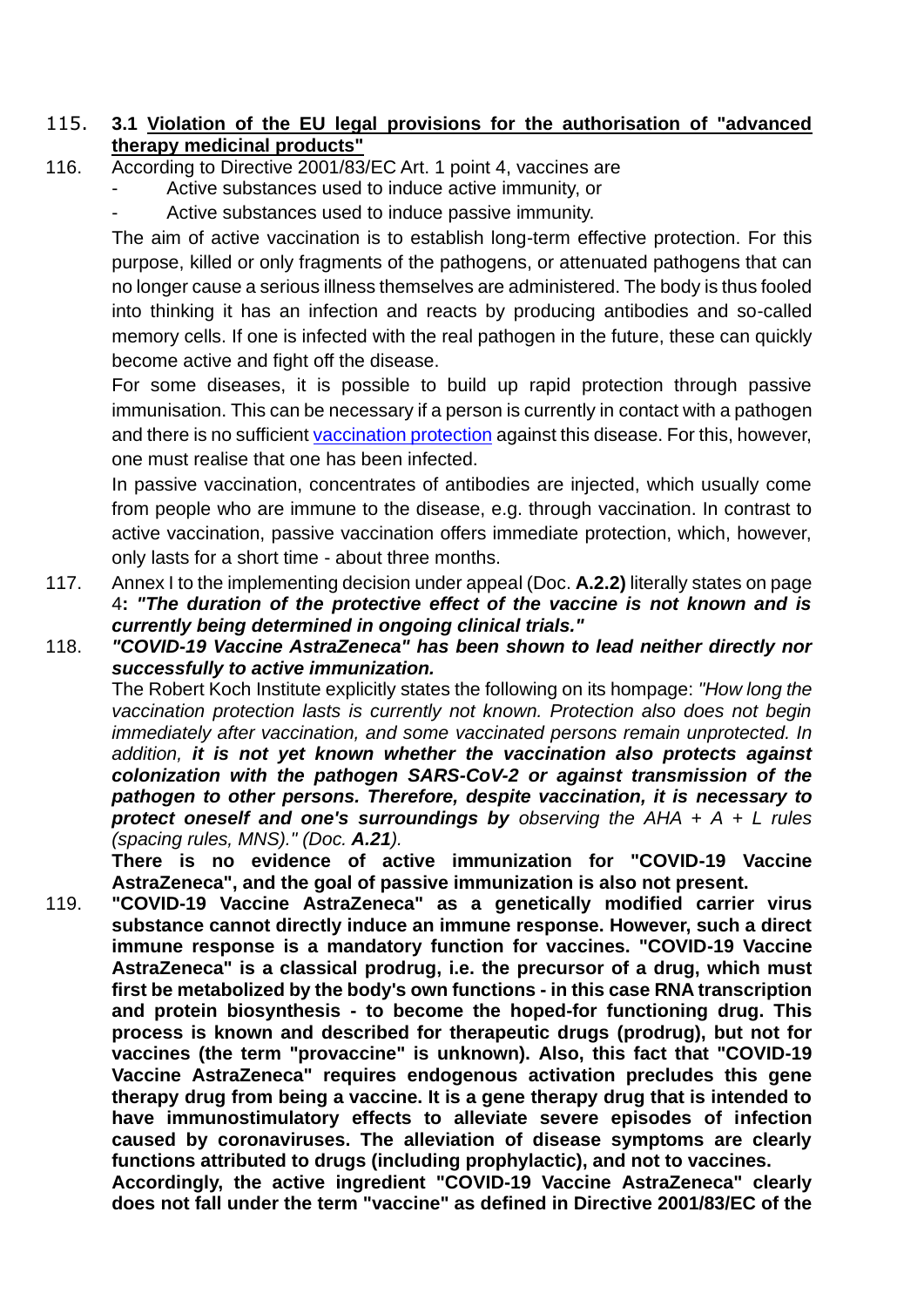115. **3.1 <u>Violation of the EU legal provisions for the authorisation of "advanced therapy medicinal products"</u>**

116. According to Directive 2001/83/EC Art. 1 point 4, vaccines are

- Active substances used to induce active immunity, or
- Active substances used to induce passive immunity.

The aim of active vaccination is to establish long-term effective protection. For this purpose, killed or only fragments of the pathogens, or attenuated pathogens that can no longer cause a serious illness themselves are administered. The body is thus fooled into thinking it has an infection and reacts by producing antibodies and so-called memory cells. If one is infected with the real pathogen in the future, these can quickly become active and fight off the disease.

For some diseases, it is possible to build up rapid protection through passive immunisation. This can be necessary if a person is currently in contact with a pathogen and there is no sufficient vaccination protection against this disease. For this, however, one must realise that one has been infected.

In passive vaccination, concentrates of antibodies are injected, which usually come from people who are immune to the disease, e.g. through vaccination. In contrast to active vaccination, passive vaccination offers immediate protection, which, however, only lasts for a short time - about three months.

117. Annex I to the implementing decision under appeal (Doc. **A.2.2)** literally states on page 4**:** ***"The duration of the protective effect of the vaccine is not known and is currently being determined in ongoing clinical trials."***

118. ***"COVID-19 Vaccine AstraZeneca" has been shown to lead neither directly nor successfully to active immunization.***

The Robert Koch Institute explicitly states the following on its hompage: *"How long the vaccination protection lasts is currently not known. Protection also does not begin immediately after vaccination, and some vaccinated persons remain unprotected. In addition,* ***it is not yet known whether the vaccination also protects against colonization with the pathogen SARS-CoV-2 or against transmission of the pathogen to other persons. Therefore, despite vaccination, it is necessary to protect oneself and one's surroundings by*** *observing the AHA + A + L rules (spacing rules, MNS)." (Doc.* ***A.21****).*

**There is no evidence of active immunization for "COVID-19 Vaccine AstraZeneca", and the goal of passive immunization is also not present.**

119. **"COVID-19 Vaccine AstraZeneca" as a genetically modified carrier virus substance cannot directly induce an immune response. However, such a direct immune response is a mandatory function for vaccines. "COVID-19 Vaccine AstraZeneca" is a classical prodrug, i.e. the precursor of a drug, which must first be metabolized by the body's own functions - in this case RNA transcription and protein biosynthesis - to become the hoped-for functioning drug. This process is known and described for therapeutic drugs (prodrug), but not for vaccines (the term "provaccine" is unknown). Also, this fact that "COVID-19 Vaccine AstraZeneca" requires endogenous activation precludes this gene therapy drug from being a vaccine. It is a gene therapy drug that is intended to have immunostimulatory effects to alleviate severe episodes of infection caused by coronaviruses. The alleviation of disease symptoms are clearly functions attributed to drugs (including prophylactic), and not to vaccines.**

**Accordingly, the active ingredient "COVID-19 Vaccine AstraZeneca" clearly does not fall under the term "vaccine" as defined in Directive 2001/83/EC of the**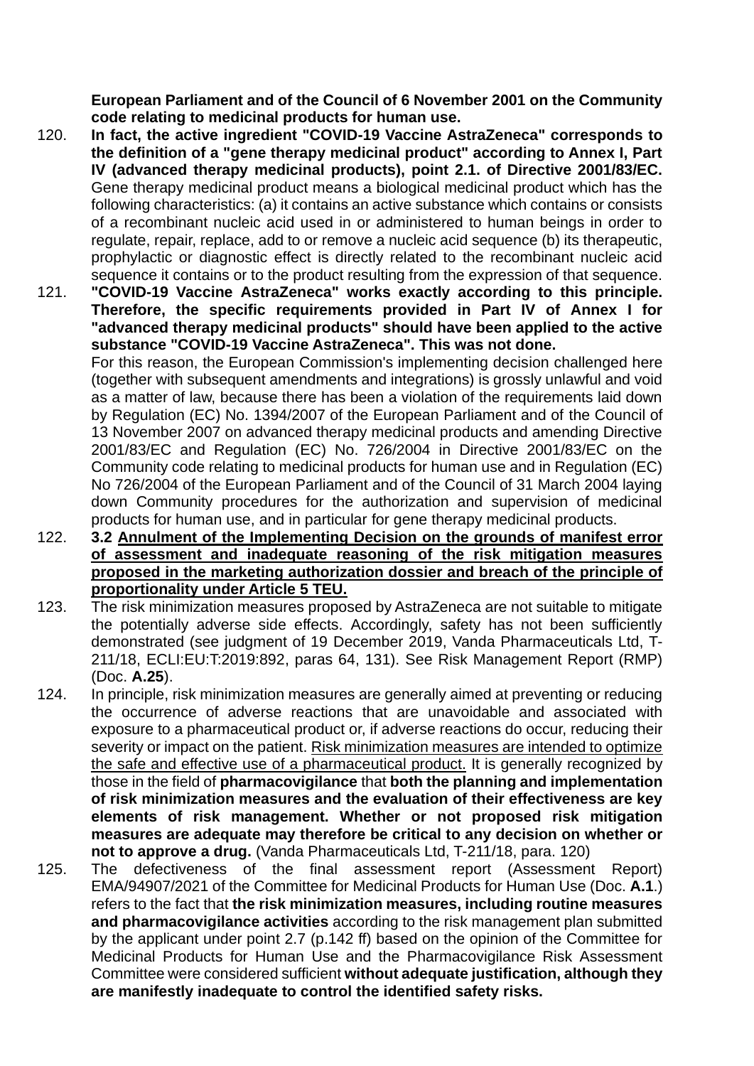**European Parliament and of the Council of 6 November 2001 on the Community code relating to medicinal products for human use.**

120. **In fact, the active ingredient "COVID-19 Vaccine AstraZeneca" corresponds to the definition of a "gene therapy medicinal product" according to Annex I, Part IV (advanced therapy medicinal products), point 2.1. of Directive 2001/83/EC.** Gene therapy medicinal product means a biological medicinal product which has the following characteristics: (a) it contains an active substance which contains or consists of a recombinant nucleic acid used in or administered to human beings in order to regulate, repair, replace, add to or remove a nucleic acid sequence (b) its therapeutic, prophylactic or diagnostic effect is directly related to the recombinant nucleic acid sequence it contains or to the product resulting from the expression of that sequence.

121. **"COVID-19 Vaccine AstraZeneca" works exactly according to this principle. Therefore, the specific requirements provided in Part IV of Annex I for "advanced therapy medicinal products" should have been applied to the active substance "COVID-19 Vaccine AstraZeneca". This was not done.**
For this reason, the European Commission's implementing decision challenged here (together with subsequent amendments and integrations) is grossly unlawful and void as a matter of law, because there has been a violation of the requirements laid down by Regulation (EC) No. 1394/2007 of the European Parliament and of the Council of 13 November 2007 on advanced therapy medicinal products and amending Directive 2001/83/EC and Regulation (EC) No. 726/2004 in Directive 2001/83/EC on the Community code relating to medicinal products for human use and in Regulation (EC) No 726/2004 of the European Parliament and of the Council of 31 March 2004 laying down Community procedures for the authorization and supervision of medicinal products for human use, and in particular for gene therapy medicinal products.

122. **3.2 <u>Annulment of the Implementing Decision on the grounds of manifest error of assessment and inadequate reasoning of the risk mitigation measures proposed in the marketing authorization dossier and breach of the principle of proportionality under Article 5 TEU.</u>**

123. The risk minimization measures proposed by AstraZeneca are not suitable to mitigate the potentially adverse side effects. Accordingly, safety has not been sufficiently demonstrated (see judgment of 19 December 2019, Vanda Pharmaceuticals Ltd, T-211/18, ECLI:EU:T:2019:892, paras 64, 131). See Risk Management Report (RMP) (Doc. **A.25**).

124. In principle, risk minimization measures are generally aimed at preventing or reducing the occurrence of adverse reactions that are unavoidable and associated with exposure to a pharmaceutical product or, if adverse reactions do occur, reducing their severity or impact on the patient. <u>Risk minimization measures are intended to optimize the safe and effective use of a pharmaceutical product.</u> It is generally recognized by those in the field of **pharmacovigilance** that **both the planning and implementation of risk minimization measures and the evaluation of their effectiveness are key elements of risk management. Whether or not proposed risk mitigation measures are adequate may therefore be critical to any decision on whether or not to approve a drug.** (Vanda Pharmaceuticals Ltd, T-211/18, para. 120)

125. The defectiveness of the final assessment report (Assessment Report) EMA/94907/2021 of the Committee for Medicinal Products for Human Use (Doc. **A.1**.) refers to the fact that **the risk minimization measures, including routine measures and pharmacovigilance activities** according to the risk management plan submitted by the applicant under point 2.7 (p.142 ff) based on the opinion of the Committee for Medicinal Products for Human Use and the Pharmacovigilance Risk Assessment Committee were considered sufficient **without adequate justification, although they are manifestly inadequate to control the identified safety risks.**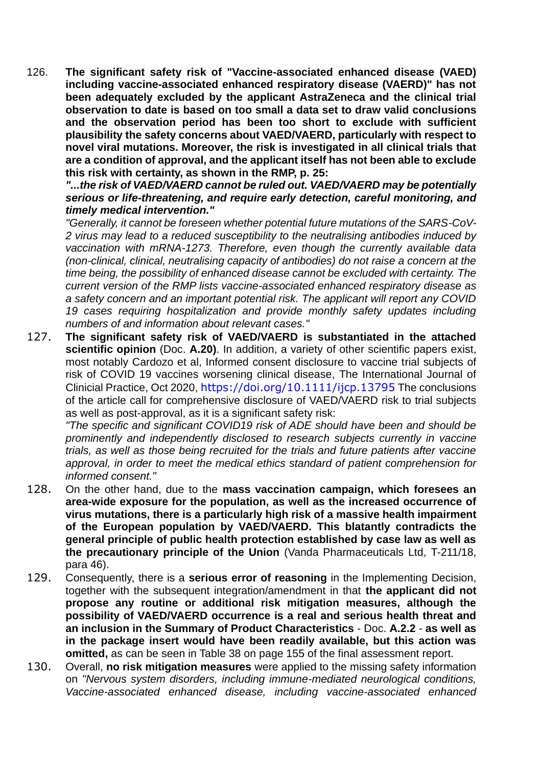126. **The significant safety risk of "Vaccine-associated enhanced disease (VAED) including vaccine-associated enhanced respiratory disease (VAERD)" has not been adequately excluded by the applicant AstraZeneca and the clinical trial observation to date is based on too small a data set to draw valid conclusions and the observation period has been too short to exclude with sufficient plausibility the safety concerns about VAED/VAERD, particularly with respect to novel viral mutations. Moreover, the risk is investigated in all clinical trials that are a condition of approval, and the applicant itself has not been able to exclude this risk with certainty, as shown in the RMP, p. 25:**

    ***"...the risk of VAED/VAERD cannot be ruled out. VAED/VAERD may be potentially serious or life-threatening, and require early detection, careful monitoring, and timely medical intervention."***

    *"Generally, it cannot be foreseen whether potential future mutations of the SARS-CoV-2 virus may lead to a reduced susceptibility to the neutralising antibodies induced by vaccination with mRNA-1273. Therefore, even though the currently available data (non-clinical, clinical, neutralising capacity of antibodies) do not raise a concern at the time being, the possibility of enhanced disease cannot be excluded with certainty. The current version of the RMP lists vaccine-associated enhanced respiratory disease as a safety concern and an important potential risk. The applicant will report any COVID 19 cases requiring hospitalization and provide monthly safety updates including numbers of and information about relevant cases."*

127. **The significant safety risk of VAED/VAERD is substantiated in the attached scientific opinion** (Doc. **A.20)**. In addition, a variety of other scientific papers exist, most notably Cardozo et al, Informed consent disclosure to vaccine trial subjects of risk of COVID 19 vaccines worsening clinical disease, The International Journal of Clinicial Practice, Oct 2020, https://doi.org/10.1111/ijcp.13795 The conclusions of the article call for comprehensive disclosure of VAED/VAERD risk to trial subjects as well as post-approval, as it is a significant safety risk:

    *"The specific and significant COVID19 risk of ADE should have been and should be prominently and independently disclosed to research subjects currently in vaccine trials, as well as those being recruited for the trials and future patients after vaccine approval, in order to meet the medical ethics standard of patient comprehension for informed consent."*

128. On the other hand, due to the **mass vaccination campaign, which foresees an area-wide exposure for the population, as well as the increased occurrence of virus mutations, there is a particularly high risk of a massive health impairment of the European population by VAED/VAERD. This blatantly contradicts the general principle of public health protection established by case law as well as the precautionary principle of the Union** (Vanda Pharmaceuticals Ltd, T-211/18, para 46).

129. Consequently, there is a **serious error of reasoning** in the Implementing Decision, together with the subsequent integration/amendment in that **the applicant did not propose any routine or additional risk mitigation measures, although the possibility of VAED/VAERD occurrence is a real and serious health threat and an inclusion in the Summary of Product Characteristics** - Doc. **A.2.2** - **as well as in the package insert would have been readily available, but this action was omitted,** as can be seen in Table 38 on page 155 of the final assessment report.

130. Overall, **no risk mitigation measures** were applied to the missing safety information on *"Nervous system disorders, including immune-mediated neurological conditions, Vaccine-associated enhanced disease, including vaccine-associated enhanced*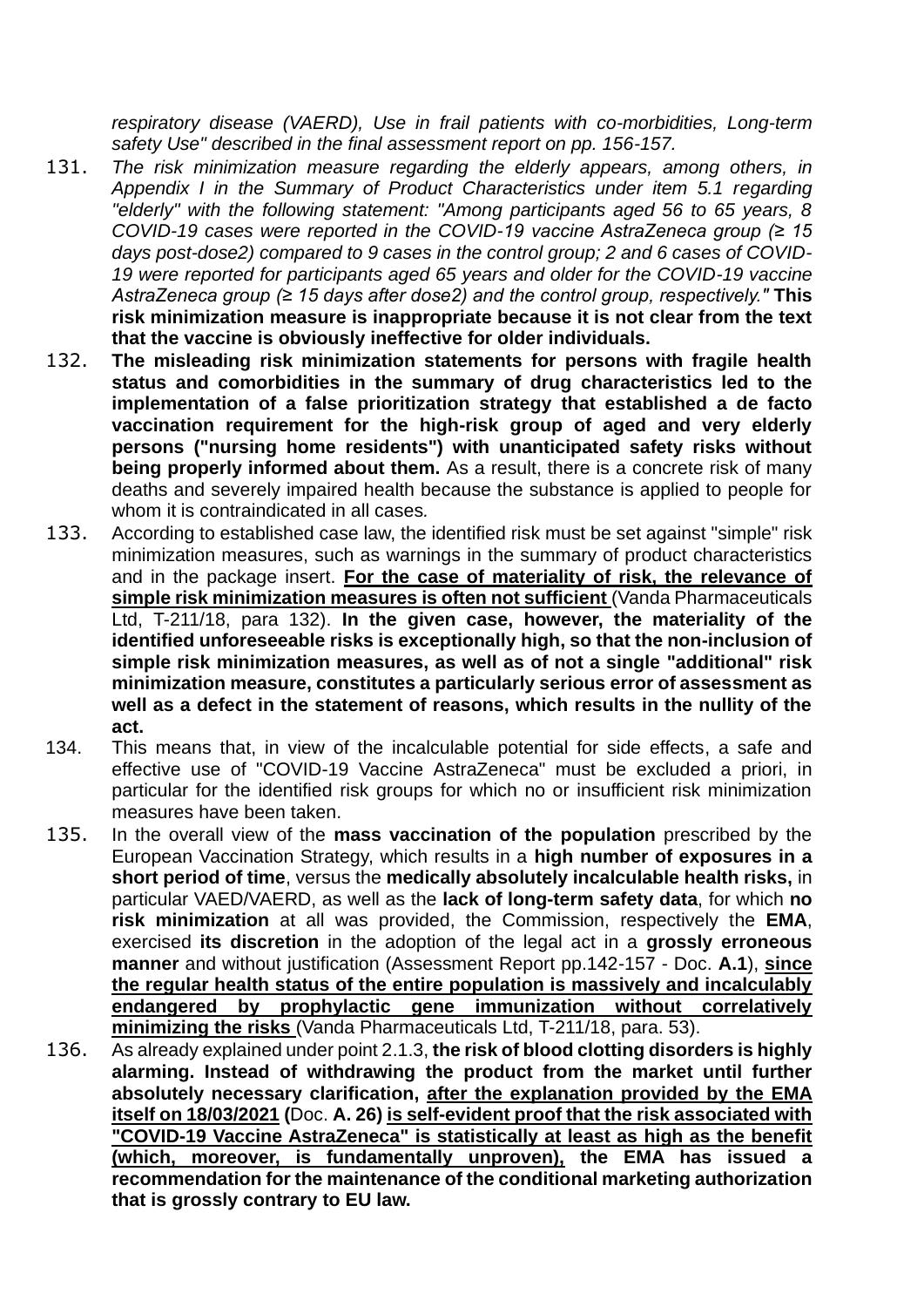*respiratory disease (VAERD), Use in frail patients with co-morbidities, Long-term safety Use" described in the final assessment report on pp. 156-157.*

131. *The risk minimization measure regarding the elderly appears, among others, in Appendix I in the Summary of Product Characteristics under item 5.1 regarding "elderly" with the following statement: "Among participants aged 56 to 65 years, 8 COVID-19 cases were reported in the COVID-19 vaccine AstraZeneca group (≥ 15 days post-dose2) compared to 9 cases in the control group; 2 and 6 cases of COVID-19 were reported for participants aged 65 years and older for the COVID-19 vaccine AstraZeneca group (≥ 15 days after dose2) and the control group, respectively."* **This risk minimization measure is inappropriate because it is not clear from the text that the vaccine is obviously ineffective for older individuals.**

132. **The misleading risk minimization statements for persons with fragile health status and comorbidities in the summary of drug characteristics led to the implementation of a false prioritization strategy that established a de facto vaccination requirement for the high-risk group of aged and very elderly persons ("nursing home residents") with unanticipated safety risks without being properly informed about them.** As a result, there is a concrete risk of many deaths and severely impaired health because the substance is applied to people for whom it is contraindicated in all cases*.*

133. According to established case law, the identified risk must be set against "simple" risk minimization measures, such as warnings in the summary of product characteristics and in the package insert. <u>**For the case of materiality of risk, the relevance of simple risk minimization measures is often not sufficient**</u> (Vanda Pharmaceuticals Ltd, T-211/18, para 132). **In the given case, however, the materiality of the identified unforeseeable risks is exceptionally high, so that the non-inclusion of simple risk minimization measures, as well as of not a single "additional" risk minimization measure, constitutes a particularly serious error of assessment as well as a defect in the statement of reasons, which results in the nullity of the act.**

134. This means that, in view of the incalculable potential for side effects, a safe and effective use of "COVID-19 Vaccine AstraZeneca" must be excluded a priori, in particular for the identified risk groups for which no or insufficient risk minimization measures have been taken.

135. In the overall view of the **mass vaccination of the population** prescribed by the European Vaccination Strategy, which results in a **high number of exposures in a short period of time**, versus the **medically absolutely incalculable health risks,** in particular VAED/VAERD, as well as the **lack of long-term safety data**, for which **no risk minimization** at all was provided, the Commission, respectively the **EMA**, exercised **its discretion** in the adoption of the legal act in a **grossly erroneous manner** and without justification (Assessment Report pp.142-157 - Doc. **A.1**), <u>**since the regular health status of the entire population is massively and incalculably endangered by prophylactic gene immunization without correlatively minimizing the risks**</u> (Vanda Pharmaceuticals Ltd, T-211/18, para. 53).

136. As already explained under point 2.1.3, **the risk of blood clotting disorders is highly alarming. Instead of withdrawing the product from the market until further absolutely necessary clarification,** <u>**after the explanation provided by the EMA itself on 18/03/2021**</u> **(**Doc. **A. 26)** <u>**is self-evident proof that the risk associated with "COVID-19 Vaccine AstraZeneca" is statistically at least as high as the benefit (which, moreover, is fundamentally unproven),**</u> **the EMA has issued a recommendation for the maintenance of the conditional marketing authorization that is grossly contrary to EU law.**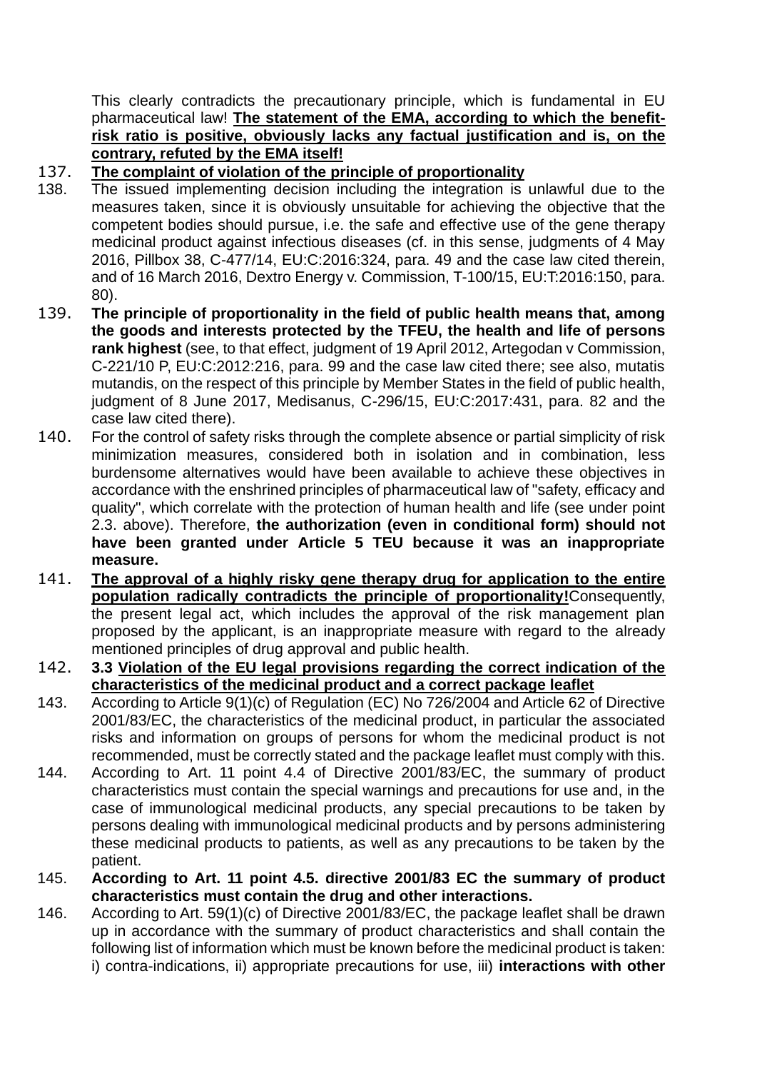This clearly contradicts the precautionary principle, which is fundamental in EU pharmaceutical law! **The statement of the EMA, according to which the benefit-risk ratio is positive, obviously lacks any factual justification and is, on the contrary, refuted by the EMA itself!**

137. **The complaint of violation of the principle of proportionality**

138. The issued implementing decision including the integration is unlawful due to the measures taken, since it is obviously unsuitable for achieving the objective that the competent bodies should pursue, i.e. the safe and effective use of the gene therapy medicinal product against infectious diseases (cf. in this sense, judgments of 4 May 2016, Pillbox 38, C-477/14, EU:C:2016:324, para. 49 and the case law cited therein, and of 16 March 2016, Dextro Energy v. Commission, T-100/15, EU:T:2016:150, para. 80).

139. **The principle of proportionality in the field of public health means that, among the goods and interests protected by the TFEU, the health and life of persons rank highest** (see, to that effect, judgment of 19 April 2012, Artegodan v Commission, C-221/10 P, EU:C:2012:216, para. 99 and the case law cited there; see also, mutatis mutandis, on the respect of this principle by Member States in the field of public health, judgment of 8 June 2017, Medisanus, C-296/15, EU:C:2017:431, para. 82 and the case law cited there).

140. For the control of safety risks through the complete absence or partial simplicity of risk minimization measures, considered both in isolation and in combination, less burdensome alternatives would have been available to achieve these objectives in accordance with the enshrined principles of pharmaceutical law of "safety, efficacy and quality", which correlate with the protection of human health and life (see under point 2.3. above). Therefore, **the authorization (even in conditional form) should not have been granted under Article 5 TEU because it was an inappropriate measure.**

141. **The approval of a highly risky gene therapy drug for application to the entire population radically contradicts the principle of proportionality!** Consequently, the present legal act, which includes the approval of the risk management plan proposed by the applicant, is an inappropriate measure with regard to the already mentioned principles of drug approval and public health.

142. **3.3 Violation of the EU legal provisions regarding the correct indication of the characteristics of the medicinal product and a correct package leaflet**

143. According to Article 9(1)(c) of Regulation (EC) No 726/2004 and Article 62 of Directive 2001/83/EC, the characteristics of the medicinal product, in particular the associated risks and information on groups of persons for whom the medicinal product is not recommended, must be correctly stated and the package leaflet must comply with this.

144. According to Art. 11 point 4.4 of Directive 2001/83/EC, the summary of product characteristics must contain the special warnings and precautions for use and, in the case of immunological medicinal products, any special precautions to be taken by persons dealing with immunological medicinal products and by persons administering these medicinal products to patients, as well as any precautions to be taken by the patient.

145. **According to Art. 11 point 4.5. directive 2001/83 EC the summary of product characteristics must contain the drug and other interactions.**

146. According to Art. 59(1)(c) of Directive 2001/83/EC, the package leaflet shall be drawn up in accordance with the summary of product characteristics and shall contain the following list of information which must be known before the medicinal product is taken: i) contra-indications, ii) appropriate precautions for use, iii) **interactions with other**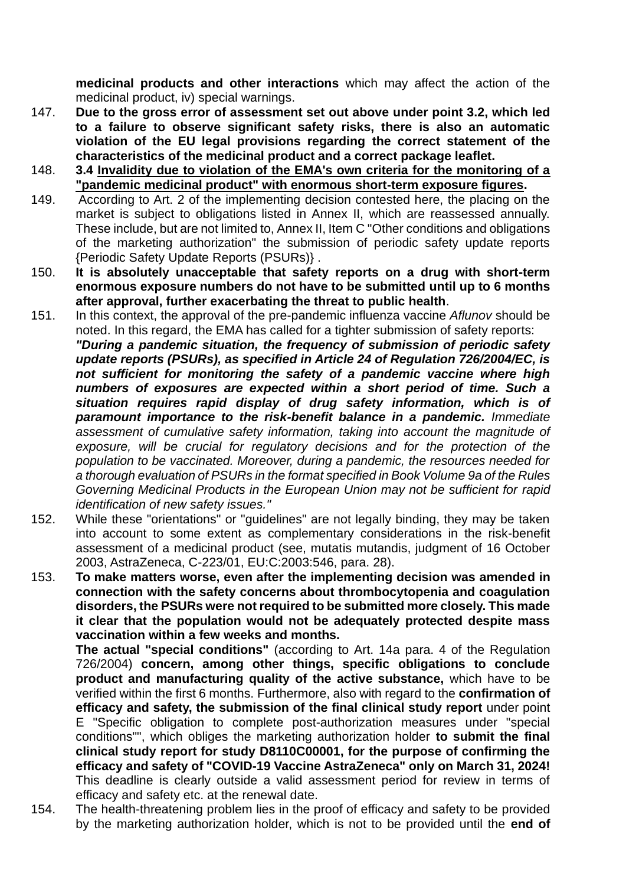**medicinal products and other interactions** which may affect the action of the medicinal product, iv) special warnings.

147. **Due to the gross error of assessment set out above under point 3.2, which led to a failure to observe significant safety risks, there is also an automatic violation of the EU legal provisions regarding the correct statement of the characteristics of the medicinal product and a correct package leaflet.**

148. **3.4 <u>Invalidity due to violation of the EMA's own criteria for the monitoring of a "pandemic medicinal product" with enormous short-term exposure figures</u>.**

149. According to Art. 2 of the implementing decision contested here, the placing on the market is subject to obligations listed in Annex II, which are reassessed annually. These include, but are not limited to, Annex II, Item C "Other conditions and obligations of the marketing authorization" the submission of periodic safety update reports {Periodic Safety Update Reports (PSURs)} .

150. **It is absolutely unacceptable that safety reports on a drug with short-term enormous exposure numbers do not have to be submitted until up to 6 months after approval, further exacerbating the threat to public health**.

151. In this context, the approval of the pre-pandemic influenza vaccine *Aflunov* should be noted. In this regard, the EMA has called for a tighter submission of safety reports:
***"During a pandemic situation, the frequency of submission of periodic safety update reports (PSURs), as specified in Article 24 of Regulation 726/2004/EC, is not sufficient for monitoring the safety of a pandemic vaccine where high numbers of exposures are expected within a short period of time. Such a situation requires rapid display of drug safety information, which is of paramount importance to the risk-benefit balance in a pandemic.*** *Immediate assessment of cumulative safety information, taking into account the magnitude of exposure, will be crucial for regulatory decisions and for the protection of the population to be vaccinated. Moreover, during a pandemic, the resources needed for a thorough evaluation of PSURs in the format specified in Book Volume 9a of the Rules Governing Medicinal Products in the European Union may not be sufficient for rapid identification of new safety issues."*

152. While these "orientations" or "guidelines" are not legally binding, they may be taken into account to some extent as complementary considerations in the risk-benefit assessment of a medicinal product (see, mutatis mutandis, judgment of 16 October 2003, AstraZeneca, C-223/01, EU:C:2003:546, para. 28).

153. **To make matters worse, even after the implementing decision was amended in connection with the safety concerns about thrombocytopenia and coagulation disorders, the PSURs were not required to be submitted more closely. This made it clear that the population would not be adequately protected despite mass vaccination within a few weeks and months.**
**The actual "special conditions"** (according to Art. 14a para. 4 of the Regulation 726/2004) **concern, among other things, specific obligations to conclude product and manufacturing quality of the active substance,** which have to be verified within the first 6 months. Furthermore, also with regard to the **confirmation of efficacy and safety, the submission of the final clinical study report** under point E "Specific obligation to complete post-authorization measures under "special conditions"", which obliges the marketing authorization holder **to submit the final clinical study report for study D8110C00001, for the purpose of confirming the efficacy and safety of "COVID-19 Vaccine AstraZeneca" only on March 31, 2024!** This deadline is clearly outside a valid assessment period for review in terms of efficacy and safety etc. at the renewal date.

154. The health-threatening problem lies in the proof of efficacy and safety to be provided by the marketing authorization holder, which is not to be provided until the **end of**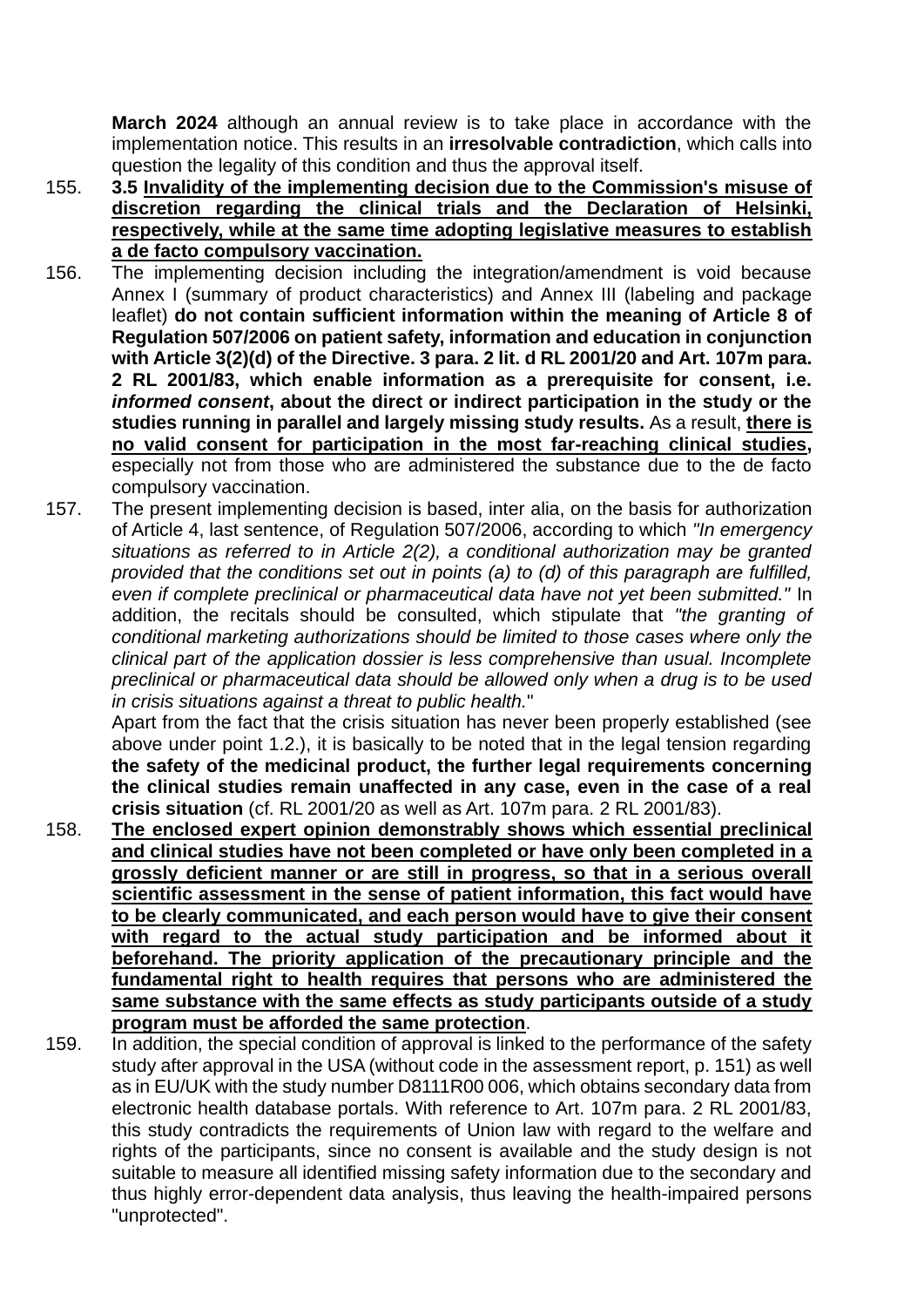**March 2024** although an annual review is to take place in accordance with the implementation notice. This results in an **irresolvable contradiction**, which calls into question the legality of this condition and thus the approval itself.

155. **3.5 <u>Invalidity of the implementing decision due to the Commission's misuse of discretion regarding the clinical trials and the Declaration of Helsinki, respectively, while at the same time adopting legislative measures to establish a de facto compulsory vaccination.</u>**

156. The implementing decision including the integration/amendment is void because Annex I (summary of product characteristics) and Annex III (labeling and package leaflet) **do not contain sufficient information within the meaning of Article 8 of Regulation 507/2006 on patient safety, information and education in conjunction with Article 3(2)(d) of the Directive. 3 para. 2 lit. d RL 2001/20 and Art. 107m para. 2 RL 2001/83, which enable information as a prerequisite for consent, i.e. *informed consent*, about the direct or indirect participation in the study or the studies running in parallel and largely missing study results.** As a result, **<u>there is no valid consent for participation in the most far-reaching clinical studies,</u>** especially not from those who are administered the substance due to the de facto compulsory vaccination.

157. The present implementing decision is based, inter alia, on the basis for authorization of Article 4, last sentence, of Regulation 507/2006, according to which *"In emergency situations as referred to in Article 2(2), a conditional authorization may be granted provided that the conditions set out in points (a) to (d) of this paragraph are fulfilled, even if complete preclinical or pharmaceutical data have not yet been submitted."* In addition, the recitals should be consulted, which stipulate that *"the granting of conditional marketing authorizations should be limited to those cases where only the clinical part of the application dossier is less comprehensive than usual. Incomplete preclinical or pharmaceutical data should be allowed only when a drug is to be used in crisis situations against a threat to public health.*"

     Apart from the fact that the crisis situation has never been properly established (see above under point 1.2.), it is basically to be noted that in the legal tension regarding **the safety of the medicinal product, the further legal requirements concerning the clinical studies remain unaffected in any case, even in the case of a real crisis situation** (cf. RL 2001/20 as well as Art. 107m para. 2 RL 2001/83).

158. **<u>The enclosed expert opinion demonstrably shows which essential preclinical and clinical studies have not been completed or have only been completed in a grossly deficient manner or are still in progress, so that in a serious overall scientific assessment in the sense of patient information, this fact would have to be clearly communicated, and each person would have to give their consent with regard to the actual study participation and be informed about it beforehand. The priority application of the precautionary principle and the fundamental right to health requires that persons who are administered the same substance with the same effects as study participants outside of a study program must be afforded the same protection</u>**.

159. In addition, the special condition of approval is linked to the performance of the safety study after approval in the USA (without code in the assessment report, p. 151) as well as in EU/UK with the study number D8111R00 006, which obtains secondary data from electronic health database portals. With reference to Art. 107m para. 2 RL 2001/83, this study contradicts the requirements of Union law with regard to the welfare and rights of the participants, since no consent is available and the study design is not suitable to measure all identified missing safety information due to the secondary and thus highly error-dependent data analysis, thus leaving the health-impaired persons "unprotected".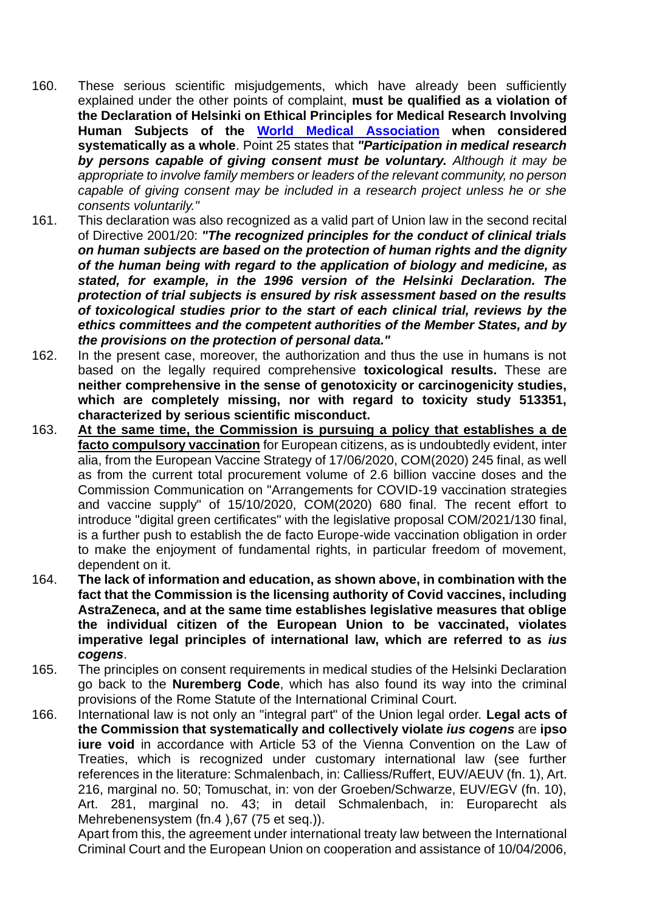160. These serious scientific misjudgements, which have already been sufficiently explained under the other points of complaint, **must be qualified as a violation of the Declaration of Helsinki on Ethical Principles for Medical Research Involving Human Subjects of the [World Medical Association](#) when considered systematically as a whole**. Point 25 states that ***"Participation in medical research by persons capable of giving consent must be voluntary.*** *Although it may be appropriate to involve family members or leaders of the relevant community, no person capable of giving consent may be included in a research project unless he or she consents voluntarily."*

161. This declaration was also recognized as a valid part of Union law in the second recital of Directive 2001/20: ***"The recognized principles for the conduct of clinical trials on human subjects are based on the protection of human rights and the dignity of the human being with regard to the application of biology and medicine, as stated, for example, in the 1996 version of the Helsinki Declaration. The protection of trial subjects is ensured by risk assessment based on the results of toxicological studies prior to the start of each clinical trial, reviews by the ethics committees and the competent authorities of the Member States, and by the provisions on the protection of personal data."***

162. In the present case, moreover, the authorization and thus the use in humans is not based on the legally required comprehensive **toxicological results.** These are **neither comprehensive in the sense of genotoxicity or carcinogenicity studies, which are completely missing, nor with regard to toxicity study 513351, characterized by serious scientific misconduct.**

163. <u>**At the same time, the Commission is pursuing a policy that establishes a de facto compulsory vaccination**</u> for European citizens, as is undoubtedly evident, inter alia, from the European Vaccine Strategy of 17/06/2020, COM(2020) 245 final, as well as from the current total procurement volume of 2.6 billion vaccine doses and the Commission Communication on "Arrangements for COVID-19 vaccination strategies and vaccine supply" of 15/10/2020, COM(2020) 680 final. The recent effort to introduce "digital green certificates" with the legislative proposal COM/2021/130 final, is a further push to establish the de facto Europe-wide vaccination obligation in order to make the enjoyment of fundamental rights, in particular freedom of movement, dependent on it.

164. **The lack of information and education, as shown above, in combination with the fact that the Commission is the licensing authority of Covid vaccines, including AstraZeneca, and at the same time establishes legislative measures that oblige the individual citizen of the European Union to be vaccinated, violates imperative legal principles of international law, which are referred to as *ius cogens*.**

165. The principles on consent requirements in medical studies of the Helsinki Declaration go back to the **Nuremberg Code**, which has also found its way into the criminal provisions of the Rome Statute of the International Criminal Court.

166. International law is not only an "integral part" of the Union legal order. **Legal acts of the Commission that systematically and collectively violate *ius cogens*** are **ipso iure void** in accordance with Article 53 of the Vienna Convention on the Law of Treaties, which is recognized under customary international law (see further references in the literature: Schmalenbach, in: Calliess/Ruffert, EUV/AEUV (fn. 1), Art. 216, marginal no. 50; Tomuschat, in: von der Groeben/Schwarze, EUV/EGV (fn. 10), Art. 281, marginal no. 43; in detail Schmalenbach, in: Europarecht als Mehrebenensystem (fn.4 ),67 (75 et seq.)).

Apart from this, the agreement under international treaty law between the International Criminal Court and the European Union on cooperation and assistance of 10/04/2006,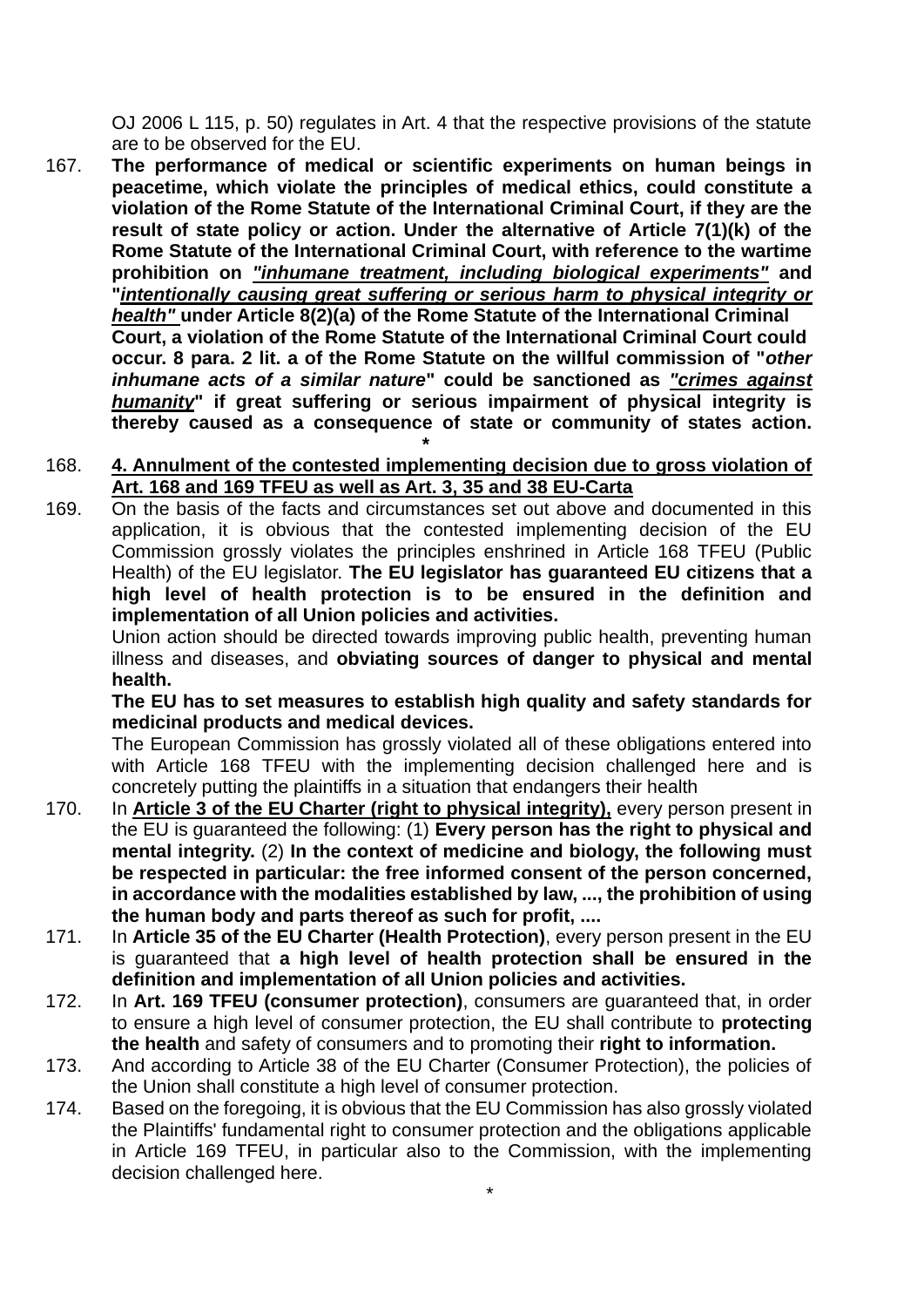OJ 2006 L 115, p. 50) regulates in Art. 4 that the respective provisions of the statute are to be observed for the EU.

167. **The performance of medical or scientific experiments on human beings in peacetime, which violate the principles of medical ethics, could constitute a violation of the Rome Statute of the International Criminal Court, if they are the result of state policy or action. Under the alternative of Article 7(1)(k) of the Rome Statute of the International Criminal Court, with reference to the wartime prohibition on *<u>"inhumane treatment, including biological experiments"</u>* and "*<u>intentionally causing great suffering or serious harm to physical integrity or health"</u>* under Article 8(2)(a) of the Rome Statute of the International Criminal Court, a violation of the Rome Statute of the International Criminal Court could occur. 8 para. 2 lit. a of the Rome Statute on the willful commission of "*other inhumane acts of a similar nature*" could be sanctioned as *<u>"crimes against humanity</u>*" if great suffering or serious impairment of physical integrity is thereby caused as a consequence of state or community of states action.**

**\***

168. **<u>4. Annulment of the contested implementing decision due to gross violation of Art. 168 and 169 TFEU as well as Art. 3, 35 and 38 EU-Carta</u>**

169. On the basis of the facts and circumstances set out above and documented in this application, it is obvious that the contested implementing decision of the EU Commission grossly violates the principles enshrined in Article 168 TFEU (Public Health) of the EU legislator. **The EU legislator has guaranteed EU citizens that a high level of health protection is to be ensured in the definition and implementation of all Union policies and activities.**

 Union action should be directed towards improving public health, preventing human illness and diseases, and **obviating sources of danger to physical and mental health.**

 **The EU has to set measures to establish high quality and safety standards for medicinal products and medical devices.**

 The European Commission has grossly violated all of these obligations entered into with Article 168 TFEU with the implementing decision challenged here and is concretely putting the plaintiffs in a situation that endangers their health

170. In **<u>Article 3 of the EU Charter (right to physical integrity),</u>** every person present in the EU is guaranteed the following: (1) **Every person has the right to physical and mental integrity.** (2) **In the context of medicine and biology, the following must be respected in particular: the free informed consent of the person concerned, in accordance with the modalities established by law, ..., the prohibition of using the human body and parts thereof as such for profit, ....**

171. In **Article 35 of the EU Charter (Health Protection)**, every person present in the EU is guaranteed that **a high level of health protection shall be ensured in the definition and implementation of all Union policies and activities.**

172. In **Art. 169 TFEU (consumer protection)**, consumers are guaranteed that, in order to ensure a high level of consumer protection, the EU shall contribute to **protecting the health** and safety of consumers and to promoting their **right to information.**

173. And according to Article 38 of the EU Charter (Consumer Protection), the policies of the Union shall constitute a high level of consumer protection.

174. Based on the foregoing, it is obvious that the EU Commission has also grossly violated the Plaintiffs' fundamental right to consumer protection and the obligations applicable in Article 169 TFEU, in particular also to the Commission, with the implementing decision challenged here.

\*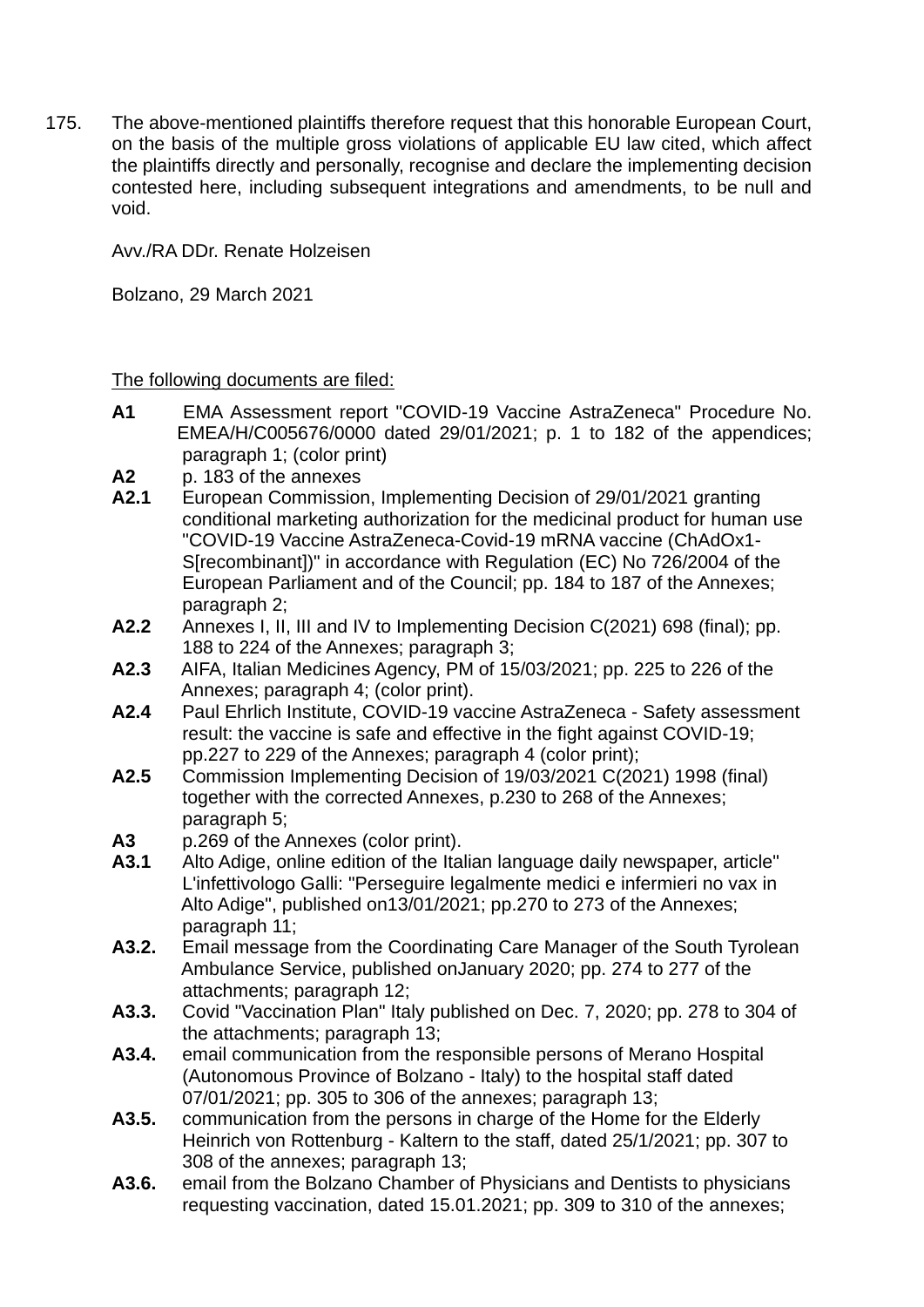175. The above-mentioned plaintiffs therefore request that this honorable European Court, on the basis of the multiple gross violations of applicable EU law cited, which affect the plaintiffs directly and personally, recognise and declare the implementing decision contested here, including subsequent integrations and amendments, to be null and void.

Avv./RA DDr. Renate Holzeisen

Bolzano, 29 March 2021

<u>The following documents are filed:</u>

- **A1** EMA Assessment report "COVID-19 Vaccine AstraZeneca" Procedure No. EMEA/H/C005676/0000 dated 29/01/2021; p. 1 to 182 of the appendices; paragraph 1; (color print)
- **A2** p. 183 of the annexes
- **A2.1** European Commission, Implementing Decision of 29/01/2021 granting conditional marketing authorization for the medicinal product for human use "COVID-19 Vaccine AstraZeneca-Covid-19 mRNA vaccine (ChAdOx1-S[recombinant])" in accordance with Regulation (EC) No 726/2004 of the European Parliament and of the Council; pp. 184 to 187 of the Annexes; paragraph 2;
- **A2.2** Annexes I, II, III and IV to Implementing Decision C(2021) 698 (final); pp. 188 to 224 of the Annexes; paragraph 3;
- **A2.3** AIFA, Italian Medicines Agency, PM of 15/03/2021; pp. 225 to 226 of the Annexes; paragraph 4; (color print).
- **A2.4** Paul Ehrlich Institute, COVID-19 vaccine AstraZeneca - Safety assessment result: the vaccine is safe and effective in the fight against COVID-19; pp.227 to 229 of the Annexes; paragraph 4 (color print);
- **A2.5** Commission Implementing Decision of 19/03/2021 C(2021) 1998 (final) together with the corrected Annexes, p.230 to 268 of the Annexes; paragraph 5;
- **A3** p.269 of the Annexes (color print).
- **A3.1** Alto Adige, online edition of the Italian language daily newspaper, article" L'infettivologo Galli: "Perseguire legalmente medici e infermieri no vax in Alto Adige", published on13/01/2021; pp.270 to 273 of the Annexes; paragraph 11;
- **A3.2.** Email message from the Coordinating Care Manager of the South Tyrolean Ambulance Service, published onJanuary 2020; pp. 274 to 277 of the attachments; paragraph 12;
- **A3.3.** Covid "Vaccination Plan" Italy published on Dec. 7, 2020; pp. 278 to 304 of the attachments; paragraph 13;
- **A3.4.** email communication from the responsible persons of Merano Hospital (Autonomous Province of Bolzano - Italy) to the hospital staff dated 07/01/2021; pp. 305 to 306 of the annexes; paragraph 13;
- **A3.5.** communication from the persons in charge of the Home for the Elderly Heinrich von Rottenburg - Kaltern to the staff, dated 25/1/2021; pp. 307 to 308 of the annexes; paragraph 13;
- **A3.6.** email from the Bolzano Chamber of Physicians and Dentists to physicians requesting vaccination, dated 15.01.2021; pp. 309 to 310 of the annexes;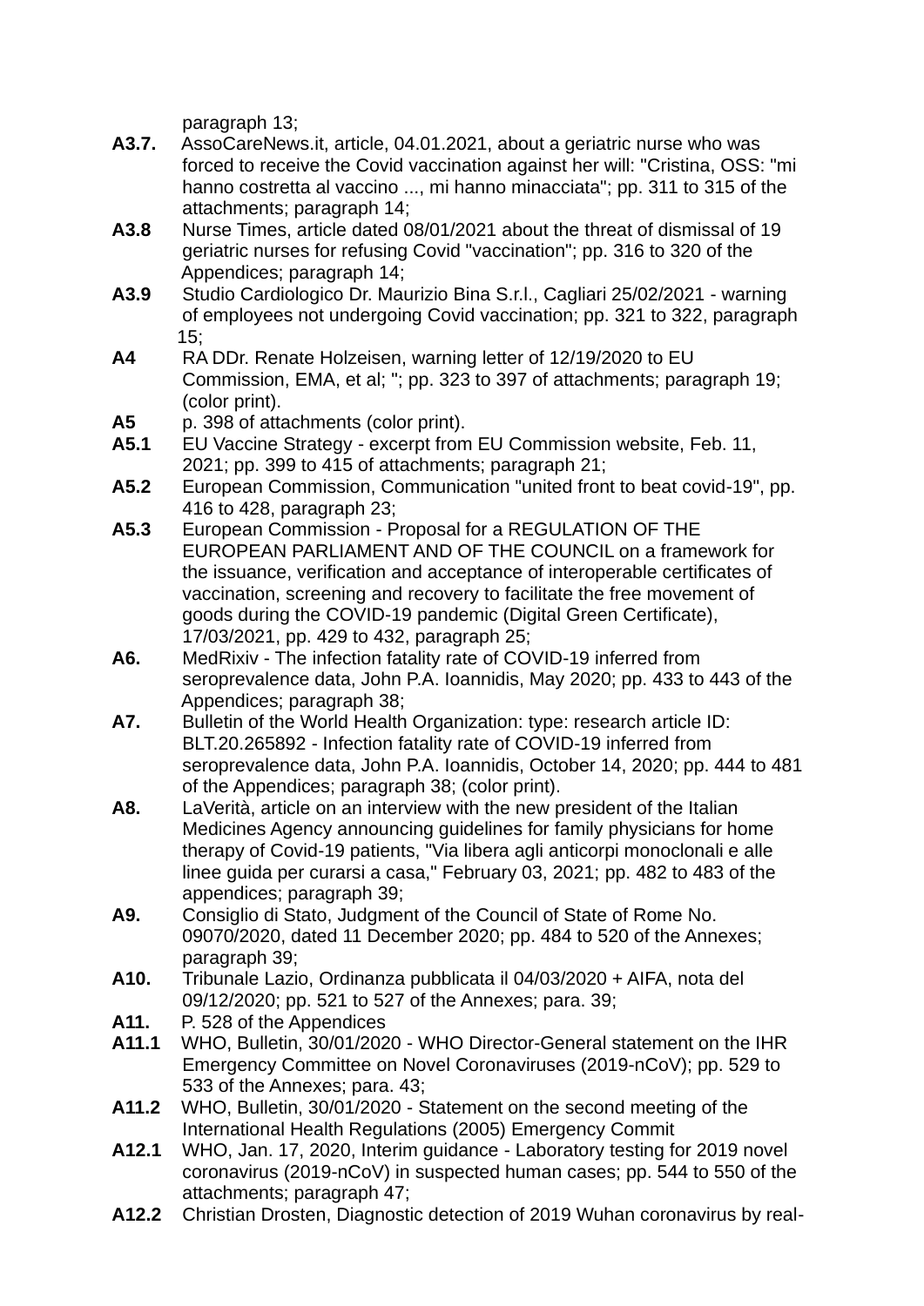paragraph 13;

**A3.7.** AssoCareNews.it, article, 04.01.2021, about a geriatric nurse who was forced to receive the Covid vaccination against her will: "Cristina, OSS: "mi hanno costretta al vaccino ..., mi hanno minacciata"; pp. 311 to 315 of the attachments; paragraph 14;

**A3.8** Nurse Times, article dated 08/01/2021 about the threat of dismissal of 19 geriatric nurses for refusing Covid "vaccination"; pp. 316 to 320 of the Appendices; paragraph 14;

**A3.9** Studio Cardiologico Dr. Maurizio Bina S.r.l., Cagliari 25/02/2021 - warning of employees not undergoing Covid vaccination; pp. 321 to 322, paragraph 15;

**A4** RA DDr. Renate Holzeisen, warning letter of 12/19/2020 to EU Commission, EMA, et al; "; pp. 323 to 397 of attachments; paragraph 19; (color print).

**A5** p. 398 of attachments (color print).

**A5.1** EU Vaccine Strategy - excerpt from EU Commission website, Feb. 11, 2021; pp. 399 to 415 of attachments; paragraph 21;

**A5.2** European Commission, Communication "united front to beat covid-19", pp. 416 to 428, paragraph 23;

**A5.3** European Commission - Proposal for a REGULATION OF THE EUROPEAN PARLIAMENT AND OF THE COUNCIL on a framework for the issuance, verification and acceptance of interoperable certificates of vaccination, screening and recovery to facilitate the free movement of goods during the COVID-19 pandemic (Digital Green Certificate), 17/03/2021, pp. 429 to 432, paragraph 25;

**A6.** MedRixiv - The infection fatality rate of COVID-19 inferred from seroprevalence data, John P.A. Ioannidis, May 2020; pp. 433 to 443 of the Appendices; paragraph 38;

**A7.** Bulletin of the World Health Organization: type: research article ID: BLT.20.265892 - Infection fatality rate of COVID-19 inferred from seroprevalence data, John P.A. Ioannidis, October 14, 2020; pp. 444 to 481 of the Appendices; paragraph 38; (color print).

**A8.** LaVerità, article on an interview with the new president of the Italian Medicines Agency announcing guidelines for family physicians for home therapy of Covid-19 patients, "Via libera agli anticorpi monoclonali e alle linee guida per curarsi a casa," February 03, 2021; pp. 482 to 483 of the appendices; paragraph 39;

**A9.** Consiglio di Stato, Judgment of the Council of State of Rome No. 09070/2020, dated 11 December 2020; pp. 484 to 520 of the Annexes; paragraph 39;

**A10.** Tribunale Lazio, Ordinanza pubblicata il 04/03/2020 + AIFA, nota del 09/12/2020; pp. 521 to 527 of the Annexes; para. 39;

**A11.** P. 528 of the Appendices

**A11.1** WHO, Bulletin, 30/01/2020 - WHO Director-General statement on the IHR Emergency Committee on Novel Coronaviruses (2019-nCoV); pp. 529 to 533 of the Annexes; para. 43;

**A11.2** WHO, Bulletin, 30/01/2020 - Statement on the second meeting of the International Health Regulations (2005) Emergency Commit

**A12.1** WHO, Jan. 17, 2020, Interim guidance - Laboratory testing for 2019 novel coronavirus (2019-nCoV) in suspected human cases; pp. 544 to 550 of the attachments; paragraph 47;

**A12.2** Christian Drosten, Diagnostic detection of 2019 Wuhan coronavirus by real-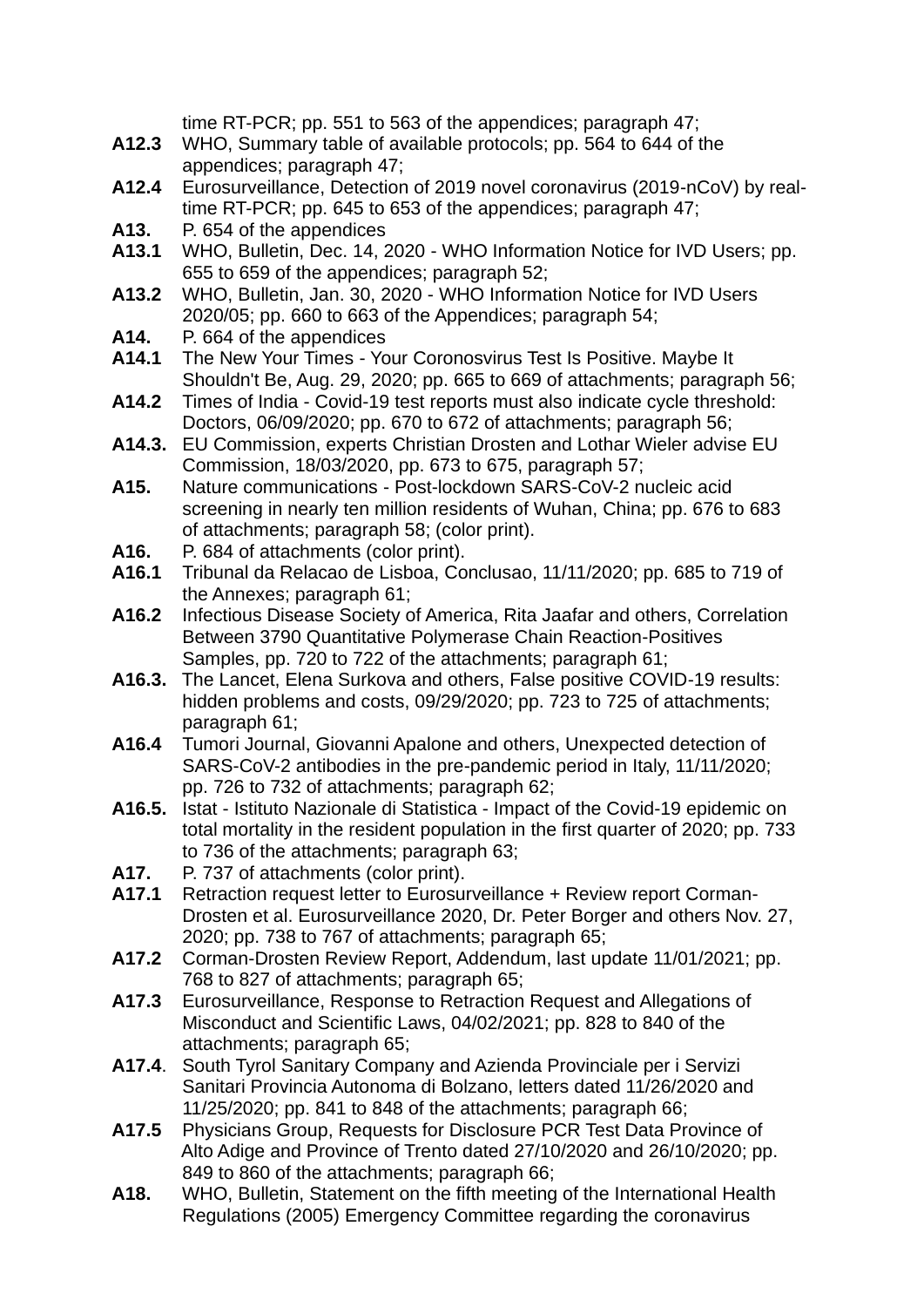time RT-PCR; pp. 551 to 563 of the appendices; paragraph 47;

**A12.3** WHO, Summary table of available protocols; pp. 564 to 644 of the appendices; paragraph 47;

**A12.4** Eurosurveillance, Detection of 2019 novel coronavirus (2019-nCoV) by real-time RT-PCR; pp. 645 to 653 of the appendices; paragraph 47;

**A13.** P. 654 of the appendices

**A13.1** WHO, Bulletin, Dec. 14, 2020 - WHO Information Notice for IVD Users; pp. 655 to 659 of the appendices; paragraph 52;

**A13.2** WHO, Bulletin, Jan. 30, 2020 - WHO Information Notice for IVD Users 2020/05; pp. 660 to 663 of the Appendices; paragraph 54;

**A14.** P. 664 of the appendices

**A14.1** The New Your Times - Your Coronosvirus Test Is Positive. Maybe It Shouldn't Be, Aug. 29, 2020; pp. 665 to 669 of attachments; paragraph 56;

**A14.2** Times of India - Covid-19 test reports must also indicate cycle threshold: Doctors, 06/09/2020; pp. 670 to 672 of attachments; paragraph 56;

**A14.3.** EU Commission, experts Christian Drosten and Lothar Wieler advise EU Commission, 18/03/2020, pp. 673 to 675, paragraph 57;

**A15.** Nature communications - Post-lockdown SARS-CoV-2 nucleic acid screening in nearly ten million residents of Wuhan, China; pp. 676 to 683 of attachments; paragraph 58; (color print).

**A16.** P. 684 of attachments (color print).

**A16.1** Tribunal da Relacao de Lisboa, Conclusao, 11/11/2020; pp. 685 to 719 of the Annexes; paragraph 61;

**A16.2** Infectious Disease Society of America, Rita Jaafar and others, Correlation Between 3790 Quantitative Polymerase Chain Reaction-Positives Samples, pp. 720 to 722 of the attachments; paragraph 61;

**A16.3.** The Lancet, Elena Surkova and others, False positive COVID-19 results: hidden problems and costs, 09/29/2020; pp. 723 to 725 of attachments; paragraph 61;

**A16.4** Tumori Journal, Giovanni Apalone and others, Unexpected detection of SARS-CoV-2 antibodies in the pre-pandemic period in Italy, 11/11/2020; pp. 726 to 732 of attachments; paragraph 62;

**A16.5.** Istat - Istituto Nazionale di Statistica - Impact of the Covid-19 epidemic on total mortality in the resident population in the first quarter of 2020; pp. 733 to 736 of the attachments; paragraph 63;

**A17.** P. 737 of attachments (color print).

**A17.1** Retraction request letter to Eurosurveillance + Review report Corman-Drosten et al. Eurosurveillance 2020, Dr. Peter Borger and others Nov. 27, 2020; pp. 738 to 767 of attachments; paragraph 65;

**A17.2** Corman-Drosten Review Report, Addendum, last update 11/01/2021; pp. 768 to 827 of attachments; paragraph 65;

**A17.3** Eurosurveillance, Response to Retraction Request and Allegations of Misconduct and Scientific Laws, 04/02/2021; pp. 828 to 840 of the attachments; paragraph 65;

**A17.4**. South Tyrol Sanitary Company and Azienda Provinciale per i Servizi Sanitari Provincia Autonoma di Bolzano, letters dated 11/26/2020 and 11/25/2020; pp. 841 to 848 of the attachments; paragraph 66;

**A17.5** Physicians Group, Requests for Disclosure PCR Test Data Province of Alto Adige and Province of Trento dated 27/10/2020 and 26/10/2020; pp. 849 to 860 of the attachments; paragraph 66;

**A18.** WHO, Bulletin, Statement on the fifth meeting of the International Health Regulations (2005) Emergency Committee regarding the coronavirus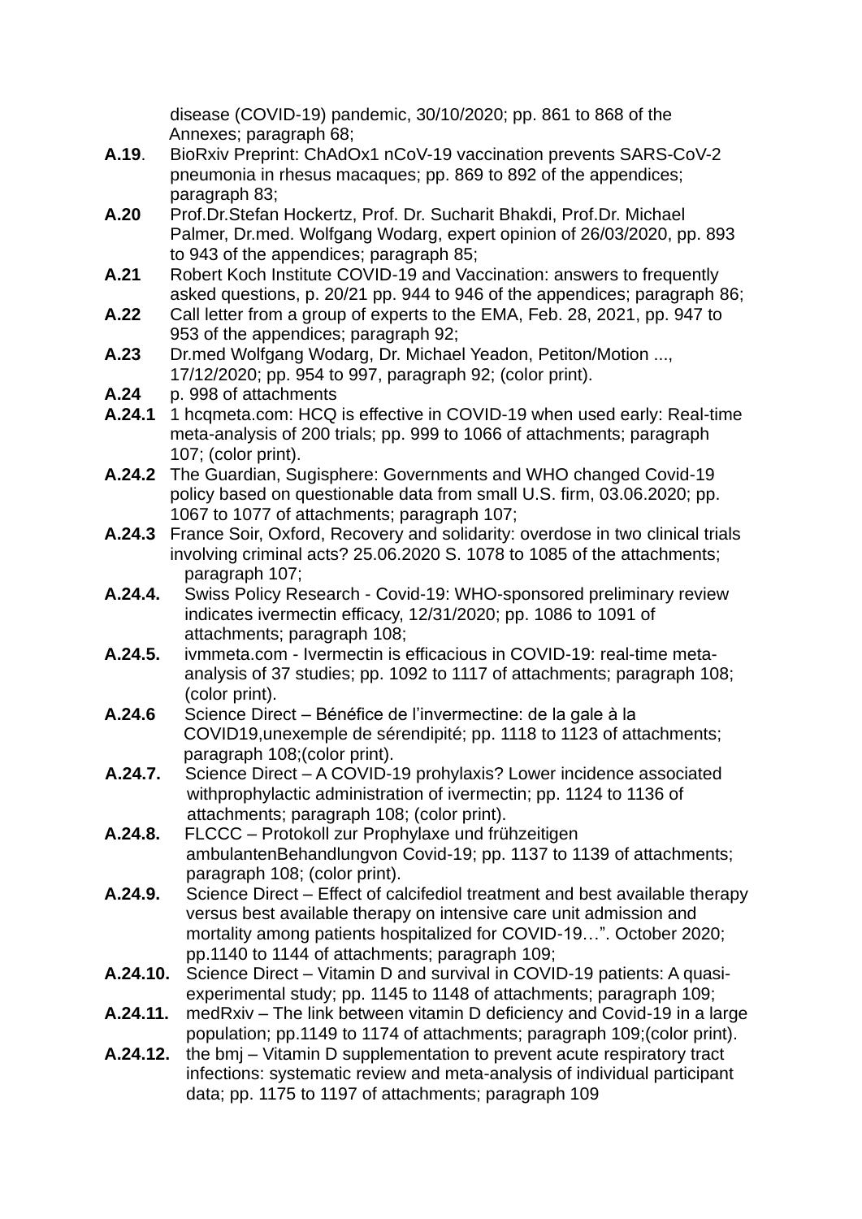disease (COVID-19) pandemic, 30/10/2020; pp. 861 to 868 of the Annexes; paragraph 68;

**A.19**. BioRxiv Preprint: ChAdOx1 nCoV-19 vaccination prevents SARS-CoV-2 pneumonia in rhesus macaques; pp. 869 to 892 of the appendices; paragraph 83;

**A.20** Prof.Dr.Stefan Hockertz, Prof. Dr. Sucharit Bhakdi, Prof.Dr. Michael Palmer, Dr.med. Wolfgang Wodarg, expert opinion of 26/03/2020, pp. 893 to 943 of the appendices; paragraph 85;

**A.21** Robert Koch Institute COVID-19 and Vaccination: answers to frequently asked questions, p. 20/21 pp. 944 to 946 of the appendices; paragraph 86;

**A.22** Call letter from a group of experts to the EMA, Feb. 28, 2021, pp. 947 to 953 of the appendices; paragraph 92;

**A.23** Dr.med Wolfgang Wodarg, Dr. Michael Yeadon, Petiton/Motion ..., 17/12/2020; pp. 954 to 997, paragraph 92; (color print).

**A.24** p. 998 of attachments

**A.24.1** 1 hcqmeta.com: HCQ is effective in COVID-19 when used early: Real-time meta-analysis of 200 trials; pp. 999 to 1066 of attachments; paragraph 107; (color print).

**A.24.2** The Guardian, Sugisphere: Governments and WHO changed Covid-19 policy based on questionable data from small U.S. firm, 03.06.2020; pp. 1067 to 1077 of attachments; paragraph 107;

**A.24.3** France Soir, Oxford, Recovery and solidarity: overdose in two clinical trials involving criminal acts? 25.06.2020 S. 1078 to 1085 of the attachments; paragraph 107;

**A.24.4.** Swiss Policy Research - Covid-19: WHO-sponsored preliminary review indicates ivermectin efficacy, 12/31/2020; pp. 1086 to 1091 of attachments; paragraph 108;

**A.24.5.** ivmmeta.com - Ivermectin is efficacious in COVID-19: real-time meta-analysis of 37 studies; pp. 1092 to 1117 of attachments; paragraph 108; (color print).

**A.24.6** Science Direct – Bénéfice de l'invermectine: de la gale à la COVID19,unexemple de sérendipité; pp. 1118 to 1123 of attachments; paragraph 108;(color print).

**A.24.7.** Science Direct – A COVID-19 prohylaxis? Lower incidence associated withprophylactic administration of ivermectin; pp. 1124 to 1136 of attachments; paragraph 108; (color print).

**A.24.8.** FLCCC – Protokoll zur Prophylaxe und frühzeitigen ambulantenBehandlungvon Covid-19; pp. 1137 to 1139 of attachments; paragraph 108; (color print).

**A.24.9.** Science Direct – Effect of calcifediol treatment and best available therapy versus best available therapy on intensive care unit admission and mortality among patients hospitalized for COVID-19…". October 2020; pp.1140 to 1144 of attachments; paragraph 109;

**A.24.10.** Science Direct – Vitamin D and survival in COVID-19 patients: A quasi-experimental study; pp. 1145 to 1148 of attachments; paragraph 109;

**A.24.11.** medRxiv – The link between vitamin D deficiency and Covid-19 in a large population; pp.1149 to 1174 of attachments; paragraph 109;(color print).

**A.24.12.** the bmj – Vitamin D supplementation to prevent acute respiratory tract infections: systematic review and meta-analysis of individual participant data; pp. 1175 to 1197 of attachments; paragraph 109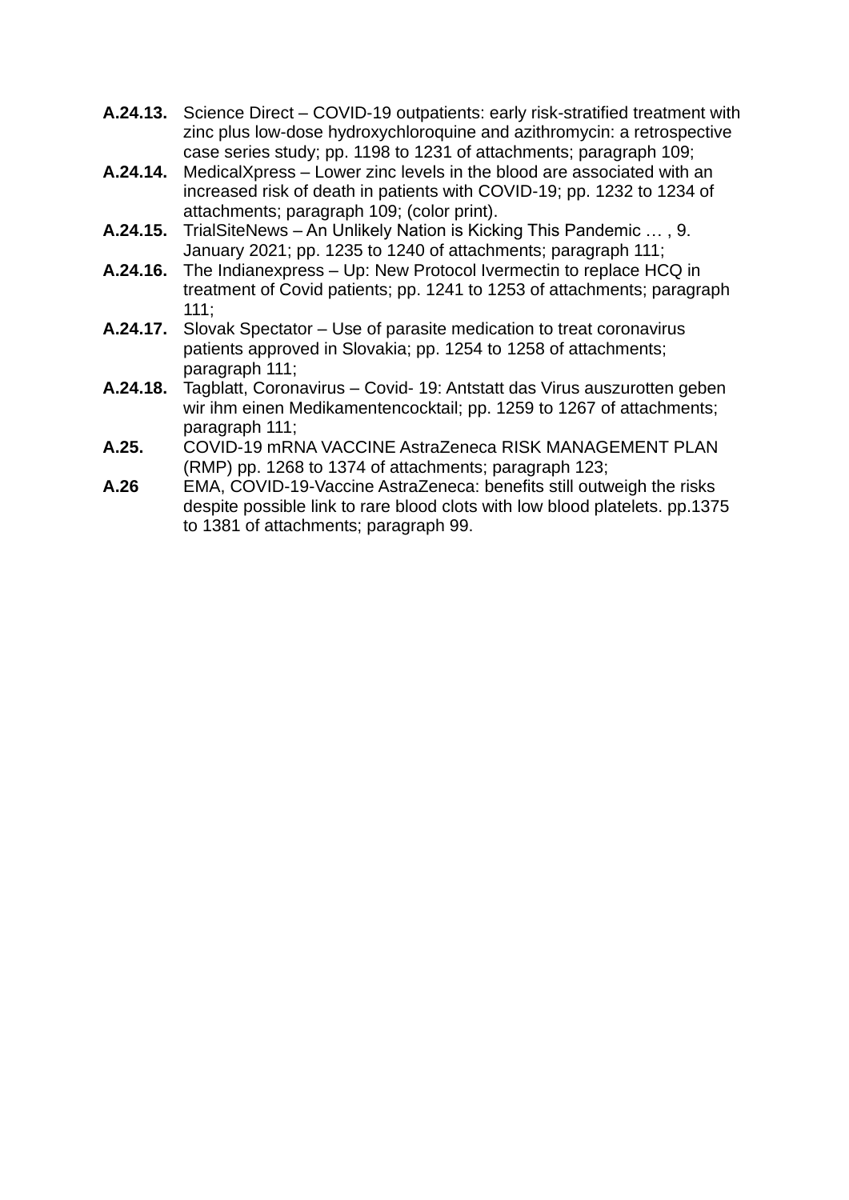**A.24.13.** Science Direct – COVID-19 outpatients: early risk-stratified treatment with zinc plus low-dose hydroxychloroquine and azithromycin: a retrospective case series study; pp. 1198 to 1231 of attachments; paragraph 109;

**A.24.14.** MedicalXpress – Lower zinc levels in the blood are associated with an increased risk of death in patients with COVID-19; pp. 1232 to 1234 of attachments; paragraph 109; (color print).

**A.24.15.** TrialSiteNews – An Unlikely Nation is Kicking This Pandemic … , 9. January 2021; pp. 1235 to 1240 of attachments; paragraph 111;

**A.24.16.** The Indianexpress – Up: New Protocol Ivermectin to replace HCQ in treatment of Covid patients; pp. 1241 to 1253 of attachments; paragraph 111;

**A.24.17.** Slovak Spectator – Use of parasite medication to treat coronavirus patients approved in Slovakia; pp. 1254 to 1258 of attachments; paragraph 111;

**A.24.18.** Tagblatt, Coronavirus – Covid- 19: Antstatt das Virus auszurotten geben wir ihm einen Medikamentencocktail; pp. 1259 to 1267 of attachments; paragraph 111;

**A.25.** COVID-19 mRNA VACCINE AstraZeneca RISK MANAGEMENT PLAN (RMP) pp. 1268 to 1374 of attachments; paragraph 123;

**A.26** EMA, COVID-19-Vaccine AstraZeneca: benefits still outweigh the risks despite possible link to rare blood clots with low blood platelets. pp.1375 to 1381 of attachments; paragraph 99.